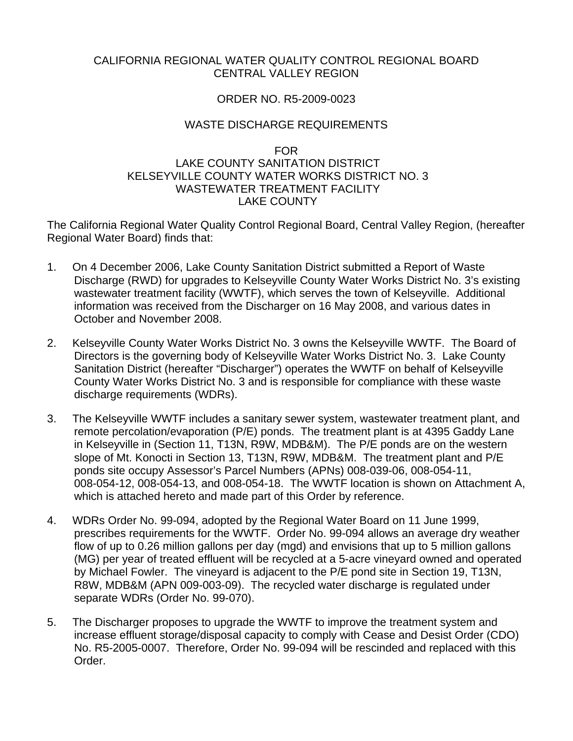CALIFORNIA REGIONAL WATER QUALITY CONTROL REGIONAL BOARD
CENTRAL VALLEY REGION

ORDER NO. R5-2009-0023

WASTE DISCHARGE REQUIREMENTS

FOR
LAKE COUNTY SANITATION DISTRICT
KELSEYVILLE COUNTY WATER WORKS DISTRICT NO. 3
WASTEWATER TREATMENT FACILITY
LAKE COUNTY

The California Regional Water Quality Control Regional Board, Central Valley Region, (hereafter Regional Water Board) finds that:

1. On 4 December 2006, Lake County Sanitation District submitted a Report of Waste Discharge (RWD) for upgrades to Kelseyville County Water Works District No. 3's existing wastewater treatment facility (WWTF), which serves the town of Kelseyville. Additional information was received from the Discharger on 16 May 2008, and various dates in October and November 2008.

2. Kelseyville County Water Works District No. 3 owns the Kelseyville WWTF. The Board of Directors is the governing body of Kelseyville Water Works District No. 3. Lake County Sanitation District (hereafter "Discharger") operates the WWTF on behalf of Kelseyville County Water Works District No. 3 and is responsible for compliance with these waste discharge requirements (WDRs).

3. The Kelseyville WWTF includes a sanitary sewer system, wastewater treatment plant, and remote percolation/evaporation (P/E) ponds. The treatment plant is at 4395 Gaddy Lane in Kelseyville in (Section 11, T13N, R9W, MDB&M). The P/E ponds are on the western slope of Mt. Konocti in Section 13, T13N, R9W, MDB&M. The treatment plant and P/E ponds site occupy Assessor's Parcel Numbers (APNs) 008-039-06, 008-054-11, 008-054-12, 008-054-13, and 008-054-18. The WWTF location is shown on Attachment A, which is attached hereto and made part of this Order by reference.

4. WDRs Order No. 99-094, adopted by the Regional Water Board on 11 June 1999, prescribes requirements for the WWTF. Order No. 99-094 allows an average dry weather flow of up to 0.26 million gallons per day (mgd) and envisions that up to 5 million gallons (MG) per year of treated effluent will be recycled at a 5-acre vineyard owned and operated by Michael Fowler. The vineyard is adjacent to the P/E pond site in Section 19, T13N, R8W, MDB&M (APN 009-003-09). The recycled water discharge is regulated under separate WDRs (Order No. 99-070).

5. The Discharger proposes to upgrade the WWTF to improve the treatment system and increase effluent storage/disposal capacity to comply with Cease and Desist Order (CDO) No. R5-2005-0007. Therefore, Order No. 99-094 will be rescinded and replaced with this Order.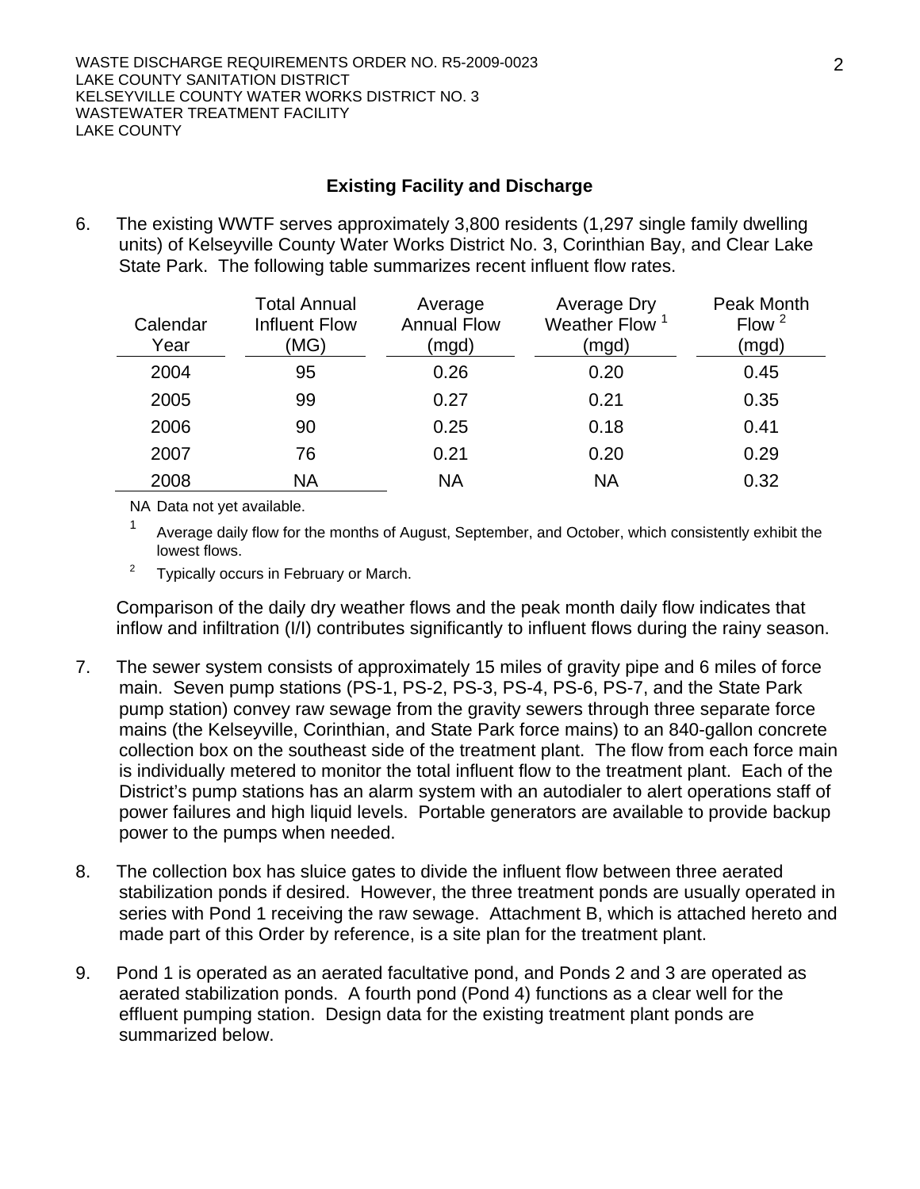## Existing Facility and Discharge

6. The existing WWTF serves approximately 3,800 residents (1,297 single family dwelling units) of Kelseyville County Water Works District No. 3, Corinthian Bay, and Clear Lake State Park. The following table summarizes recent influent flow rates.

| Calendar Year | Total Annual Influent Flow (MG) | Average Annual Flow (mgd) | Average Dry Weather Flow [1] (mgd) | Peak Month Flow [2] (mgd) |
|---|---|---|---|---|
| 2004 | 95 | 0.26 | 0.20 | 0.45 |
| 2005 | 99 | 0.27 | 0.21 | 0.35 |
| 2006 | 90 | 0.25 | 0.18 | 0.41 |
| 2007 | 76 | 0.21 | 0.20 | 0.29 |
| 2008 | NA | NA | NA | 0.32 |

NA Data not yet available.

[1] Average daily flow for the months of August, September, and October, which consistently exhibit the lowest flows.

[2] Typically occurs in February or March.

Comparison of the daily dry weather flows and the peak month daily flow indicates that inflow and infiltration (I/I) contributes significantly to influent flows during the rainy season.

7. The sewer system consists of approximately 15 miles of gravity pipe and 6 miles of force main. Seven pump stations (PS-1, PS-2, PS-3, PS-4, PS-6, PS-7, and the State Park pump station) convey raw sewage from the gravity sewers through three separate force mains (the Kelseyville, Corinthian, and State Park force mains) to an 840-gallon concrete collection box on the southeast side of the treatment plant. The flow from each force main is individually metered to monitor the total influent flow to the treatment plant. Each of the District's pump stations has an alarm system with an autodialer to alert operations staff of power failures and high liquid levels. Portable generators are available to provide backup power to the pumps when needed.

8. The collection box has sluice gates to divide the influent flow between three aerated stabilization ponds if desired. However, the three treatment ponds are usually operated in series with Pond 1 receiving the raw sewage. Attachment B, which is attached hereto and made part of this Order by reference, is a site plan for the treatment plant.

9. Pond 1 is operated as an aerated facultative pond, and Ponds 2 and 3 are operated as aerated stabilization ponds. A fourth pond (Pond 4) functions as a clear well for the effluent pumping station. Design data for the existing treatment plant ponds are summarized below.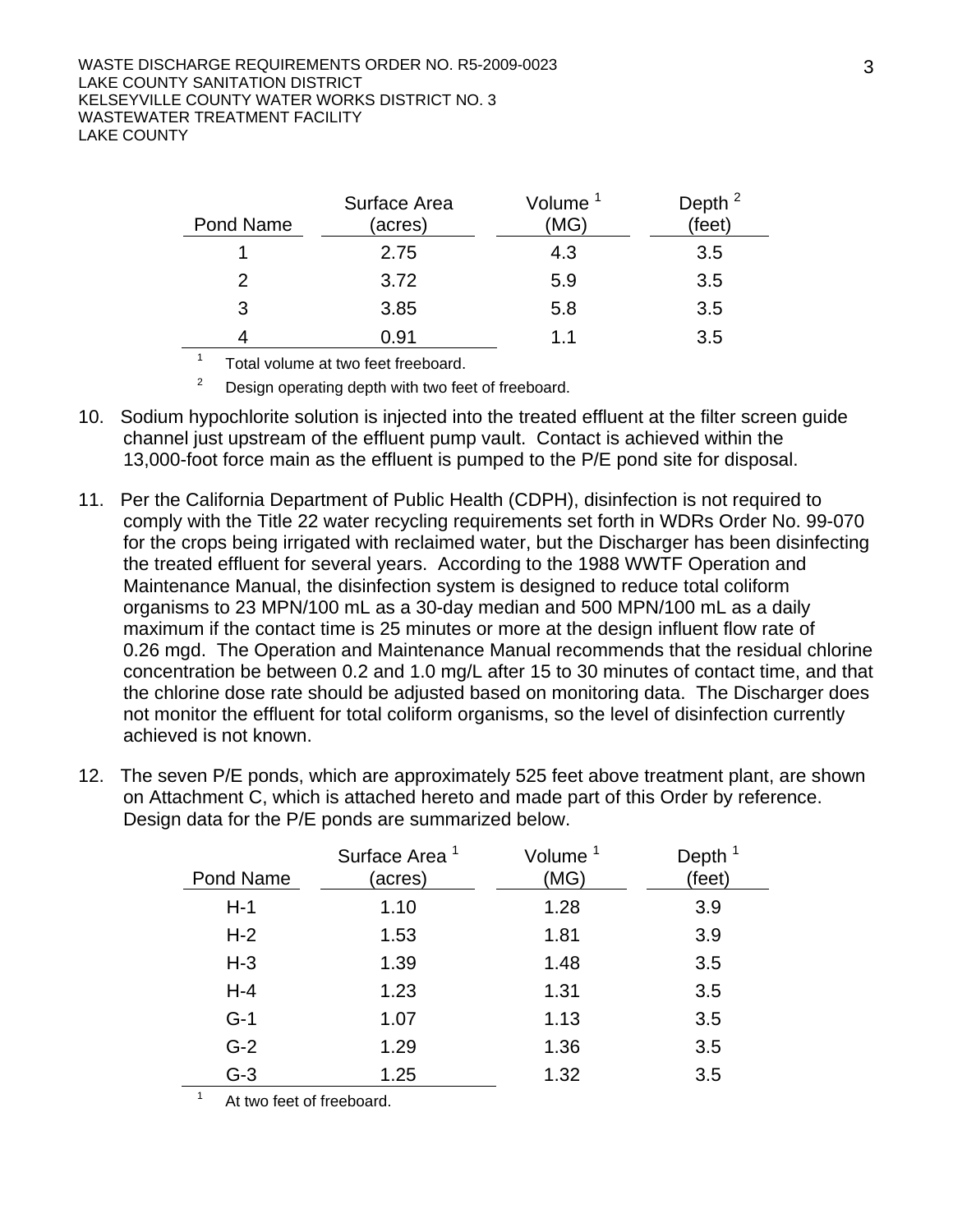| Pond Name | Surface Area (acres) | Volume [1] (MG) | Depth [2] (feet) |
|---|---|---|---|
| 1 | 2.75 | 4.3 | 3.5 |
| 2 | 3.72 | 5.9 | 3.5 |
| 3 | 3.85 | 5.8 | 3.5 |
| 4 | 0.91 | 1.1 | 3.5 |

[1] Total volume at two feet freeboard.

[2] Design operating depth with two feet of freeboard.

10. Sodium hypochlorite solution is injected into the treated effluent at the filter screen guide channel just upstream of the effluent pump vault. Contact is achieved within the 13,000-foot force main as the effluent is pumped to the P/E pond site for disposal.

11. Per the California Department of Public Health (CDPH), disinfection is not required to comply with the Title 22 water recycling requirements set forth in WDRs Order No. 99-070 for the crops being irrigated with reclaimed water, but the Discharger has been disinfecting the treated effluent for several years. According to the 1988 WWTF Operation and Maintenance Manual, the disinfection system is designed to reduce total coliform organisms to 23 MPN/100 mL as a 30-day median and 500 MPN/100 mL as a daily maximum if the contact time is 25 minutes or more at the design influent flow rate of 0.26 mgd. The Operation and Maintenance Manual recommends that the residual chlorine concentration be between 0.2 and 1.0 mg/L after 15 to 30 minutes of contact time, and that the chlorine dose rate should be adjusted based on monitoring data. The Discharger does not monitor the effluent for total coliform organisms, so the level of disinfection currently achieved is not known.

12. The seven P/E ponds, which are approximately 525 feet above treatment plant, are shown on Attachment C, which is attached hereto and made part of this Order by reference. Design data for the P/E ponds are summarized below.

| Pond Name | Surface Area [1] (acres) | Volume [1] (MG) | Depth [1] (feet) |
|---|---|---|---|
| H-1 | 1.10 | 1.28 | 3.9 |
| H-2 | 1.53 | 1.81 | 3.9 |
| H-3 | 1.39 | 1.48 | 3.5 |
| H-4 | 1.23 | 1.31 | 3.5 |
| G-1 | 1.07 | 1.13 | 3.5 |
| G-2 | 1.29 | 1.36 | 3.5 |
| G-3 | 1.25 | 1.32 | 3.5 |

[1] At two feet of freeboard.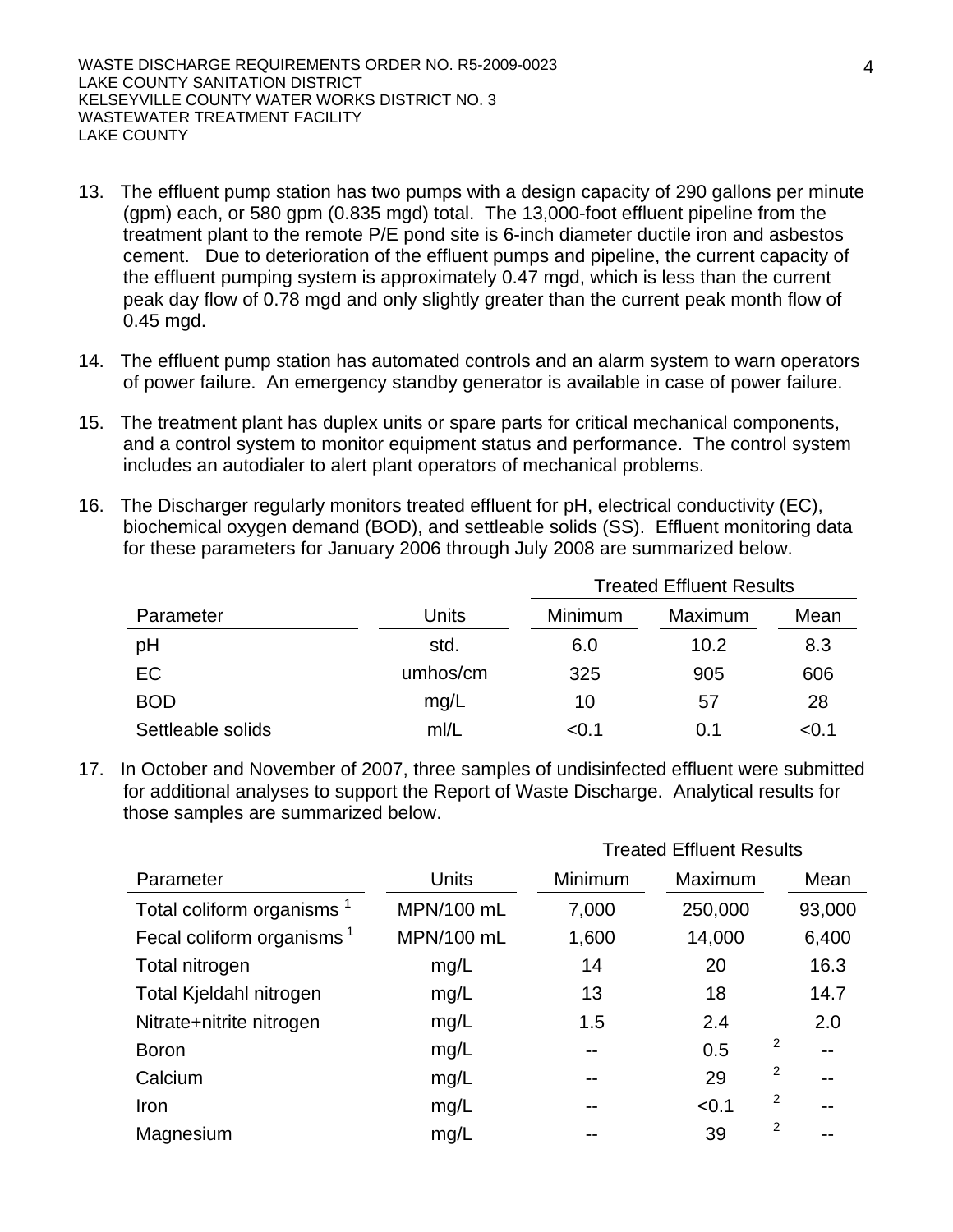13. The effluent pump station has two pumps with a design capacity of 290 gallons per minute (gpm) each, or 580 gpm (0.835 mgd) total. The 13,000-foot effluent pipeline from the treatment plant to the remote P/E pond site is 6-inch diameter ductile iron and asbestos cement. Due to deterioration of the effluent pumps and pipeline, the current capacity of the effluent pumping system is approximately 0.47 mgd, which is less than the current peak day flow of 0.78 mgd and only slightly greater than the current peak month flow of 0.45 mgd.

14. The effluent pump station has automated controls and an alarm system to warn operators of power failure. An emergency standby generator is available in case of power failure.

15. The treatment plant has duplex units or spare parts for critical mechanical components, and a control system to monitor equipment status and performance. The control system includes an autodialer to alert plant operators of mechanical problems.

16. The Discharger regularly monitors treated effluent for pH, electrical conductivity (EC), biochemical oxygen demand (BOD), and settleable solids (SS). Effluent monitoring data for these parameters for January 2006 through July 2008 are summarized below.

| | | Treated Effluent Results | | |
|---|---|---|---|---|
| Parameter | Units | Minimum | Maximum | Mean |
| pH | std. | 6.0 | 10.2 | 8.3 |
| EC | umhos/cm | 325 | 905 | 606 |
| BOD | mg/L | 10 | 57 | 28 |
| Settleable solids | ml/L | <0.1 | 0.1 | <0.1 |

17. In October and November of 2007, three samples of undisinfected effluent were submitted for additional analyses to support the Report of Waste Discharge. Analytical results for those samples are summarized below.

| | | Treated Effluent Results | | |
|---|---|---|---|---|
| Parameter | Units | Minimum | Maximum | Mean |
| Total coliform organisms [1] | MPN/100 mL | 7,000 | 250,000 | 93,000 |
| Fecal coliform organisms [1] | MPN/100 mL | 1,600 | 14,000 | 6,400 |
| Total nitrogen | mg/L | 14 | 20 | 16.3 |
| Total Kjeldahl nitrogen | mg/L | 13 | 18 | 14.7 |
| Nitrate+nitrite nitrogen | mg/L | 1.5 | 2.4 | 2.0 |
| Boron | mg/L | -- | 0.5 [2] | -- |
| Calcium | mg/L | -- | 29 [2] | -- |
| Iron | mg/L | -- | <0.1 [2] | -- |
| Magnesium | mg/L | -- | 39 [2] | -- |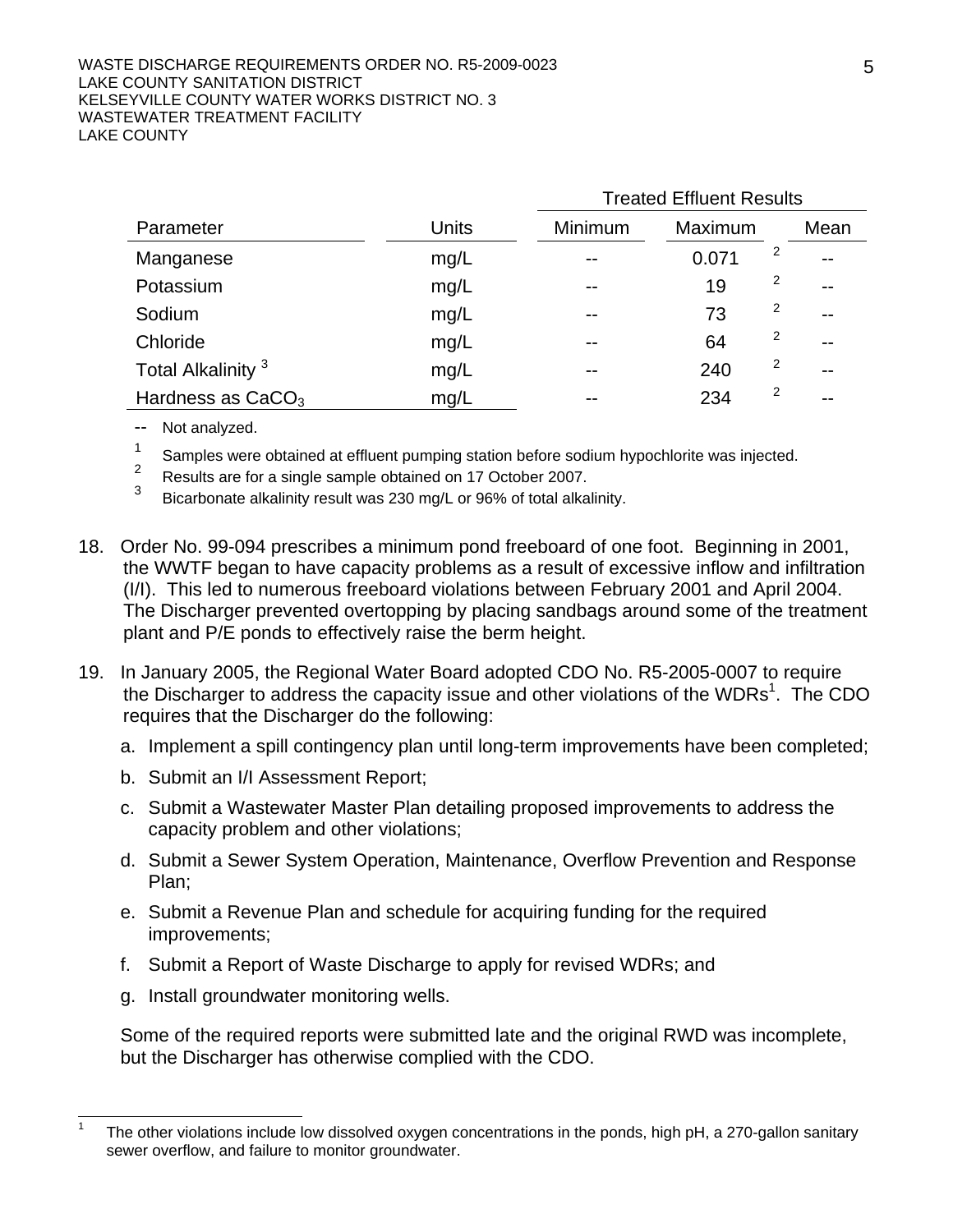| Parameter | Units | Treated Effluent Results | | |
|---|---|---|---|---|
| | | Minimum | Maximum | Mean |
| Manganese | mg/L | -- | 0.071 [2] | -- |
| Potassium | mg/L | -- | 19 [2] | -- |
| Sodium | mg/L | -- | 73 [2] | -- |
| Chloride | mg/L | -- | 64 [2] | -- |
| Total Alkalinity [3] | mg/L | -- | 240 [2] | -- |
| Hardness as $CaCO_3$ | mg/L | -- | 234 [2] | -- |

-- Not analyzed.

[1] Samples were obtained at effluent pumping station before sodium hypochlorite was injected.

[2] Results are for a single sample obtained on 17 October 2007.

[3] Bicarbonate alkalinity result was 230 mg/L or 96% of total alkalinity.

18. Order No. 99-094 prescribes a minimum pond freeboard of one foot. Beginning in 2001, the WWTF began to have capacity problems as a result of excessive inflow and infiltration (I/I). This led to numerous freeboard violations between February 2001 and April 2004. The Discharger prevented overtopping by placing sandbags around some of the treatment plant and P/E ponds to effectively raise the berm height.

19. In January 2005, the Regional Water Board adopted CDO No. R5-2005-0007 to require the Discharger to address the capacity issue and other violations of the WDRs[1]. The CDO requires that the Discharger do the following:

    a. Implement a spill contingency plan until long-term improvements have been completed;

    b. Submit an I/I Assessment Report;

    c. Submit a Wastewater Master Plan detailing proposed improvements to address the capacity problem and other violations;

    d. Submit a Sewer System Operation, Maintenance, Overflow Prevention and Response Plan;

    e. Submit a Revenue Plan and schedule for acquiring funding for the required improvements;

    f. Submit a Report of Waste Discharge to apply for revised WDRs; and

    g. Install groundwater monitoring wells.

    Some of the required reports were submitted late and the original RWD was incomplete, but the Discharger has otherwise complied with the CDO.

---

[1] The other violations include low dissolved oxygen concentrations in the ponds, high pH, a 270-gallon sanitary sewer overflow, and failure to monitor groundwater.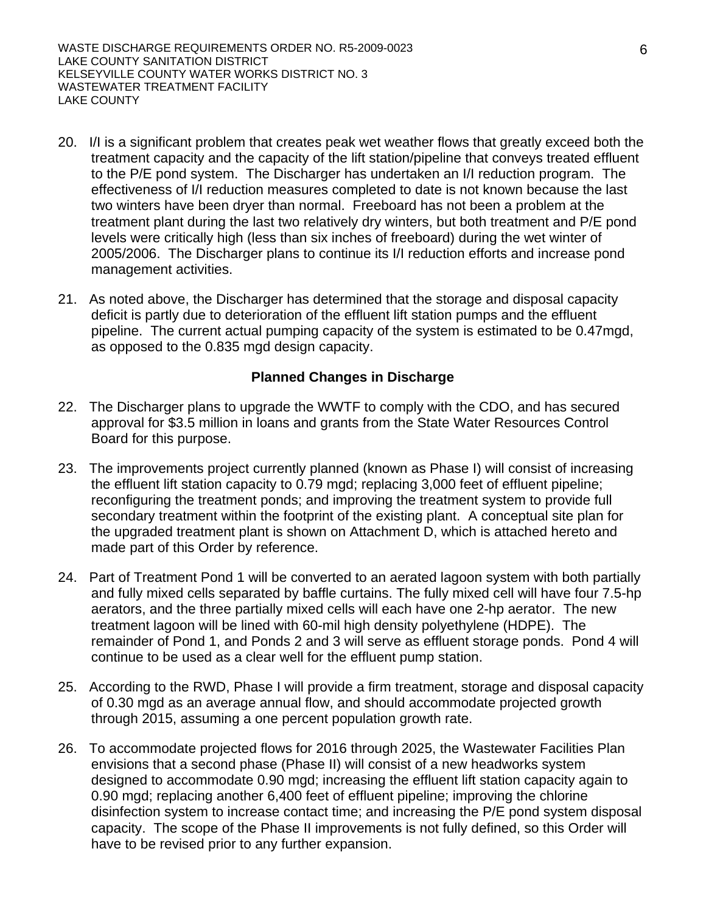20. I/I is a significant problem that creates peak wet weather flows that greatly exceed both the treatment capacity and the capacity of the lift station/pipeline that conveys treated effluent to the P/E pond system. The Discharger has undertaken an I/I reduction program. The effectiveness of I/I reduction measures completed to date is not known because the last two winters have been dryer than normal. Freeboard has not been a problem at the treatment plant during the last two relatively dry winters, but both treatment and P/E pond levels were critically high (less than six inches of freeboard) during the wet winter of 2005/2006. The Discharger plans to continue its I/I reduction efforts and increase pond management activities.

21. As noted above, the Discharger has determined that the storage and disposal capacity deficit is partly due to deterioration of the effluent lift station pumps and the effluent pipeline. The current actual pumping capacity of the system is estimated to be 0.47mgd, as opposed to the 0.835 mgd design capacity.

**Planned Changes in Discharge**

22. The Discharger plans to upgrade the WWTF to comply with the CDO, and has secured approval for $3.5 million in loans and grants from the State Water Resources Control Board for this purpose.

23. The improvements project currently planned (known as Phase I) will consist of increasing the effluent lift station capacity to 0.79 mgd; replacing 3,000 feet of effluent pipeline; reconfiguring the treatment ponds; and improving the treatment system to provide full secondary treatment within the footprint of the existing plant. A conceptual site plan for the upgraded treatment plant is shown on Attachment D, which is attached hereto and made part of this Order by reference.

24. Part of Treatment Pond 1 will be converted to an aerated lagoon system with both partially and fully mixed cells separated by baffle curtains. The fully mixed cell will have four 7.5-hp aerators, and the three partially mixed cells will each have one 2-hp aerator. The new treatment lagoon will be lined with 60-mil high density polyethylene (HDPE). The remainder of Pond 1, and Ponds 2 and 3 will serve as effluent storage ponds. Pond 4 will continue to be used as a clear well for the effluent pump station.

25. According to the RWD, Phase I will provide a firm treatment, storage and disposal capacity of 0.30 mgd as an average annual flow, and should accommodate projected growth through 2015, assuming a one percent population growth rate.

26. To accommodate projected flows for 2016 through 2025, the Wastewater Facilities Plan envisions that a second phase (Phase II) will consist of a new headworks system designed to accommodate 0.90 mgd; increasing the effluent lift station capacity again to 0.90 mgd; replacing another 6,400 feet of effluent pipeline; improving the chlorine disinfection system to increase contact time; and increasing the P/E pond system disposal capacity. The scope of the Phase II improvements is not fully defined, so this Order will have to be revised prior to any further expansion.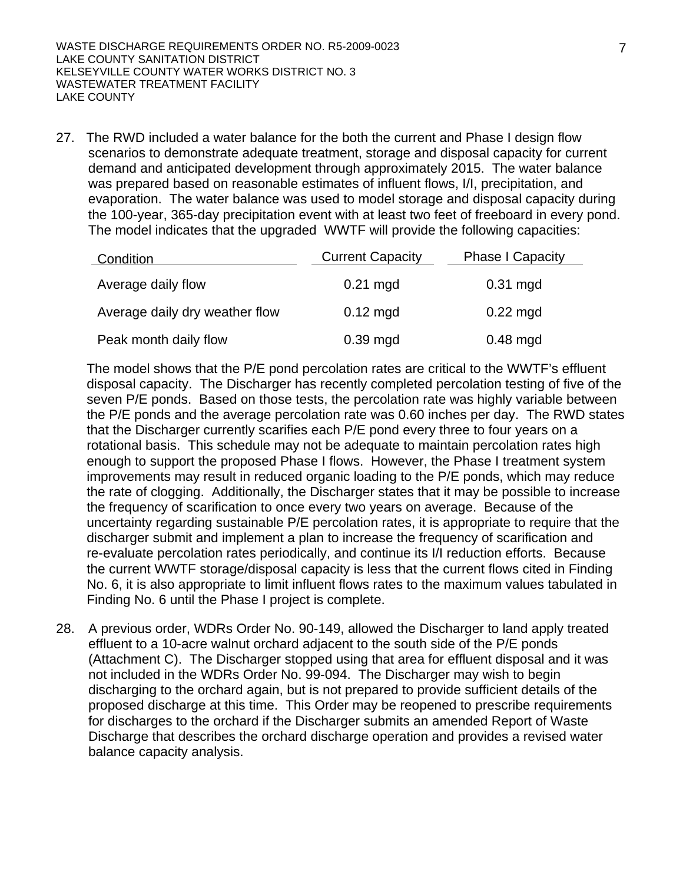27. The RWD included a water balance for the both the current and Phase I design flow scenarios to demonstrate adequate treatment, storage and disposal capacity for current demand and anticipated development through approximately 2015. The water balance was prepared based on reasonable estimates of influent flows, I/I, precipitation, and evaporation. The water balance was used to model storage and disposal capacity during the 100-year, 365-day precipitation event with at least two feet of freeboard in every pond. The model indicates that the upgraded WWTF will provide the following capacities:

| Condition | Current Capacity | Phase I Capacity |
|---|---|---|
| Average daily flow | 0.21 mgd | 0.31 mgd |
| Average daily dry weather flow | 0.12 mgd | 0.22 mgd |
| Peak month daily flow | 0.39 mgd | 0.48 mgd |

The model shows that the P/E pond percolation rates are critical to the WWTF's effluent disposal capacity. The Discharger has recently completed percolation testing of five of the seven P/E ponds. Based on those tests, the percolation rate was highly variable between the P/E ponds and the average percolation rate was 0.60 inches per day. The RWD states that the Discharger currently scarifies each P/E pond every three to four years on a rotational basis. This schedule may not be adequate to maintain percolation rates high enough to support the proposed Phase I flows. However, the Phase I treatment system improvements may result in reduced organic loading to the P/E ponds, which may reduce the rate of clogging. Additionally, the Discharger states that it may be possible to increase the frequency of scarification to once every two years on average. Because of the uncertainty regarding sustainable P/E percolation rates, it is appropriate to require that the discharger submit and implement a plan to increase the frequency of scarification and re-evaluate percolation rates periodically, and continue its I/I reduction efforts. Because the current WWTF storage/disposal capacity is less that the current flows cited in Finding No. 6, it is also appropriate to limit influent flows rates to the maximum values tabulated in Finding No. 6 until the Phase I project is complete.

28. A previous order, WDRs Order No. 90-149, allowed the Discharger to land apply treated effluent to a 10-acre walnut orchard adjacent to the south side of the P/E ponds (Attachment C). The Discharger stopped using that area for effluent disposal and it was not included in the WDRs Order No. 99-094. The Discharger may wish to begin discharging to the orchard again, but is not prepared to provide sufficient details of the proposed discharge at this time. This Order may be reopened to prescribe requirements for discharges to the orchard if the Discharger submits an amended Report of Waste Discharge that describes the orchard discharge operation and provides a revised water balance capacity analysis.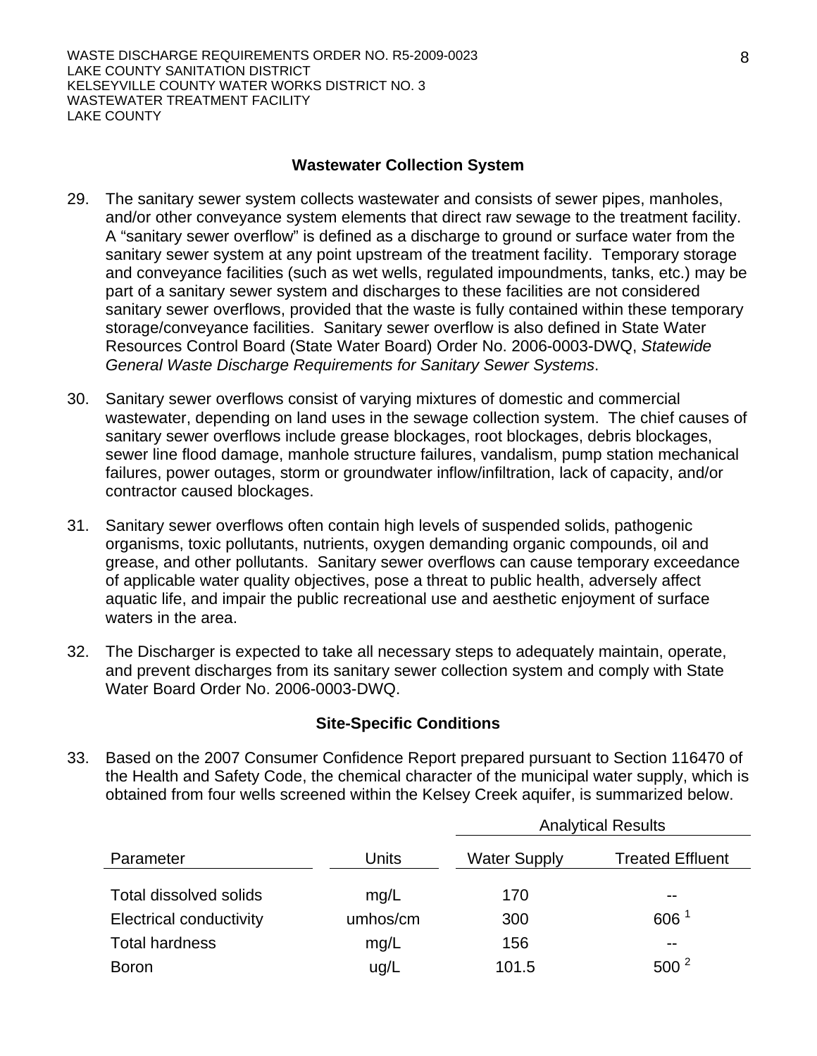## Wastewater Collection System

29. The sanitary sewer system collects wastewater and consists of sewer pipes, manholes, and/or other conveyance system elements that direct raw sewage to the treatment facility. A "sanitary sewer overflow" is defined as a discharge to ground or surface water from the sanitary sewer system at any point upstream of the treatment facility. Temporary storage and conveyance facilities (such as wet wells, regulated impoundments, tanks, etc.) may be part of a sanitary sewer system and discharges to these facilities are not considered sanitary sewer overflows, provided that the waste is fully contained within these temporary storage/conveyance facilities. Sanitary sewer overflow is also defined in State Water Resources Control Board (State Water Board) Order No. 2006-0003-DWQ, *Statewide General Waste Discharge Requirements for Sanitary Sewer Systems*.

30. Sanitary sewer overflows consist of varying mixtures of domestic and commercial wastewater, depending on land uses in the sewage collection system. The chief causes of sanitary sewer overflows include grease blockages, root blockages, debris blockages, sewer line flood damage, manhole structure failures, vandalism, pump station mechanical failures, power outages, storm or groundwater inflow/infiltration, lack of capacity, and/or contractor caused blockages.

31. Sanitary sewer overflows often contain high levels of suspended solids, pathogenic organisms, toxic pollutants, nutrients, oxygen demanding organic compounds, oil and grease, and other pollutants. Sanitary sewer overflows can cause temporary exceedance of applicable water quality objectives, pose a threat to public health, adversely affect aquatic life, and impair the public recreational use and aesthetic enjoyment of surface waters in the area.

32. The Discharger is expected to take all necessary steps to adequately maintain, operate, and prevent discharges from its sanitary sewer collection system and comply with State Water Board Order No. 2006-0003-DWQ.

## Site-Specific Conditions

33. Based on the 2007 Consumer Confidence Report prepared pursuant to Section 116470 of the Health and Safety Code, the chemical character of the municipal water supply, which is obtained from four wells screened within the Kelsey Creek aquifer, is summarized below.

| | | Analytical Results | |
|---|---|---|---|
| Parameter | Units | Water Supply | Treated Effluent |
| Total dissolved solids | mg/L | 170 | -- |
| Electrical conductivity | umhos/cm | 300 | 606 [1] |
| Total hardness | mg/L | 156 | -- |
| Boron | ug/L | 101.5 | 500 [2] |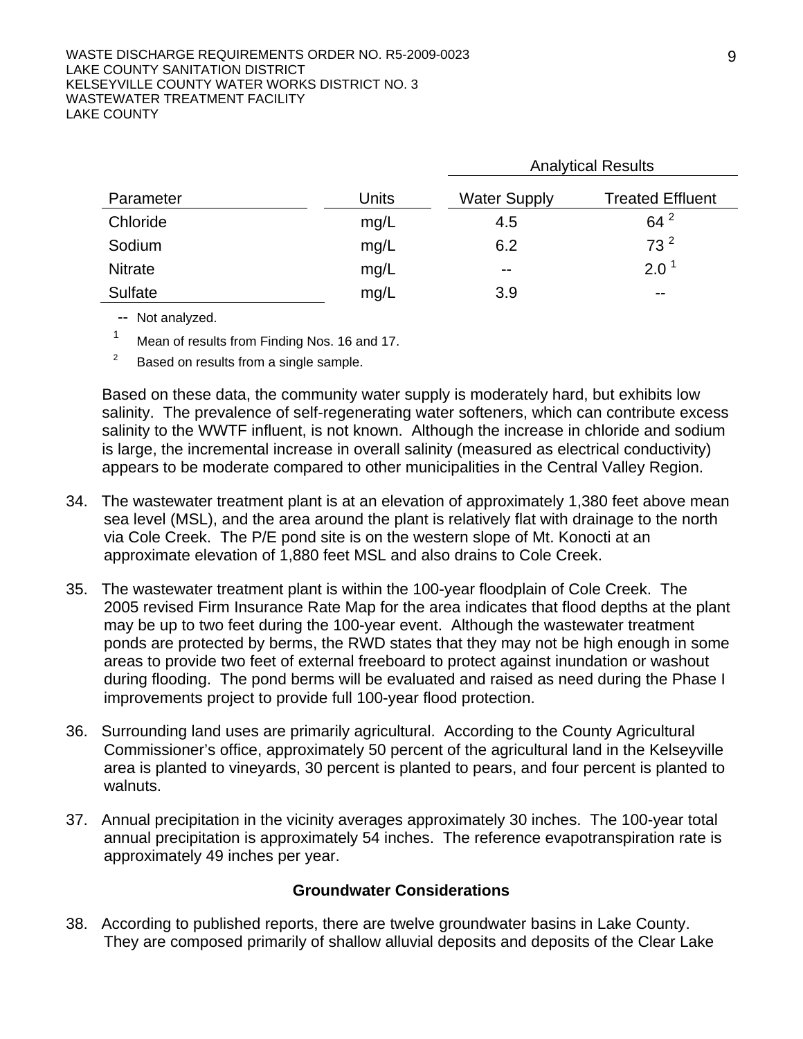| Parameter | Units | Analytical Results | |
|---|---|---|---|
| | | Water Supply | Treated Effluent |
| Chloride | mg/L | 4.5 | 64 [2] |
| Sodium | mg/L | 6.2 | 73 [2] |
| Nitrate | mg/L | -- | 2.0 [1] |
| Sulfate | mg/L | 3.9 | -- |

-- Not analyzed.

[1] Mean of results from Finding Nos. 16 and 17.

[2] Based on results from a single sample.

Based on these data, the community water supply is moderately hard, but exhibits low salinity. The prevalence of self-regenerating water softeners, which can contribute excess salinity to the WWTF influent, is not known. Although the increase in chloride and sodium is large, the incremental increase in overall salinity (measured as electrical conductivity) appears to be moderate compared to other municipalities in the Central Valley Region.

34. The wastewater treatment plant is at an elevation of approximately 1,380 feet above mean sea level (MSL), and the area around the plant is relatively flat with drainage to the north via Cole Creek. The P/E pond site is on the western slope of Mt. Konocti at an approximate elevation of 1,880 feet MSL and also drains to Cole Creek.

35. The wastewater treatment plant is within the 100-year floodplain of Cole Creek. The 2005 revised Firm Insurance Rate Map for the area indicates that flood depths at the plant may be up to two feet during the 100-year event. Although the wastewater treatment ponds are protected by berms, the RWD states that they may not be high enough in some areas to provide two feet of external freeboard to protect against inundation or washout during flooding. The pond berms will be evaluated and raised as need during the Phase I improvements project to provide full 100-year flood protection.

36. Surrounding land uses are primarily agricultural. According to the County Agricultural Commissioner's office, approximately 50 percent of the agricultural land in the Kelseyville area is planted to vineyards, 30 percent is planted to pears, and four percent is planted to walnuts.

37. Annual precipitation in the vicinity averages approximately 30 inches. The 100-year total annual precipitation is approximately 54 inches. The reference evapotranspiration rate is approximately 49 inches per year.

## Groundwater Considerations

38. According to published reports, there are twelve groundwater basins in Lake County. They are composed primarily of shallow alluvial deposits and deposits of the Clear Lake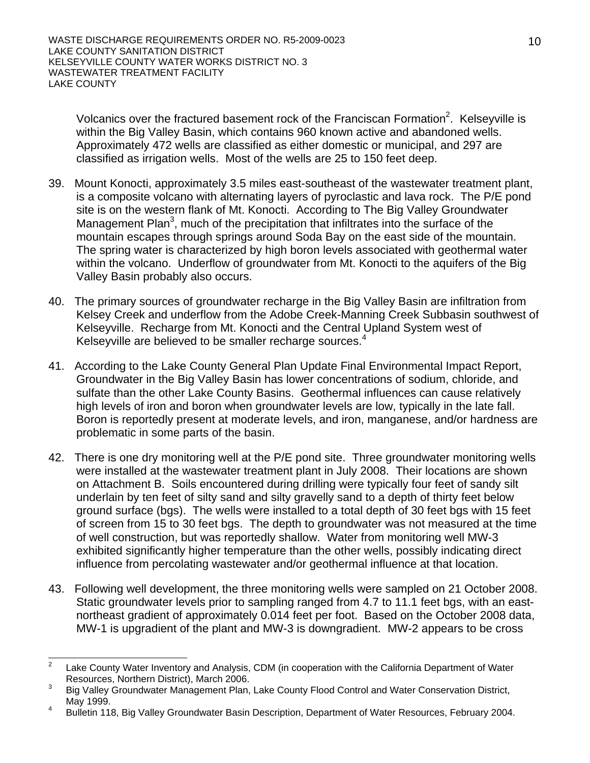Volcanics over the fractured basement rock of the Franciscan Formation[2]. Kelseyville is within the Big Valley Basin, which contains 960 known active and abandoned wells. Approximately 472 wells are classified as either domestic or municipal, and 297 are classified as irrigation wells. Most of the wells are 25 to 150 feet deep.

39. Mount Konocti, approximately 3.5 miles east-southeast of the wastewater treatment plant, is a composite volcano with alternating layers of pyroclastic and lava rock. The P/E pond site is on the western flank of Mt. Konocti. According to The Big Valley Groundwater Management Plan[3], much of the precipitation that infiltrates into the surface of the mountain escapes through springs around Soda Bay on the east side of the mountain. The spring water is characterized by high boron levels associated with geothermal water within the volcano. Underflow of groundwater from Mt. Konocti to the aquifers of the Big Valley Basin probably also occurs.

40. The primary sources of groundwater recharge in the Big Valley Basin are infiltration from Kelsey Creek and underflow from the Adobe Creek-Manning Creek Subbasin southwest of Kelseyville. Recharge from Mt. Konocti and the Central Upland System west of Kelseyville are believed to be smaller recharge sources.[4]

41. According to the Lake County General Plan Update Final Environmental Impact Report, Groundwater in the Big Valley Basin has lower concentrations of sodium, chloride, and sulfate than the other Lake County Basins. Geothermal influences can cause relatively high levels of iron and boron when groundwater levels are low, typically in the late fall. Boron is reportedly present at moderate levels, and iron, manganese, and/or hardness are problematic in some parts of the basin.

42. There is one dry monitoring well at the P/E pond site. Three groundwater monitoring wells were installed at the wastewater treatment plant in July 2008. Their locations are shown on Attachment B. Soils encountered during drilling were typically four feet of sandy silt underlain by ten feet of silty sand and silty gravelly sand to a depth of thirty feet below ground surface (bgs). The wells were installed to a total depth of 30 feet bgs with 15 feet of screen from 15 to 30 feet bgs. The depth to groundwater was not measured at the time of well construction, but was reportedly shallow. Water from monitoring well MW-3 exhibited significantly higher temperature than the other wells, possibly indicating direct influence from percolating wastewater and/or geothermal influence at that location.

43. Following well development, the three monitoring wells were sampled on 21 October 2008. Static groundwater levels prior to sampling ranged from 4.7 to 11.1 feet bgs, with an east-northeast gradient of approximately 0.014 feet per foot. Based on the October 2008 data, MW-1 is upgradient of the plant and MW-3 is downgradient. MW-2 appears to be cross

---

[2] Lake County Water Inventory and Analysis, CDM (in cooperation with the California Department of Water Resources, Northern District), March 2006.

[3] Big Valley Groundwater Management Plan, Lake County Flood Control and Water Conservation District, May 1999.

[4] Bulletin 118, Big Valley Groundwater Basin Description, Department of Water Resources, February 2004.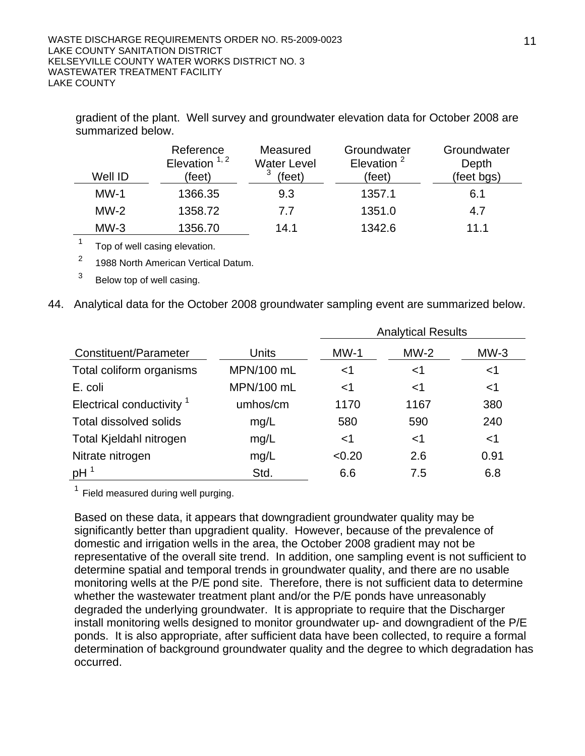gradient of the plant. Well survey and groundwater elevation data for October 2008 are summarized below.

| Well ID | Reference Elevation [1, 2] (feet) | Measured Water Level [3] (feet) | Groundwater Elevation [2] (feet) | Groundwater Depth (feet bgs) |
|---|---|---|---|---|
| MW-1 | 1366.35 | 9.3 | 1357.1 | 6.1 |
| MW-2 | 1358.72 | 7.7 | 1351.0 | 4.7 |
| MW-3 | 1356.70 | 14.1 | 1342.6 | 11.1 |

[1] Top of well casing elevation.

[2] 1988 North American Vertical Datum.

[3] Below top of well casing.

44. Analytical data for the October 2008 groundwater sampling event are summarized below.

| | | Analytical Results | | |
|---|---|---|---|---|
| Constituent/Parameter | Units | MW-1 | MW-2 | MW-3 |
| Total coliform organisms | MPN/100 mL | <1 | <1 | <1 |
| E. coli | MPN/100 mL | <1 | <1 | <1 |
| Electrical conductivity [1] | umhos/cm | 1170 | 1167 | 380 |
| Total dissolved solids | mg/L | 580 | 590 | 240 |
| Total Kjeldahl nitrogen | mg/L | <1 | <1 | <1 |
| Nitrate nitrogen | mg/L | <0.20 | 2.6 | 0.91 |
| pH [1] | Std. | 6.6 | 7.5 | 6.8 |

[1] Field measured during well purging.

Based on these data, it appears that downgradient groundwater quality may be significantly better than upgradient quality. However, because of the prevalence of domestic and irrigation wells in the area, the October 2008 gradient may not be representative of the overall site trend. In addition, one sampling event is not sufficient to determine spatial and temporal trends in groundwater quality, and there are no usable monitoring wells at the P/E pond site. Therefore, there is not sufficient data to determine whether the wastewater treatment plant and/or the P/E ponds have unreasonably degraded the underlying groundwater. It is appropriate to require that the Discharger install monitoring wells designed to monitor groundwater up- and downgradient of the P/E ponds. It is also appropriate, after sufficient data have been collected, to require a formal determination of background groundwater quality and the degree to which degradation has occurred.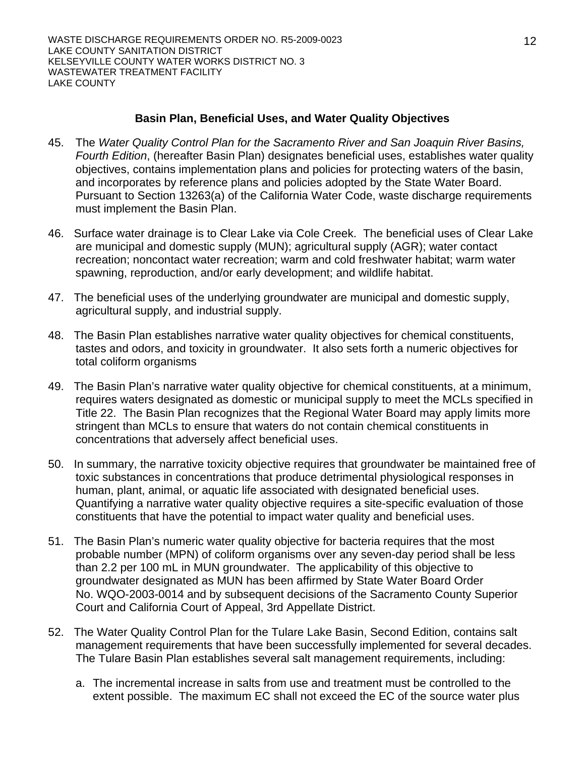## Basin Plan, Beneficial Uses, and Water Quality Objectives

45. The *Water Quality Control Plan for the Sacramento River and San Joaquin River Basins, Fourth Edition*, (hereafter Basin Plan) designates beneficial uses, establishes water quality objectives, contains implementation plans and policies for protecting waters of the basin, and incorporates by reference plans and policies adopted by the State Water Board. Pursuant to Section 13263(a) of the California Water Code, waste discharge requirements must implement the Basin Plan.

46. Surface water drainage is to Clear Lake via Cole Creek. The beneficial uses of Clear Lake are municipal and domestic supply (MUN); agricultural supply (AGR); water contact recreation; noncontact water recreation; warm and cold freshwater habitat; warm water spawning, reproduction, and/or early development; and wildlife habitat.

47. The beneficial uses of the underlying groundwater are municipal and domestic supply, agricultural supply, and industrial supply.

48. The Basin Plan establishes narrative water quality objectives for chemical constituents, tastes and odors, and toxicity in groundwater. It also sets forth a numeric objectives for total coliform organisms

49. The Basin Plan's narrative water quality objective for chemical constituents, at a minimum, requires waters designated as domestic or municipal supply to meet the MCLs specified in Title 22. The Basin Plan recognizes that the Regional Water Board may apply limits more stringent than MCLs to ensure that waters do not contain chemical constituents in concentrations that adversely affect beneficial uses.

50. In summary, the narrative toxicity objective requires that groundwater be maintained free of toxic substances in concentrations that produce detrimental physiological responses in human, plant, animal, or aquatic life associated with designated beneficial uses. Quantifying a narrative water quality objective requires a site-specific evaluation of those constituents that have the potential to impact water quality and beneficial uses.

51. The Basin Plan's numeric water quality objective for bacteria requires that the most probable number (MPN) of coliform organisms over any seven-day period shall be less than 2.2 per 100 mL in MUN groundwater. The applicability of this objective to groundwater designated as MUN has been affirmed by State Water Board Order No. WQO-2003-0014 and by subsequent decisions of the Sacramento County Superior Court and California Court of Appeal, 3rd Appellate District.

52. The Water Quality Control Plan for the Tulare Lake Basin, Second Edition, contains salt management requirements that have been successfully implemented for several decades. The Tulare Basin Plan establishes several salt management requirements, including:

    a. The incremental increase in salts from use and treatment must be controlled to the extent possible. The maximum EC shall not exceed the EC of the source water plus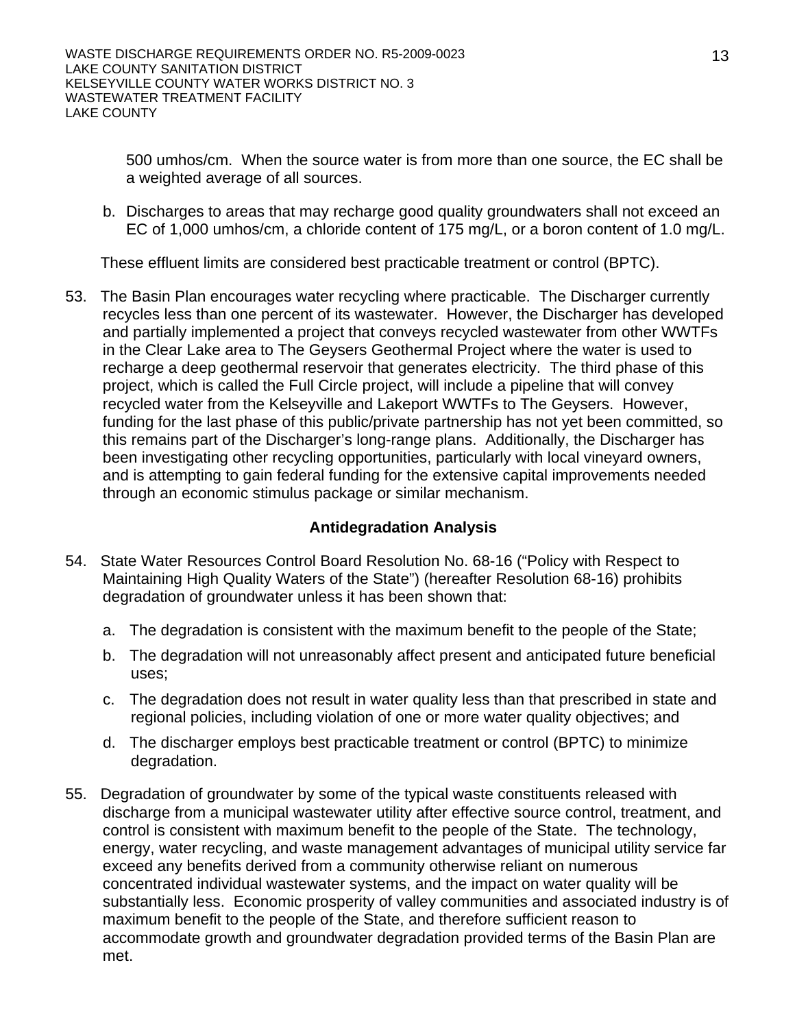500 umhos/cm. When the source water is from more than one source, the EC shall be a weighted average of all sources.

b. Discharges to areas that may recharge good quality groundwaters shall not exceed an EC of 1,000 umhos/cm, a chloride content of 175 mg/L, or a boron content of 1.0 mg/L.

These effluent limits are considered best practicable treatment or control (BPTC).

53. The Basin Plan encourages water recycling where practicable. The Discharger currently recycles less than one percent of its wastewater. However, the Discharger has developed and partially implemented a project that conveys recycled wastewater from other WWTFs in the Clear Lake area to The Geysers Geothermal Project where the water is used to recharge a deep geothermal reservoir that generates electricity. The third phase of this project, which is called the Full Circle project, will include a pipeline that will convey recycled water from the Kelseyville and Lakeport WWTFs to The Geysers. However, funding for the last phase of this public/private partnership has not yet been committed, so this remains part of the Discharger's long-range plans. Additionally, the Discharger has been investigating other recycling opportunities, particularly with local vineyard owners, and is attempting to gain federal funding for the extensive capital improvements needed through an economic stimulus package or similar mechanism.

**Antidegradation Analysis**

54. State Water Resources Control Board Resolution No. 68-16 ("Policy with Respect to Maintaining High Quality Waters of the State") (hereafter Resolution 68-16) prohibits degradation of groundwater unless it has been shown that:

    a. The degradation is consistent with the maximum benefit to the people of the State;

    b. The degradation will not unreasonably affect present and anticipated future beneficial uses;

    c. The degradation does not result in water quality less than that prescribed in state and regional policies, including violation of one or more water quality objectives; and

    d. The discharger employs best practicable treatment or control (BPTC) to minimize degradation.

55. Degradation of groundwater by some of the typical waste constituents released with discharge from a municipal wastewater utility after effective source control, treatment, and control is consistent with maximum benefit to the people of the State. The technology, energy, water recycling, and waste management advantages of municipal utility service far exceed any benefits derived from a community otherwise reliant on numerous concentrated individual wastewater systems, and the impact on water quality will be substantially less. Economic prosperity of valley communities and associated industry is of maximum benefit to the people of the State, and therefore sufficient reason to accommodate growth and groundwater degradation provided terms of the Basin Plan are met.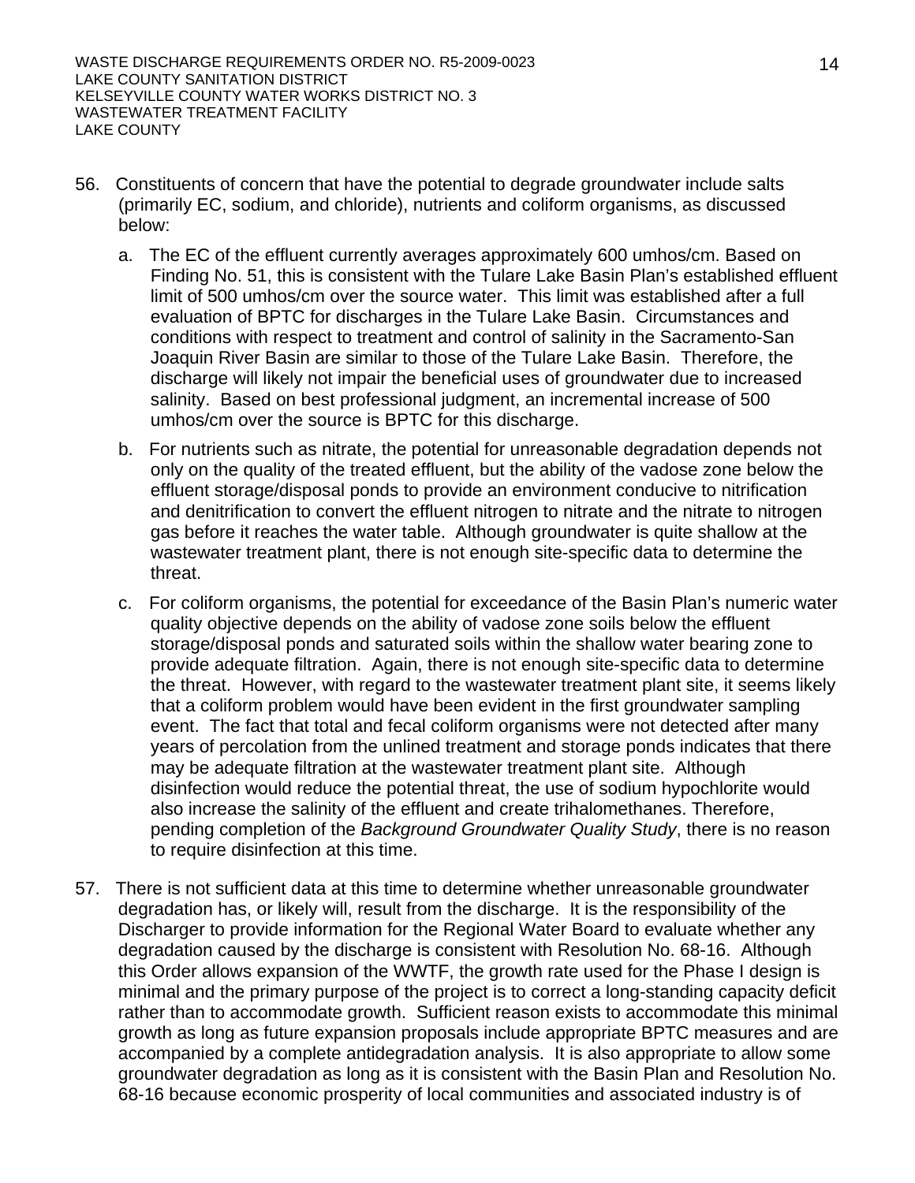56. Constituents of concern that have the potential to degrade groundwater include salts (primarily EC, sodium, and chloride), nutrients and coliform organisms, as discussed below:

    a. The EC of the effluent currently averages approximately 600 umhos/cm. Based on Finding No. 51, this is consistent with the Tulare Lake Basin Plan's established effluent limit of 500 umhos/cm over the source water. This limit was established after a full evaluation of BPTC for discharges in the Tulare Lake Basin. Circumstances and conditions with respect to treatment and control of salinity in the Sacramento-San Joaquin River Basin are similar to those of the Tulare Lake Basin. Therefore, the discharge will likely not impair the beneficial uses of groundwater due to increased salinity. Based on best professional judgment, an incremental increase of 500 umhos/cm over the source is BPTC for this discharge.

    b. For nutrients such as nitrate, the potential for unreasonable degradation depends not only on the quality of the treated effluent, but the ability of the vadose zone below the effluent storage/disposal ponds to provide an environment conducive to nitrification and denitrification to convert the effluent nitrogen to nitrate and the nitrate to nitrogen gas before it reaches the water table. Although groundwater is quite shallow at the wastewater treatment plant, there is not enough site-specific data to determine the threat.

    c. For coliform organisms, the potential for exceedance of the Basin Plan's numeric water quality objective depends on the ability of vadose zone soils below the effluent storage/disposal ponds and saturated soils within the shallow water bearing zone to provide adequate filtration. Again, there is not enough site-specific data to determine the threat. However, with regard to the wastewater treatment plant site, it seems likely that a coliform problem would have been evident in the first groundwater sampling event. The fact that total and fecal coliform organisms were not detected after many years of percolation from the unlined treatment and storage ponds indicates that there may be adequate filtration at the wastewater treatment plant site. Although disinfection would reduce the potential threat, the use of sodium hypochlorite would also increase the salinity of the effluent and create trihalomethanes. Therefore, pending completion of the *Background Groundwater Quality Study*, there is no reason to require disinfection at this time.

57. There is not sufficient data at this time to determine whether unreasonable groundwater degradation has, or likely will, result from the discharge. It is the responsibility of the Discharger to provide information for the Regional Water Board to evaluate whether any degradation caused by the discharge is consistent with Resolution No. 68-16. Although this Order allows expansion of the WWTF, the growth rate used for the Phase I design is minimal and the primary purpose of the project is to correct a long-standing capacity deficit rather than to accommodate growth. Sufficient reason exists to accommodate this minimal growth as long as future expansion proposals include appropriate BPTC measures and are accompanied by a complete antidegradation analysis. It is also appropriate to allow some groundwater degradation as long as it is consistent with the Basin Plan and Resolution No. 68-16 because economic prosperity of local communities and associated industry is of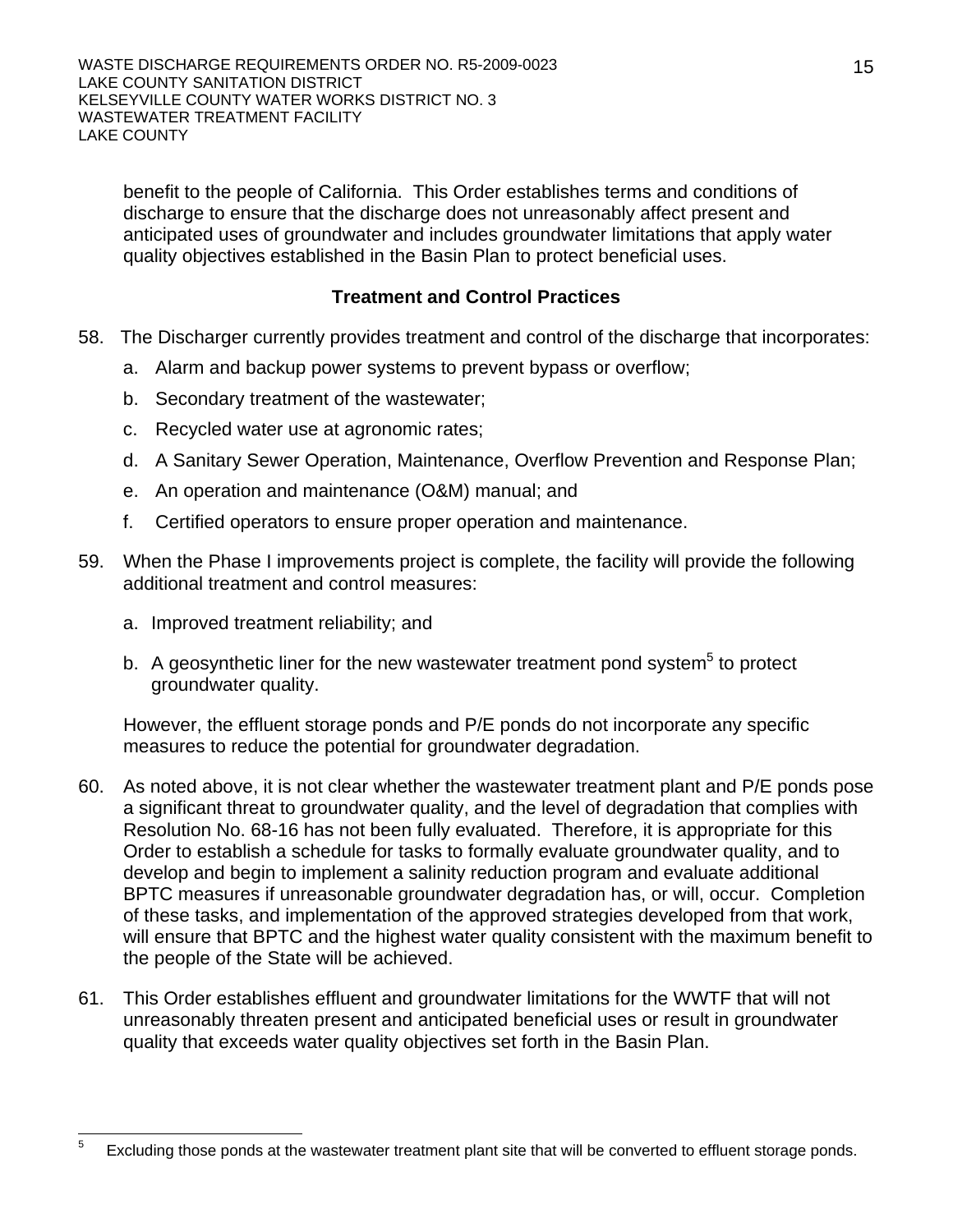benefit to the people of California. This Order establishes terms and conditions of discharge to ensure that the discharge does not unreasonably affect present and anticipated uses of groundwater and includes groundwater limitations that apply water quality objectives established in the Basin Plan to protect beneficial uses.

### Treatment and Control Practices

58. The Discharger currently provides treatment and control of the discharge that incorporates:
    a. Alarm and backup power systems to prevent bypass or overflow;
    b. Secondary treatment of the wastewater;
    c. Recycled water use at agronomic rates;
    d. A Sanitary Sewer Operation, Maintenance, Overflow Prevention and Response Plan;
    e. An operation and maintenance (O&M) manual; and
    f. Certified operators to ensure proper operation and maintenance.

59. When the Phase I improvements project is complete, the facility will provide the following additional treatment and control measures:
    a. Improved treatment reliability; and
    b. A geosynthetic liner for the new wastewater treatment pond system[5] to protect groundwater quality.

    However, the effluent storage ponds and P/E ponds do not incorporate any specific measures to reduce the potential for groundwater degradation.

60. As noted above, it is not clear whether the wastewater treatment plant and P/E ponds pose a significant threat to groundwater quality, and the level of degradation that complies with Resolution No. 68-16 has not been fully evaluated. Therefore, it is appropriate for this Order to establish a schedule for tasks to formally evaluate groundwater quality, and to develop and begin to implement a salinity reduction program and evaluate additional BPTC measures if unreasonable groundwater degradation has, or will, occur. Completion of these tasks, and implementation of the approved strategies developed from that work, will ensure that BPTC and the highest water quality consistent with the maximum benefit to the people of the State will be achieved.

61. This Order establishes effluent and groundwater limitations for the WWTF that will not unreasonably threaten present and anticipated beneficial uses or result in groundwater quality that exceeds water quality objectives set forth in the Basin Plan.

[5] Excluding those ponds at the wastewater treatment plant site that will be converted to effluent storage ponds.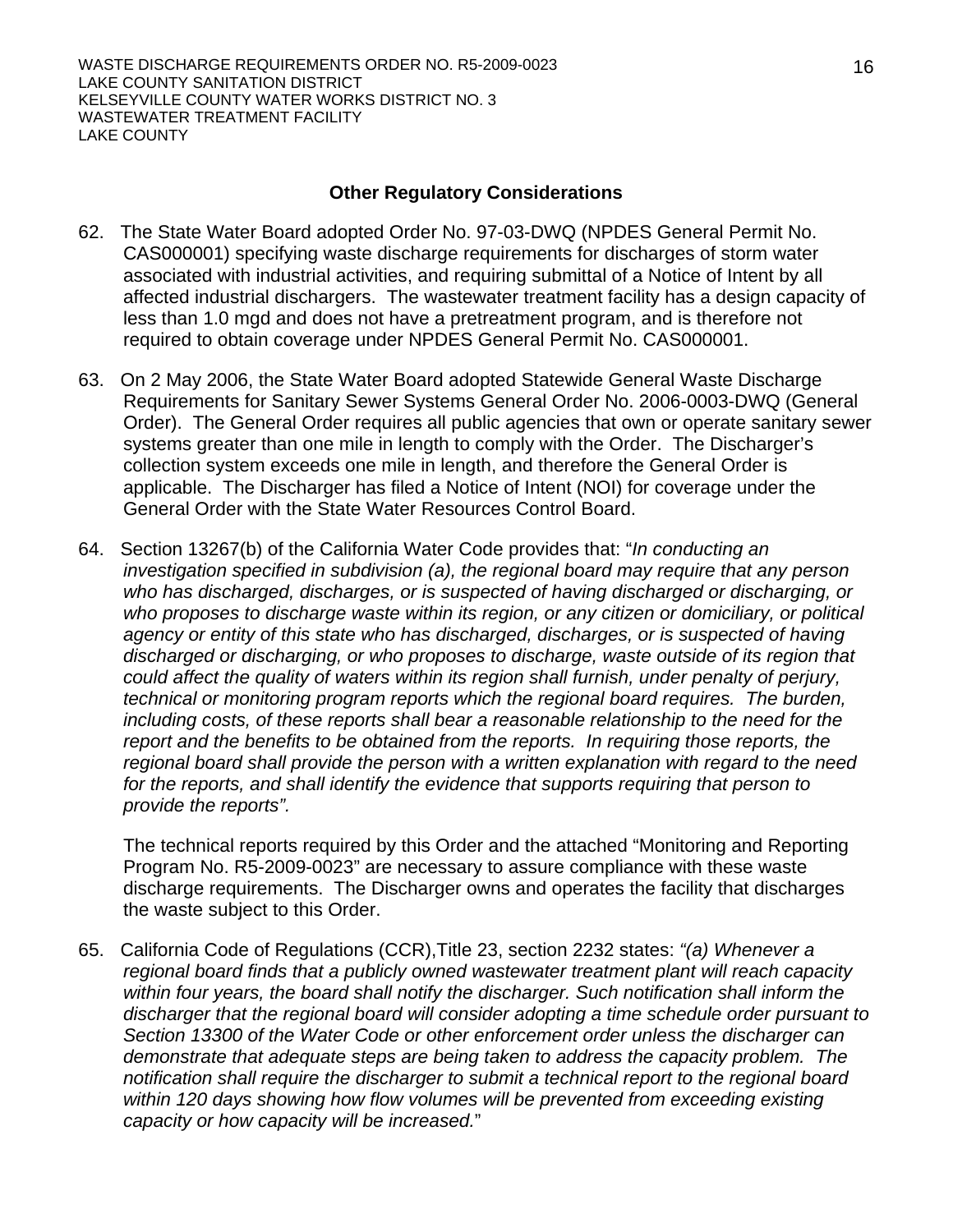### Other Regulatory Considerations

62. The State Water Board adopted Order No. 97-03-DWQ (NPDES General Permit No. CAS000001) specifying waste discharge requirements for discharges of storm water associated with industrial activities, and requiring submittal of a Notice of Intent by all affected industrial dischargers. The wastewater treatment facility has a design capacity of less than 1.0 mgd and does not have a pretreatment program, and is therefore not required to obtain coverage under NPDES General Permit No. CAS000001.

63. On 2 May 2006, the State Water Board adopted Statewide General Waste Discharge Requirements for Sanitary Sewer Systems General Order No. 2006-0003-DWQ (General Order). The General Order requires all public agencies that own or operate sanitary sewer systems greater than one mile in length to comply with the Order. The Discharger's collection system exceeds one mile in length, and therefore the General Order is applicable. The Discharger has filed a Notice of Intent (NOI) for coverage under the General Order with the State Water Resources Control Board.

64. Section 13267(b) of the California Water Code provides that: "*In conducting an investigation specified in subdivision (a), the regional board may require that any person who has discharged, discharges, or is suspected of having discharged or discharging, or who proposes to discharge waste within its region, or any citizen or domiciliary, or political agency or entity of this state who has discharged, discharges, or is suspected of having discharged or discharging, or who proposes to discharge, waste outside of its region that could affect the quality of waters within its region shall furnish, under penalty of perjury, technical or monitoring program reports which the regional board requires. The burden, including costs, of these reports shall bear a reasonable relationship to the need for the report and the benefits to be obtained from the reports. In requiring those reports, the regional board shall provide the person with a written explanation with regard to the need for the reports, and shall identify the evidence that supports requiring that person to provide the reports".*

    The technical reports required by this Order and the attached "Monitoring and Reporting Program No. R5-2009-0023" are necessary to assure compliance with these waste discharge requirements. The Discharger owns and operates the facility that discharges the waste subject to this Order.

65. California Code of Regulations (CCR),Title 23, section 2232 states: *"(a) Whenever a regional board finds that a publicly owned wastewater treatment plant will reach capacity within four years, the board shall notify the discharger. Such notification shall inform the discharger that the regional board will consider adopting a time schedule order pursuant to Section 13300 of the Water Code or other enforcement order unless the discharger can demonstrate that adequate steps are being taken to address the capacity problem. The notification shall require the discharger to submit a technical report to the regional board within 120 days showing how flow volumes will be prevented from exceeding existing capacity or how capacity will be increased.*"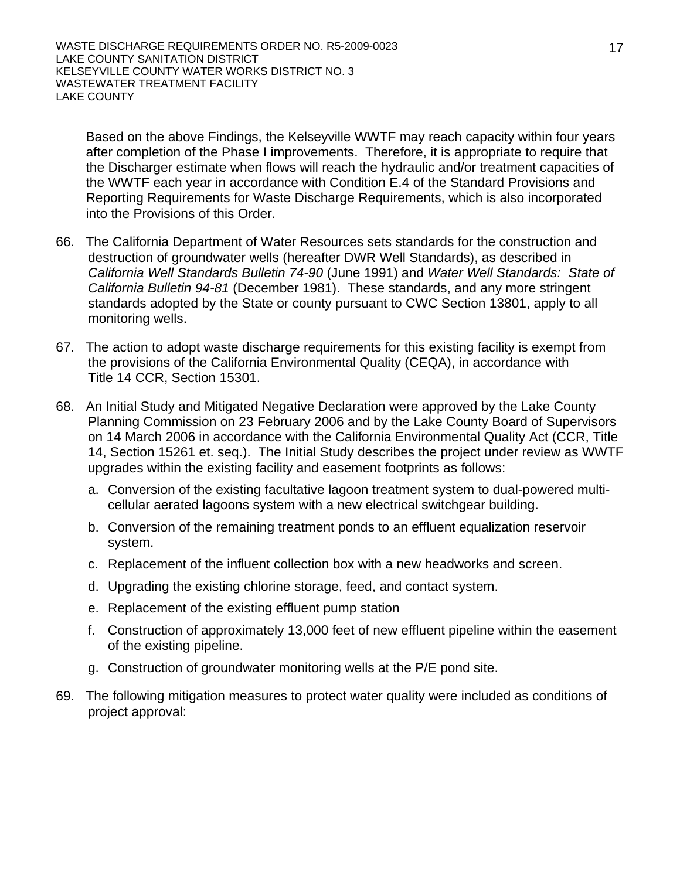Based on the above Findings, the Kelseyville WWTF may reach capacity within four years after completion of the Phase I improvements. Therefore, it is appropriate to require that the Discharger estimate when flows will reach the hydraulic and/or treatment capacities of the WWTF each year in accordance with Condition E.4 of the Standard Provisions and Reporting Requirements for Waste Discharge Requirements, which is also incorporated into the Provisions of this Order.

66. The California Department of Water Resources sets standards for the construction and destruction of groundwater wells (hereafter DWR Well Standards), as described in *California Well Standards Bulletin 74-90* (June 1991) and *Water Well Standards: State of California Bulletin 94-81* (December 1981). These standards, and any more stringent standards adopted by the State or county pursuant to CWC Section 13801, apply to all monitoring wells.

67. The action to adopt waste discharge requirements for this existing facility is exempt from the provisions of the California Environmental Quality (CEQA), in accordance with Title 14 CCR, Section 15301.

68. An Initial Study and Mitigated Negative Declaration were approved by the Lake County Planning Commission on 23 February 2006 and by the Lake County Board of Supervisors on 14 March 2006 in accordance with the California Environmental Quality Act (CCR, Title 14, Section 15261 et. seq.). The Initial Study describes the project under review as WWTF upgrades within the existing facility and easement footprints as follows:

    a. Conversion of the existing facultative lagoon treatment system to dual-powered multi-cellular aerated lagoons system with a new electrical switchgear building.

    b. Conversion of the remaining treatment ponds to an effluent equalization reservoir system.

    c. Replacement of the influent collection box with a new headworks and screen.

    d. Upgrading the existing chlorine storage, feed, and contact system.

    e. Replacement of the existing effluent pump station

    f. Construction of approximately 13,000 feet of new effluent pipeline within the easement of the existing pipeline.

    g. Construction of groundwater monitoring wells at the P/E pond site.

69. The following mitigation measures to protect water quality were included as conditions of project approval: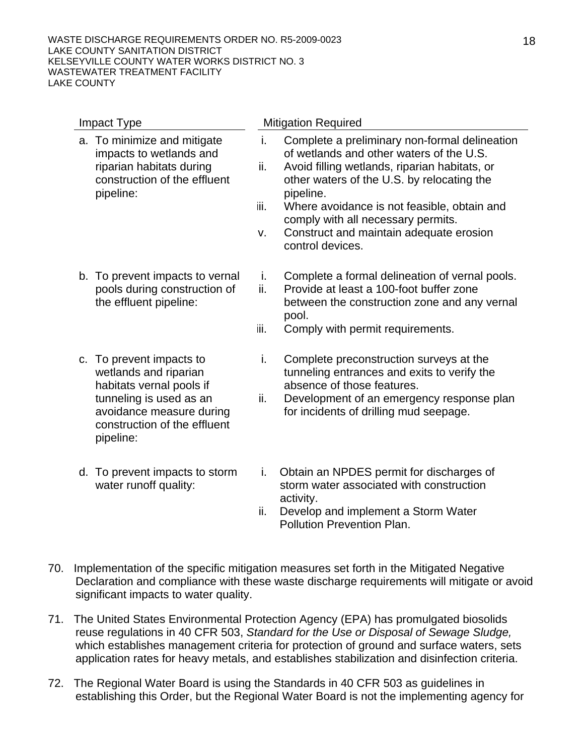| Impact Type | Mitigation Required |
|---|---|
| a. To minimize and mitigate impacts to wetlands and riparian habitats during construction of the effluent pipeline: | i. Complete a preliminary non-formal delineation of wetlands and other waters of the U.S.<br>ii. Avoid filling wetlands, riparian habitats, or other waters of the U.S. by relocating the pipeline.<br>iii. Where avoidance is not feasible, obtain and comply with all necessary permits.<br>v. Construct and maintain adequate erosion control devices. |
| b. To prevent impacts to vernal pools during construction of the effluent pipeline: | i. Complete a formal delineation of vernal pools.<br>ii. Provide at least a 100-foot buffer zone between the construction zone and any vernal pool.<br>iii. Comply with permit requirements. |
| c. To prevent impacts to wetlands and riparian habitats vernal pools if tunneling is used as an avoidance measure during construction of the effluent pipeline: | i. Complete preconstruction surveys at the tunneling entrances and exits to verify the absence of those features.<br>ii. Development of an emergency response plan for incidents of drilling mud seepage. |
| d. To prevent impacts to storm water runoff quality: | i. Obtain an NPDES permit for discharges of storm water associated with construction activity.<br>ii. Develop and implement a Storm Water Pollution Prevention Plan. |

70. Implementation of the specific mitigation measures set forth in the Mitigated Negative Declaration and compliance with these waste discharge requirements will mitigate or avoid significant impacts to water quality.

71. The United States Environmental Protection Agency (EPA) has promulgated biosolids reuse regulations in 40 CFR 503, *Standard for the Use or Disposal of Sewage Sludge,* which establishes management criteria for protection of ground and surface waters, sets application rates for heavy metals, and establishes stabilization and disinfection criteria.

72. The Regional Water Board is using the Standards in 40 CFR 503 as guidelines in establishing this Order, but the Regional Water Board is not the implementing agency for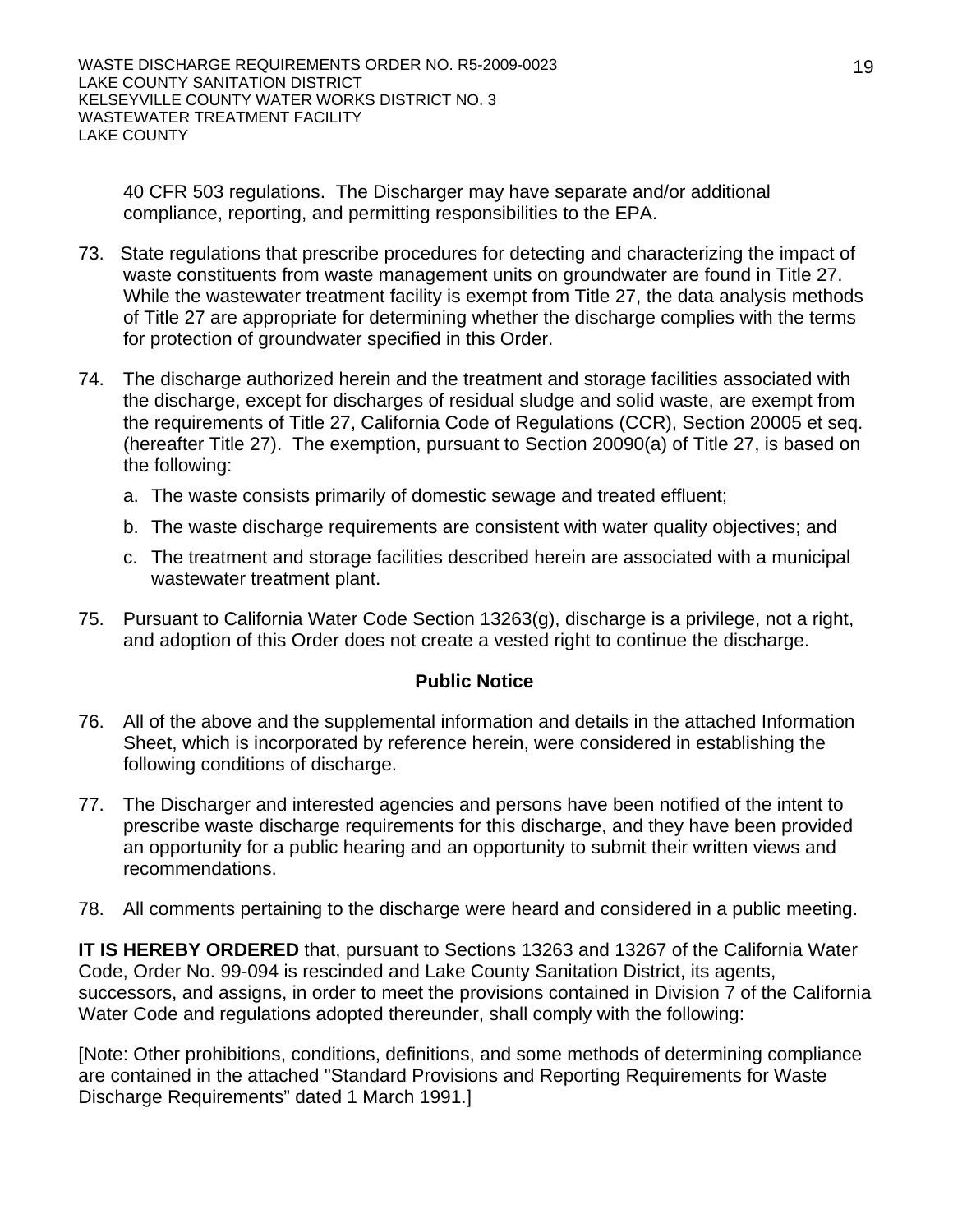40 CFR 503 regulations. The Discharger may have separate and/or additional compliance, reporting, and permitting responsibilities to the EPA.

73. State regulations that prescribe procedures for detecting and characterizing the impact of waste constituents from waste management units on groundwater are found in Title 27. While the wastewater treatment facility is exempt from Title 27, the data analysis methods of Title 27 are appropriate for determining whether the discharge complies with the terms for protection of groundwater specified in this Order.

74. The discharge authorized herein and the treatment and storage facilities associated with the discharge, except for discharges of residual sludge and solid waste, are exempt from the requirements of Title 27, California Code of Regulations (CCR), Section 20005 et seq. (hereafter Title 27). The exemption, pursuant to Section 20090(a) of Title 27, is based on the following:

   a. The waste consists primarily of domestic sewage and treated effluent;

   b. The waste discharge requirements are consistent with water quality objectives; and

   c. The treatment and storage facilities described herein are associated with a municipal wastewater treatment plant.

75. Pursuant to California Water Code Section 13263(g), discharge is a privilege, not a right, and adoption of this Order does not create a vested right to continue the discharge.

## Public Notice

76. All of the above and the supplemental information and details in the attached Information Sheet, which is incorporated by reference herein, were considered in establishing the following conditions of discharge.

77. The Discharger and interested agencies and persons have been notified of the intent to prescribe waste discharge requirements for this discharge, and they have been provided an opportunity for a public hearing and an opportunity to submit their written views and recommendations.

78. All comments pertaining to the discharge were heard and considered in a public meeting.

**IT IS HEREBY ORDERED** that, pursuant to Sections 13263 and 13267 of the California Water Code, Order No. 99-094 is rescinded and Lake County Sanitation District, its agents, successors, and assigns, in order to meet the provisions contained in Division 7 of the California Water Code and regulations adopted thereunder, shall comply with the following:

[Note: Other prohibitions, conditions, definitions, and some methods of determining compliance are contained in the attached "Standard Provisions and Reporting Requirements for Waste Discharge Requirements" dated 1 March 1991.]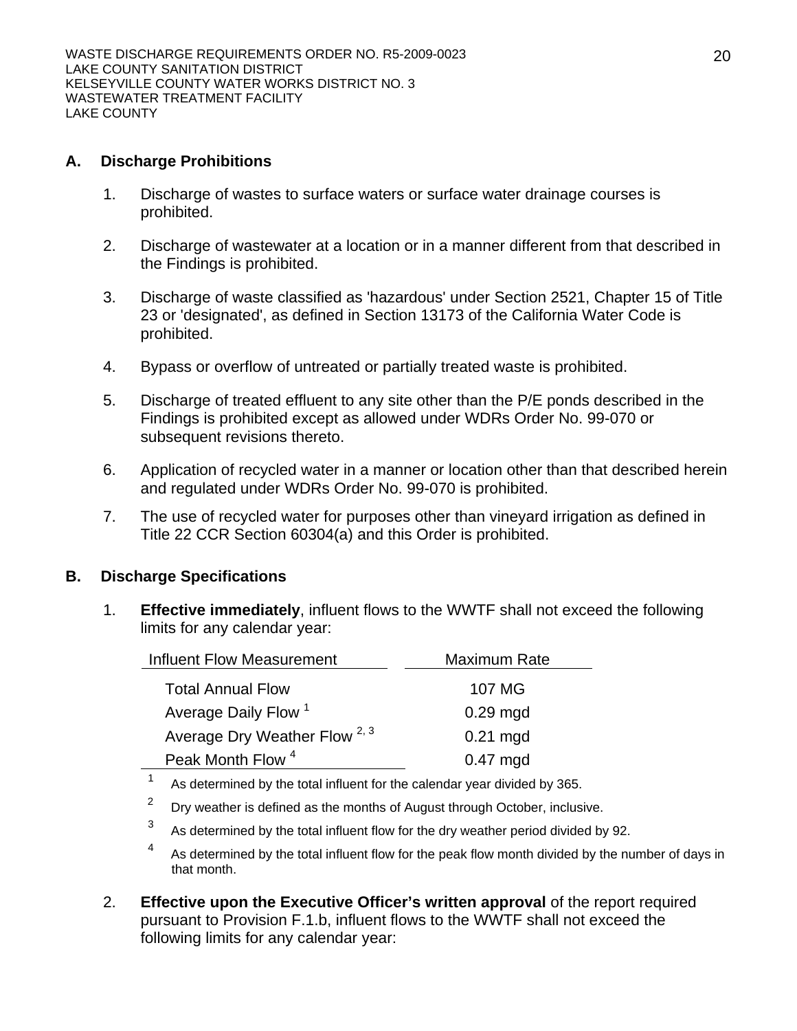## A. Discharge Prohibitions

1. Discharge of wastes to surface waters or surface water drainage courses is prohibited.

2. Discharge of wastewater at a location or in a manner different from that described in the Findings is prohibited.

3. Discharge of waste classified as 'hazardous' under Section 2521, Chapter 15 of Title 23 or 'designated', as defined in Section 13173 of the California Water Code is prohibited.

4. Bypass or overflow of untreated or partially treated waste is prohibited.

5. Discharge of treated effluent to any site other than the P/E ponds described in the Findings is prohibited except as allowed under WDRs Order No. 99-070 or subsequent revisions thereto.

6. Application of recycled water in a manner or location other than that described herein and regulated under WDRs Order No. 99-070 is prohibited.

7. The use of recycled water for purposes other than vineyard irrigation as defined in Title 22 CCR Section 60304(a) and this Order is prohibited.

## B. Discharge Specifications

1. **Effective immediately**, influent flows to the WWTF shall not exceed the following limits for any calendar year:

| Influent Flow Measurement | Maximum Rate |
|---|---|
| Total Annual Flow | 107 MG |
| Average Daily Flow [1] | 0.29 mgd |
| Average Dry Weather Flow [2, 3] | 0.21 mgd |
| Peak Month Flow [4] | 0.47 mgd |

[1] As determined by the total influent for the calendar year divided by 365.

[2] Dry weather is defined as the months of August through October, inclusive.

[3] As determined by the total influent flow for the dry weather period divided by 92.

[4] As determined by the total influent flow for the peak flow month divided by the number of days in that month.

2. **Effective upon the Executive Officer's written approval** of the report required pursuant to Provision F.1.b, influent flows to the WWTF shall not exceed the following limits for any calendar year: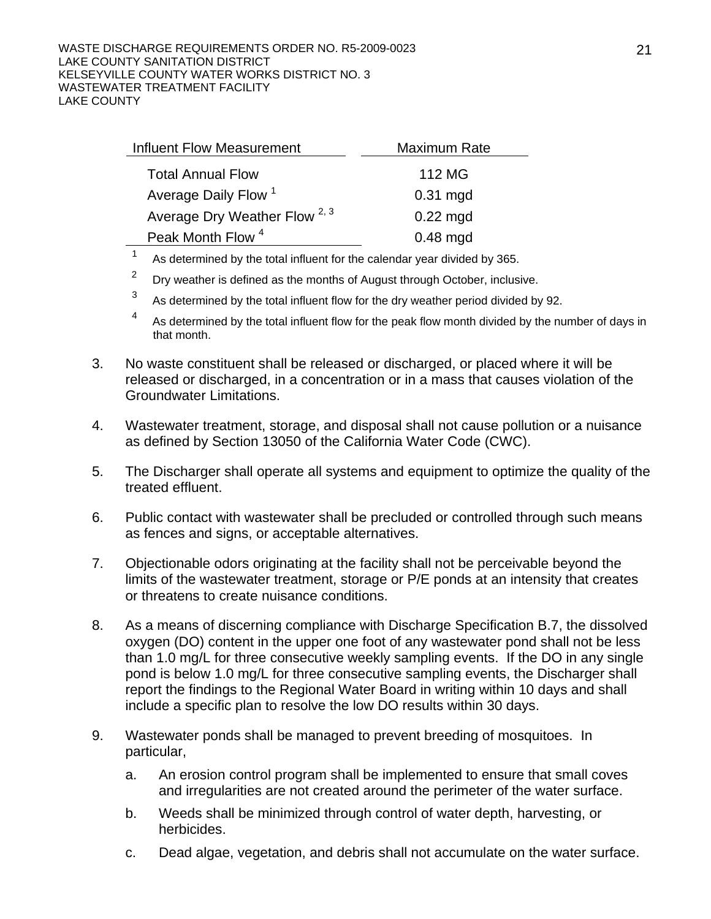| Influent Flow Measurement | Maximum Rate |
|---|---|
| Total Annual Flow | 112 MG |
| Average Daily Flow [1] | 0.31 mgd |
| Average Dry Weather Flow [2, 3] | 0.22 mgd |
| Peak Month Flow [4] | 0.48 mgd |

[1] As determined by the total influent for the calendar year divided by 365.

[2] Dry weather is defined as the months of August through October, inclusive.

[3] As determined by the total influent flow for the dry weather period divided by 92.

[4] As determined by the total influent flow for the peak flow month divided by the number of days in that month.

3. No waste constituent shall be released or discharged, or placed where it will be released or discharged, in a concentration or in a mass that causes violation of the Groundwater Limitations.

4. Wastewater treatment, storage, and disposal shall not cause pollution or a nuisance as defined by Section 13050 of the California Water Code (CWC).

5. The Discharger shall operate all systems and equipment to optimize the quality of the treated effluent.

6. Public contact with wastewater shall be precluded or controlled through such means as fences and signs, or acceptable alternatives.

7. Objectionable odors originating at the facility shall not be perceivable beyond the limits of the wastewater treatment, storage or P/E ponds at an intensity that creates or threatens to create nuisance conditions.

8. As a means of discerning compliance with Discharge Specification B.7, the dissolved oxygen (DO) content in the upper one foot of any wastewater pond shall not be less than 1.0 mg/L for three consecutive weekly sampling events. If the DO in any single pond is below 1.0 mg/L for three consecutive sampling events, the Discharger shall report the findings to the Regional Water Board in writing within 10 days and shall include a specific plan to resolve the low DO results within 30 days.

9. Wastewater ponds shall be managed to prevent breeding of mosquitoes. In particular,

   a. An erosion control program shall be implemented to ensure that small coves and irregularities are not created around the perimeter of the water surface.

   b. Weeds shall be minimized through control of water depth, harvesting, or herbicides.

   c. Dead algae, vegetation, and debris shall not accumulate on the water surface.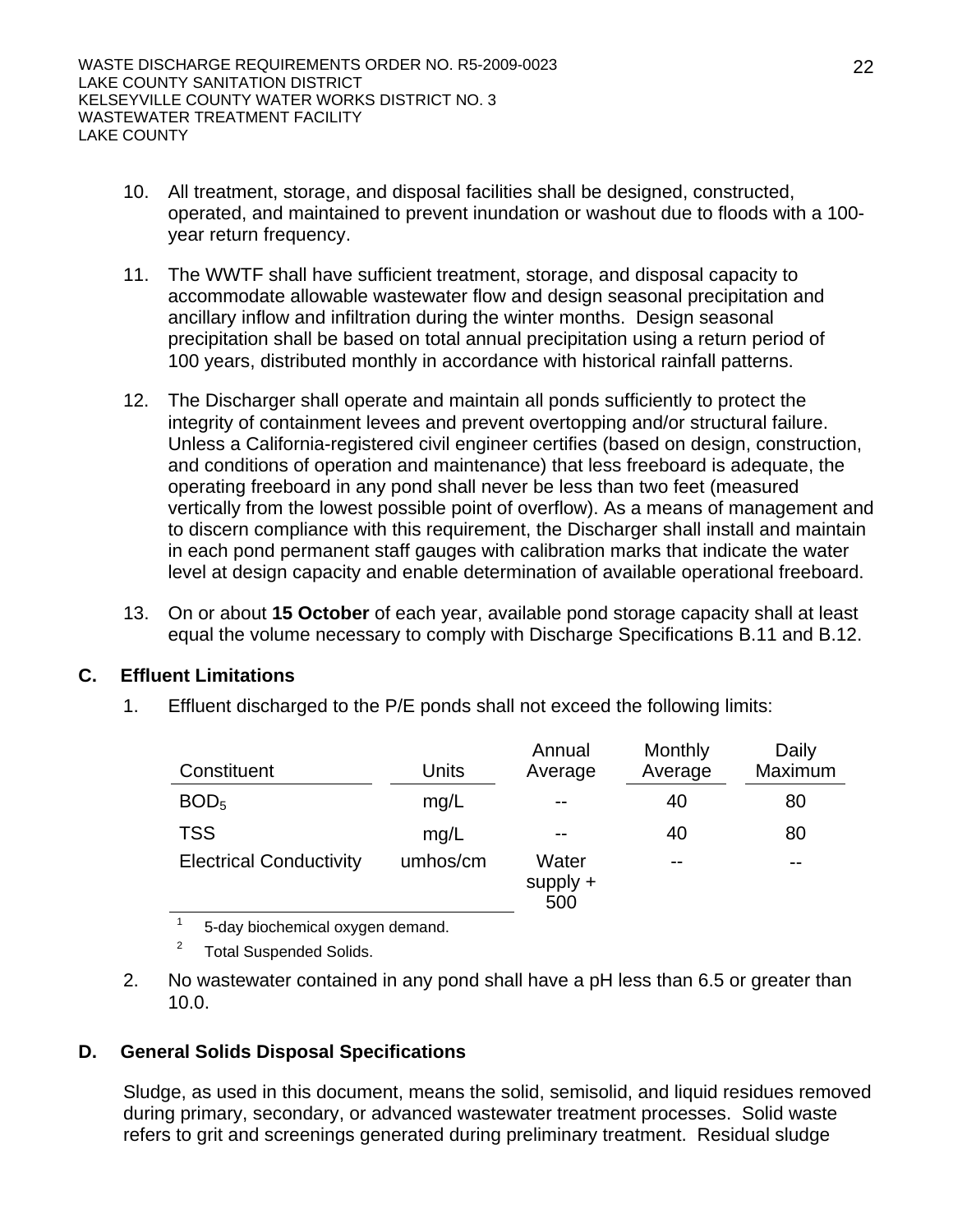10. All treatment, storage, and disposal facilities shall be designed, constructed, operated, and maintained to prevent inundation or washout due to floods with a 100-year return frequency.

11. The WWTF shall have sufficient treatment, storage, and disposal capacity to accommodate allowable wastewater flow and design seasonal precipitation and ancillary inflow and infiltration during the winter months. Design seasonal precipitation shall be based on total annual precipitation using a return period of 100 years, distributed monthly in accordance with historical rainfall patterns.

12. The Discharger shall operate and maintain all ponds sufficiently to protect the integrity of containment levees and prevent overtopping and/or structural failure. Unless a California-registered civil engineer certifies (based on design, construction, and conditions of operation and maintenance) that less freeboard is adequate, the operating freeboard in any pond shall never be less than two feet (measured vertically from the lowest possible point of overflow). As a means of management and to discern compliance with this requirement, the Discharger shall install and maintain in each pond permanent staff gauges with calibration marks that indicate the water level at design capacity and enable determination of available operational freeboard.

13. On or about **15 October** of each year, available pond storage capacity shall at least equal the volume necessary to comply with Discharge Specifications B.11 and B.12.

## C. Effluent Limitations

1. Effluent discharged to the P/E ponds shall not exceed the following limits:

| Constituent | Units | Annual Average | Monthly Average | Daily Maximum |
|---|---|---|---|---|
| $BOD_5$ | mg/L | -- | 40 | 80 |
| TSS | mg/L | -- | 40 | 80 |
| Electrical Conductivity | umhos/cm | Water supply + 500 | -- | -- |

[1] 5-day biochemical oxygen demand.

[2] Total Suspended Solids.

2. No wastewater contained in any pond shall have a pH less than 6.5 or greater than 10.0.

## D. General Solids Disposal Specifications

Sludge, as used in this document, means the solid, semisolid, and liquid residues removed during primary, secondary, or advanced wastewater treatment processes. Solid waste refers to grit and screenings generated during preliminary treatment. Residual sludge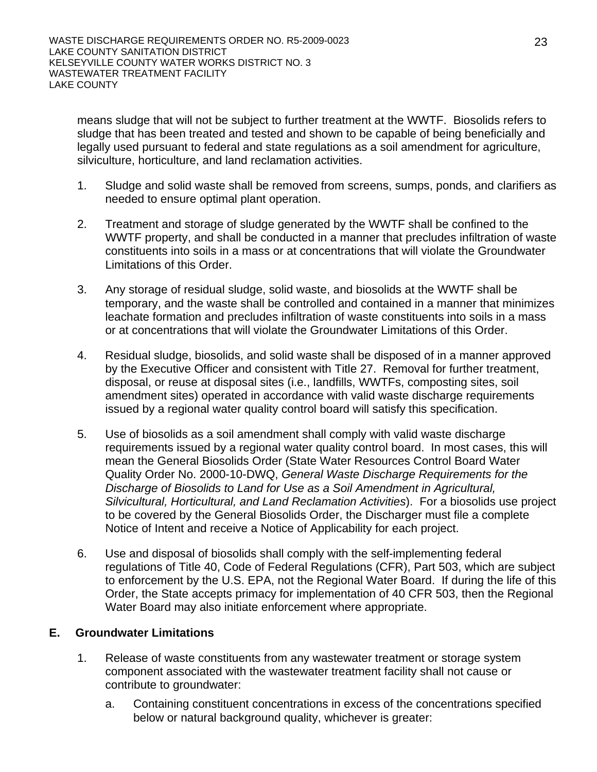means sludge that will not be subject to further treatment at the WWTF. Biosolids refers to sludge that has been treated and tested and shown to be capable of being beneficially and legally used pursuant to federal and state regulations as a soil amendment for agriculture, silviculture, horticulture, and land reclamation activities.

1. Sludge and solid waste shall be removed from screens, sumps, ponds, and clarifiers as needed to ensure optimal plant operation.

2. Treatment and storage of sludge generated by the WWTF shall be confined to the WWTF property, and shall be conducted in a manner that precludes infiltration of waste constituents into soils in a mass or at concentrations that will violate the Groundwater Limitations of this Order.

3. Any storage of residual sludge, solid waste, and biosolids at the WWTF shall be temporary, and the waste shall be controlled and contained in a manner that minimizes leachate formation and precludes infiltration of waste constituents into soils in a mass or at concentrations that will violate the Groundwater Limitations of this Order.

4. Residual sludge, biosolids, and solid waste shall be disposed of in a manner approved by the Executive Officer and consistent with Title 27. Removal for further treatment, disposal, or reuse at disposal sites (i.e., landfills, WWTFs, composting sites, soil amendment sites) operated in accordance with valid waste discharge requirements issued by a regional water quality control board will satisfy this specification.

5. Use of biosolids as a soil amendment shall comply with valid waste discharge requirements issued by a regional water quality control board. In most cases, this will mean the General Biosolids Order (State Water Resources Control Board Water Quality Order No. 2000-10-DWQ, *General Waste Discharge Requirements for the Discharge of Biosolids to Land for Use as a Soil Amendment in Agricultural, Silvicultural, Horticultural, and Land Reclamation Activities*). For a biosolids use project to be covered by the General Biosolids Order, the Discharger must file a complete Notice of Intent and receive a Notice of Applicability for each project.

6. Use and disposal of biosolids shall comply with the self-implementing federal regulations of Title 40, Code of Federal Regulations (CFR), Part 503, which are subject to enforcement by the U.S. EPA, not the Regional Water Board. If during the life of this Order, the State accepts primacy for implementation of 40 CFR 503, then the Regional Water Board may also initiate enforcement where appropriate.

## E. Groundwater Limitations

1. Release of waste constituents from any wastewater treatment or storage system component associated with the wastewater treatment facility shall not cause or contribute to groundwater:

   a. Containing constituent concentrations in excess of the concentrations specified below or natural background quality, whichever is greater: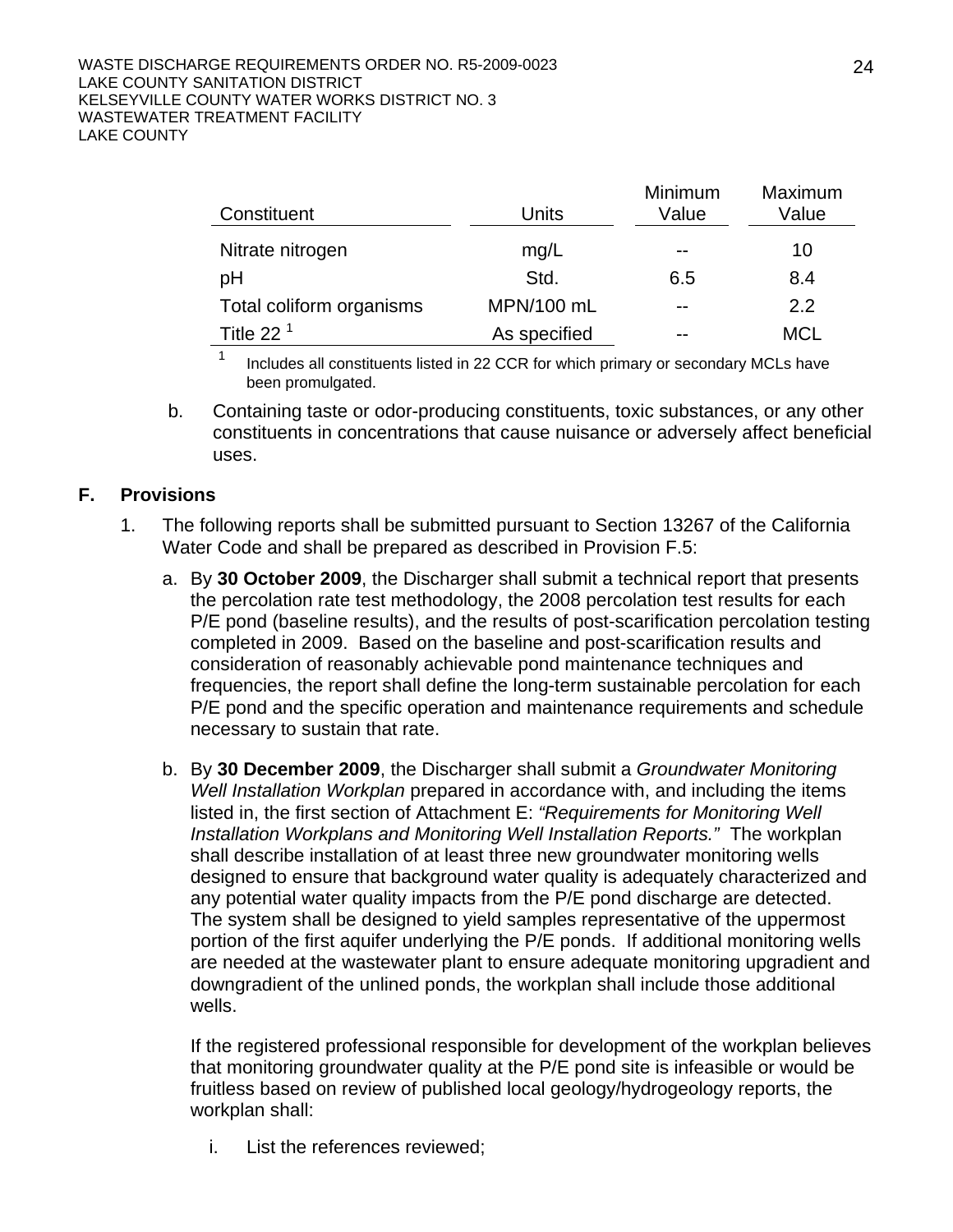| Constituent | Units | Minimum Value | Maximum Value |
|---|---|---|---|
| Nitrate nitrogen | mg/L | -- | 10 |
| pH | Std. | 6.5 | 8.4 |
| Total coliform organisms | MPN/100 mL | -- | 2.2 |
| Title 22 [1] | As specified | -- | MCL |

[1] Includes all constituents listed in 22 CCR for which primary or secondary MCLs have been promulgated.

b. Containing taste or odor-producing constituents, toxic substances, or any other constituents in concentrations that cause nuisance or adversely affect beneficial uses.

## F. Provisions

1. The following reports shall be submitted pursuant to Section 13267 of the California Water Code and shall be prepared as described in Provision F.5:

   a. By **30 October 2009**, the Discharger shall submit a technical report that presents the percolation rate test methodology, the 2008 percolation test results for each P/E pond (baseline results), and the results of post-scarification percolation testing completed in 2009. Based on the baseline and post-scarification results and consideration of reasonably achievable pond maintenance techniques and frequencies, the report shall define the long-term sustainable percolation for each P/E pond and the specific operation and maintenance requirements and schedule necessary to sustain that rate.

   b. By **30 December 2009**, the Discharger shall submit a *Groundwater Monitoring Well Installation Workplan* prepared in accordance with, and including the items listed in, the first section of Attachment E: *"Requirements for Monitoring Well Installation Workplans and Monitoring Well Installation Reports."* The workplan shall describe installation of at least three new groundwater monitoring wells designed to ensure that background water quality is adequately characterized and any potential water quality impacts from the P/E pond discharge are detected. The system shall be designed to yield samples representative of the uppermost portion of the first aquifer underlying the P/E ponds. If additional monitoring wells are needed at the wastewater plant to ensure adequate monitoring upgradient and downgradient of the unlined ponds, the workplan shall include those additional wells.

      If the registered professional responsible for development of the workplan believes that monitoring groundwater quality at the P/E pond site is infeasible or would be fruitless based on review of published local geology/hydrogeology reports, the workplan shall:

      i. List the references reviewed;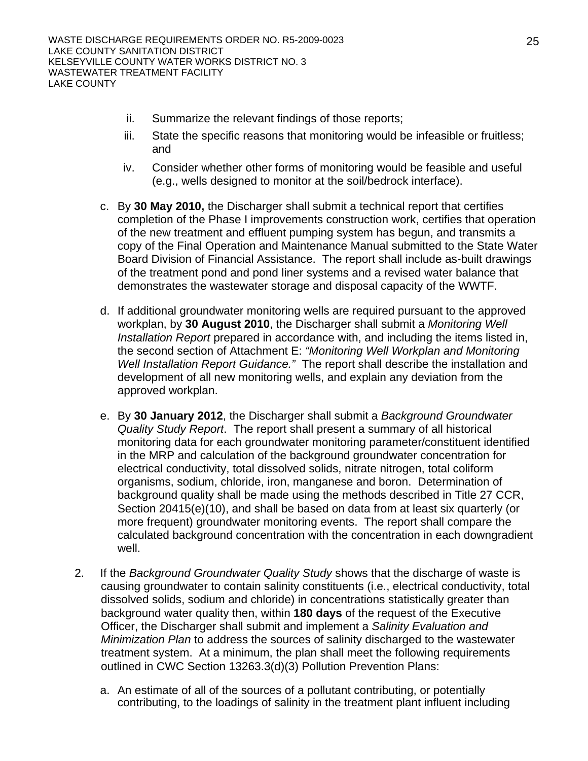ii. Summarize the relevant findings of those reports;

iii. State the specific reasons that monitoring would be infeasible or fruitless; and

iv. Consider whether other forms of monitoring would be feasible and useful (e.g., wells designed to monitor at the soil/bedrock interface).

c. By **30 May 2010,** the Discharger shall submit a technical report that certifies completion of the Phase I improvements construction work, certifies that operation of the new treatment and effluent pumping system has begun, and transmits a copy of the Final Operation and Maintenance Manual submitted to the State Water Board Division of Financial Assistance. The report shall include as-built drawings of the treatment pond and pond liner systems and a revised water balance that demonstrates the wastewater storage and disposal capacity of the WWTF.

d. If additional groundwater monitoring wells are required pursuant to the approved workplan, by **30 August 2010**, the Discharger shall submit a *Monitoring Well Installation Report* prepared in accordance with, and including the items listed in, the second section of Attachment E: *"Monitoring Well Workplan and Monitoring Well Installation Report Guidance."* The report shall describe the installation and development of all new monitoring wells, and explain any deviation from the approved workplan.

e. By **30 January 2012**, the Discharger shall submit a *Background Groundwater Quality Study Report*. The report shall present a summary of all historical monitoring data for each groundwater monitoring parameter/constituent identified in the MRP and calculation of the background groundwater concentration for electrical conductivity, total dissolved solids, nitrate nitrogen, total coliform organisms, sodium, chloride, iron, manganese and boron. Determination of background quality shall be made using the methods described in Title 27 CCR, Section 20415(e)(10), and shall be based on data from at least six quarterly (or more frequent) groundwater monitoring events. The report shall compare the calculated background concentration with the concentration in each downgradient well.

2. If the *Background Groundwater Quality Study* shows that the discharge of waste is causing groundwater to contain salinity constituents (i.e., electrical conductivity, total dissolved solids, sodium and chloride) in concentrations statistically greater than background water quality then, within **180 days** of the request of the Executive Officer, the Discharger shall submit and implement a *Salinity Evaluation and Minimization Plan* to address the sources of salinity discharged to the wastewater treatment system. At a minimum, the plan shall meet the following requirements outlined in CWC Section 13263.3(d)(3) Pollution Prevention Plans:

   a. An estimate of all of the sources of a pollutant contributing, or potentially contributing, to the loadings of salinity in the treatment plant influent including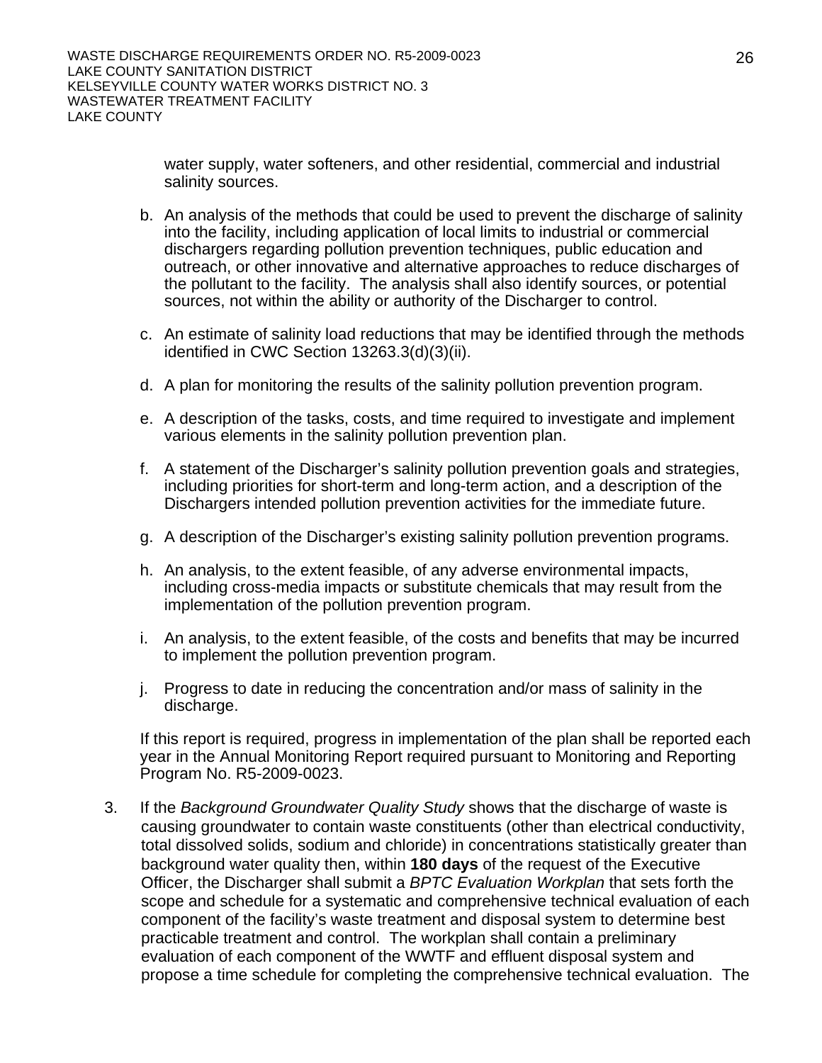water supply, water softeners, and other residential, commercial and industrial salinity sources.

b. An analysis of the methods that could be used to prevent the discharge of salinity into the facility, including application of local limits to industrial or commercial dischargers regarding pollution prevention techniques, public education and outreach, or other innovative and alternative approaches to reduce discharges of the pollutant to the facility. The analysis shall also identify sources, or potential sources, not within the ability or authority of the Discharger to control.

c. An estimate of salinity load reductions that may be identified through the methods identified in CWC Section 13263.3(d)(3)(ii).

d. A plan for monitoring the results of the salinity pollution prevention program.

e. A description of the tasks, costs, and time required to investigate and implement various elements in the salinity pollution prevention plan.

f. A statement of the Discharger's salinity pollution prevention goals and strategies, including priorities for short-term and long-term action, and a description of the Dischargers intended pollution prevention activities for the immediate future.

g. A description of the Discharger's existing salinity pollution prevention programs.

h. An analysis, to the extent feasible, of any adverse environmental impacts, including cross-media impacts or substitute chemicals that may result from the implementation of the pollution prevention program.

i. An analysis, to the extent feasible, of the costs and benefits that may be incurred to implement the pollution prevention program.

j. Progress to date in reducing the concentration and/or mass of salinity in the discharge.

If this report is required, progress in implementation of the plan shall be reported each year in the Annual Monitoring Report required pursuant to Monitoring and Reporting Program No. R5-2009-0023.

3. If the *Background Groundwater Quality Study* shows that the discharge of waste is causing groundwater to contain waste constituents (other than electrical conductivity, total dissolved solids, sodium and chloride) in concentrations statistically greater than background water quality then, within **180 days** of the request of the Executive Officer, the Discharger shall submit a *BPTC Evaluation Workplan* that sets forth the scope and schedule for a systematic and comprehensive technical evaluation of each component of the facility's waste treatment and disposal system to determine best practicable treatment and control. The workplan shall contain a preliminary evaluation of each component of the WWTF and effluent disposal system and propose a time schedule for completing the comprehensive technical evaluation. The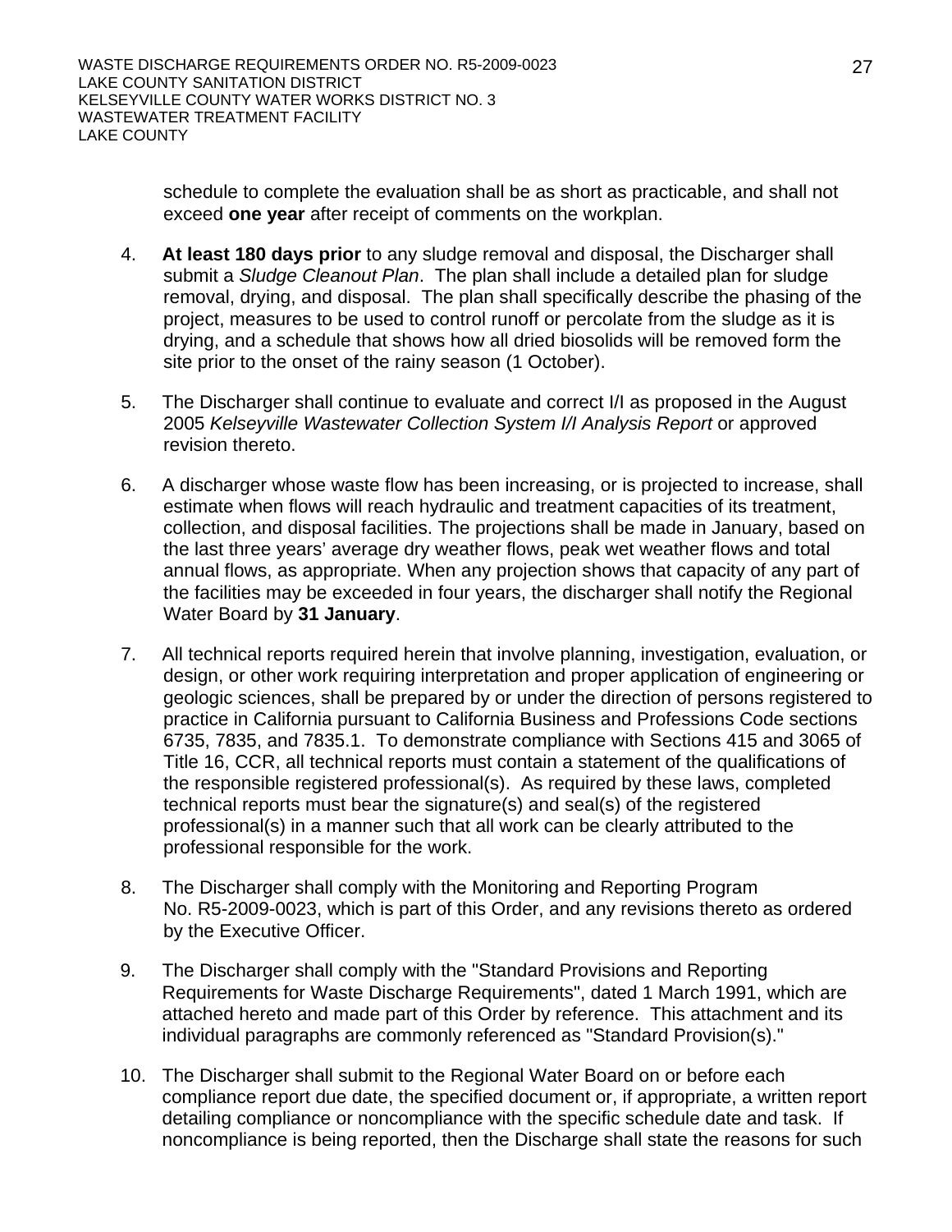schedule to complete the evaluation shall be as short as practicable, and shall not exceed **one year** after receipt of comments on the workplan.

4. **At least 180 days prior** to any sludge removal and disposal, the Discharger shall submit a *Sludge Cleanout Plan*. The plan shall include a detailed plan for sludge removal, drying, and disposal. The plan shall specifically describe the phasing of the project, measures to be used to control runoff or percolate from the sludge as it is drying, and a schedule that shows how all dried biosolids will be removed form the site prior to the onset of the rainy season (1 October).

5. The Discharger shall continue to evaluate and correct I/I as proposed in the August 2005 *Kelseyville Wastewater Collection System I/I Analysis Report* or approved revision thereto.

6. A discharger whose waste flow has been increasing, or is projected to increase, shall estimate when flows will reach hydraulic and treatment capacities of its treatment, collection, and disposal facilities. The projections shall be made in January, based on the last three years' average dry weather flows, peak wet weather flows and total annual flows, as appropriate. When any projection shows that capacity of any part of the facilities may be exceeded in four years, the discharger shall notify the Regional Water Board by **31 January**.

7. All technical reports required herein that involve planning, investigation, evaluation, or design, or other work requiring interpretation and proper application of engineering or geologic sciences, shall be prepared by or under the direction of persons registered to practice in California pursuant to California Business and Professions Code sections 6735, 7835, and 7835.1. To demonstrate compliance with Sections 415 and 3065 of Title 16, CCR, all technical reports must contain a statement of the qualifications of the responsible registered professional(s). As required by these laws, completed technical reports must bear the signature(s) and seal(s) of the registered professional(s) in a manner such that all work can be clearly attributed to the professional responsible for the work.

8. The Discharger shall comply with the Monitoring and Reporting Program No. R5-2009-0023, which is part of this Order, and any revisions thereto as ordered by the Executive Officer.

9. The Discharger shall comply with the "Standard Provisions and Reporting Requirements for Waste Discharge Requirements", dated 1 March 1991, which are attached hereto and made part of this Order by reference. This attachment and its individual paragraphs are commonly referenced as "Standard Provision(s)."

10. The Discharger shall submit to the Regional Water Board on or before each compliance report due date, the specified document or, if appropriate, a written report detailing compliance or noncompliance with the specific schedule date and task. If noncompliance is being reported, then the Discharge shall state the reasons for such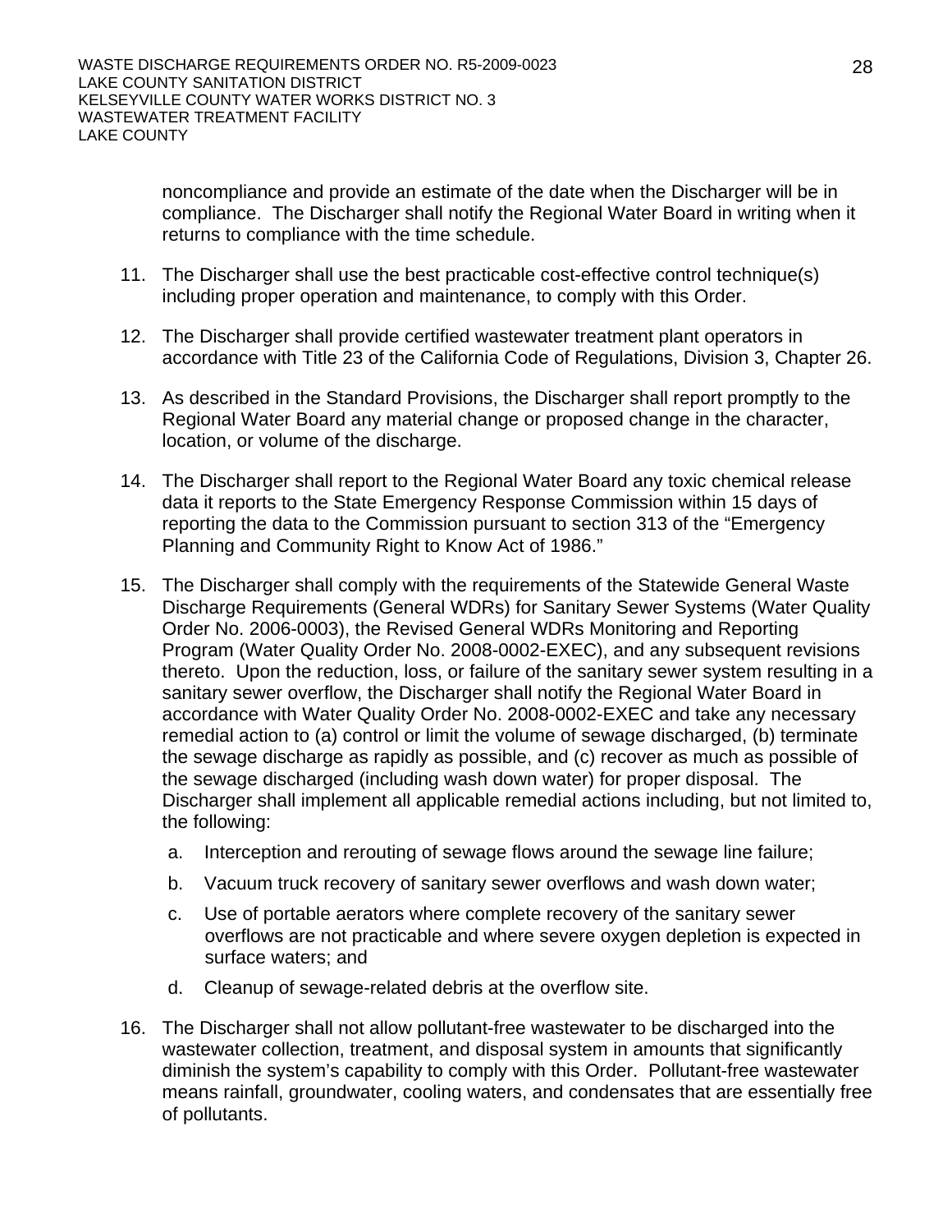noncompliance and provide an estimate of the date when the Discharger will be in compliance. The Discharger shall notify the Regional Water Board in writing when it returns to compliance with the time schedule.

11. The Discharger shall use the best practicable cost-effective control technique(s) including proper operation and maintenance, to comply with this Order.

12. The Discharger shall provide certified wastewater treatment plant operators in accordance with Title 23 of the California Code of Regulations, Division 3, Chapter 26.

13. As described in the Standard Provisions, the Discharger shall report promptly to the Regional Water Board any material change or proposed change in the character, location, or volume of the discharge.

14. The Discharger shall report to the Regional Water Board any toxic chemical release data it reports to the State Emergency Response Commission within 15 days of reporting the data to the Commission pursuant to section 313 of the "Emergency Planning and Community Right to Know Act of 1986."

15. The Discharger shall comply with the requirements of the Statewide General Waste Discharge Requirements (General WDRs) for Sanitary Sewer Systems (Water Quality Order No. 2006-0003), the Revised General WDRs Monitoring and Reporting Program (Water Quality Order No. 2008-0002-EXEC), and any subsequent revisions thereto. Upon the reduction, loss, or failure of the sanitary sewer system resulting in a sanitary sewer overflow, the Discharger shall notify the Regional Water Board in accordance with Water Quality Order No. 2008-0002-EXEC and take any necessary remedial action to (a) control or limit the volume of sewage discharged, (b) terminate the sewage discharge as rapidly as possible, and (c) recover as much as possible of the sewage discharged (including wash down water) for proper disposal. The Discharger shall implement all applicable remedial actions including, but not limited to, the following:

    a. Interception and rerouting of sewage flows around the sewage line failure;

    b. Vacuum truck recovery of sanitary sewer overflows and wash down water;

    c. Use of portable aerators where complete recovery of the sanitary sewer overflows are not practicable and where severe oxygen depletion is expected in surface waters; and

    d. Cleanup of sewage-related debris at the overflow site.

16. The Discharger shall not allow pollutant-free wastewater to be discharged into the wastewater collection, treatment, and disposal system in amounts that significantly diminish the system's capability to comply with this Order. Pollutant-free wastewater means rainfall, groundwater, cooling waters, and condensates that are essentially free of pollutants.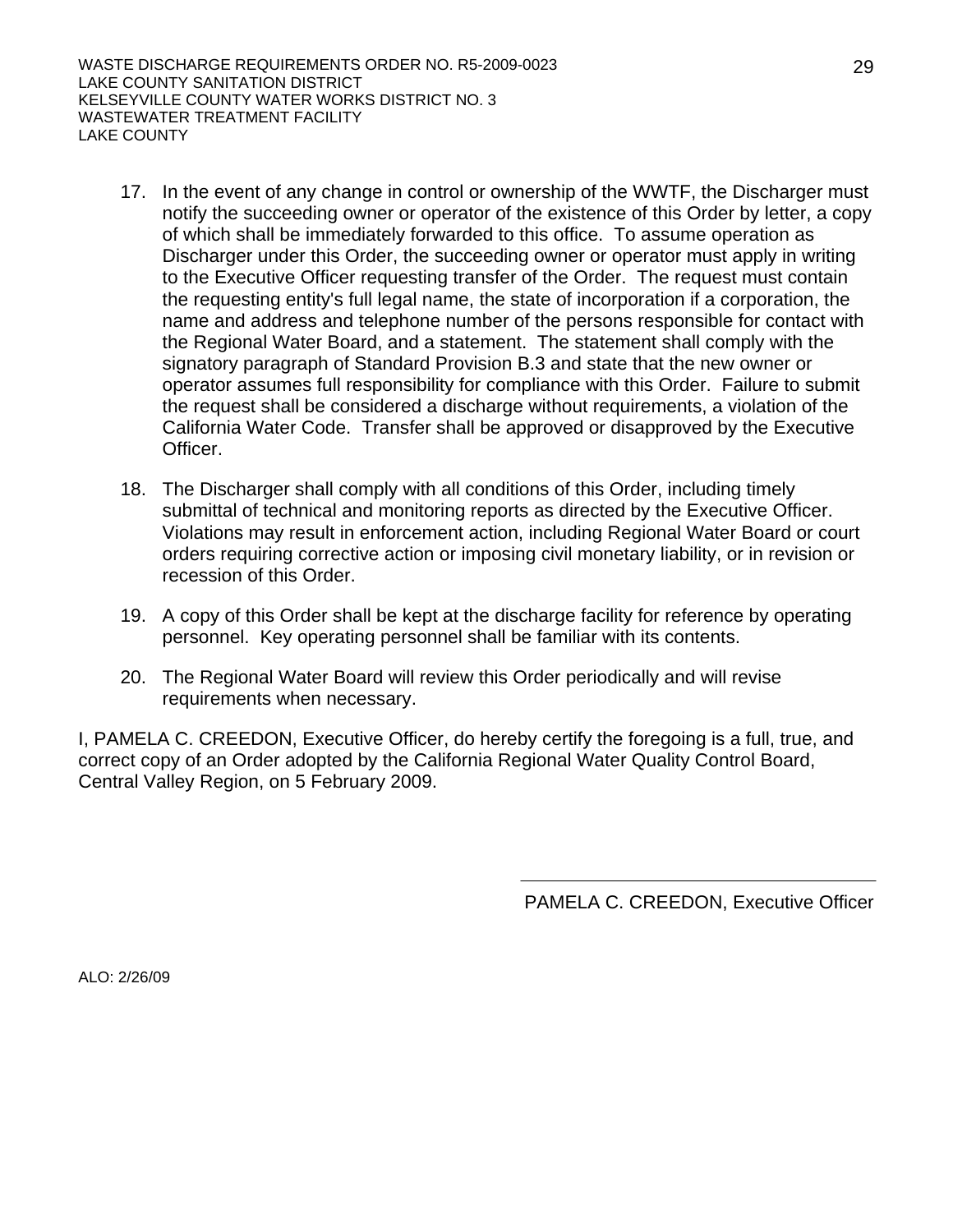17. In the event of any change in control or ownership of the WWTF, the Discharger must notify the succeeding owner or operator of the existence of this Order by letter, a copy of which shall be immediately forwarded to this office. To assume operation as Discharger under this Order, the succeeding owner or operator must apply in writing to the Executive Officer requesting transfer of the Order. The request must contain the requesting entity's full legal name, the state of incorporation if a corporation, the name and address and telephone number of the persons responsible for contact with the Regional Water Board, and a statement. The statement shall comply with the signatory paragraph of Standard Provision B.3 and state that the new owner or operator assumes full responsibility for compliance with this Order. Failure to submit the request shall be considered a discharge without requirements, a violation of the California Water Code. Transfer shall be approved or disapproved by the Executive Officer.

18. The Discharger shall comply with all conditions of this Order, including timely submittal of technical and monitoring reports as directed by the Executive Officer. Violations may result in enforcement action, including Regional Water Board or court orders requiring corrective action or imposing civil monetary liability, or in revision or recession of this Order.

19. A copy of this Order shall be kept at the discharge facility for reference by operating personnel. Key operating personnel shall be familiar with its contents.

20. The Regional Water Board will review this Order periodically and will revise requirements when necessary.

I, PAMELA C. CREEDON, Executive Officer, do hereby certify the foregoing is a full, true, and correct copy of an Order adopted by the California Regional Water Quality Control Board, Central Valley Region, on 5 February 2009.

PAMELA C. CREEDON, Executive Officer

ALO: 2/26/09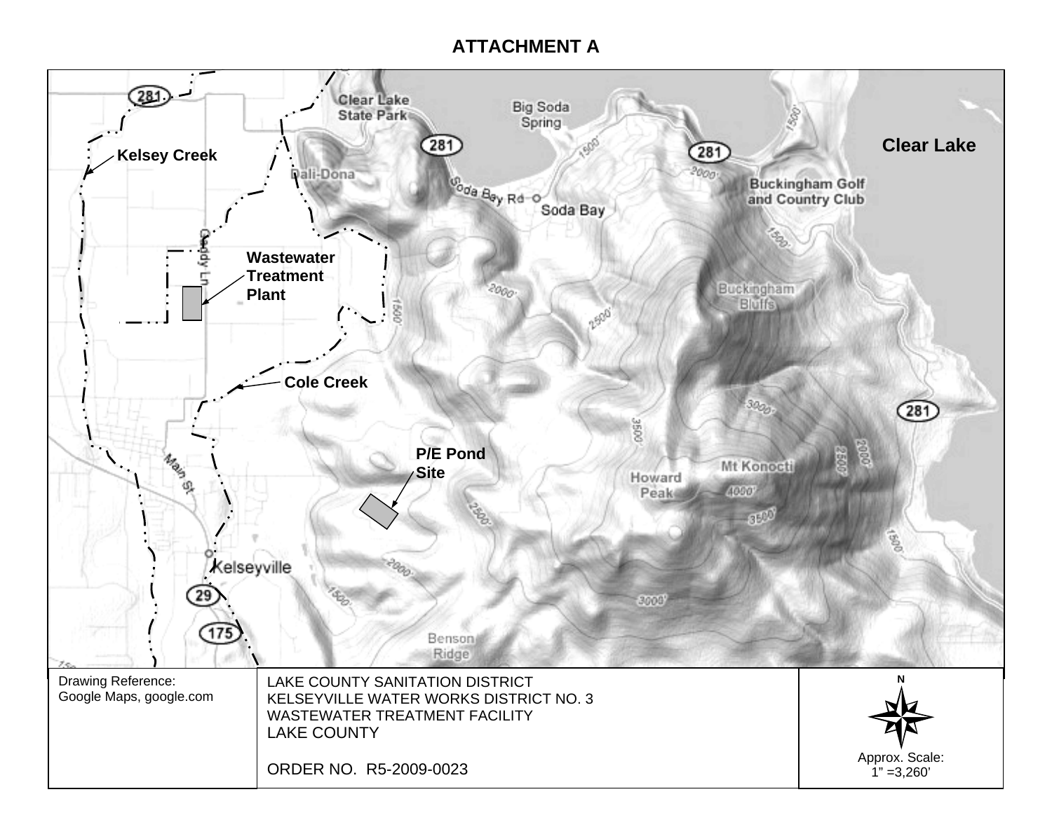# ATTACHMENT A

Clear Lake State Park

Big Soda Spring

281

Clear Lake

Kelsey Creek

Dali-Dona

Soda Bay Rd

Soda Bay

Buckingham Golf and Country Club

Gaddy Ln

Wastewater Treatment Plant

Buckingham Bluffs

Cole Creek

P/E Pond Site

Main St

Howard Peak

Mt Konocti

Kelseyville

29

175

Benson Ridge

| Drawing Reference: Google Maps, google.com | LAKE COUNTY SANITATION DISTRICT<br>KELSEYVILLE WATER WORKS DISTRICT NO. 3<br>WASTEWATER TREATMENT FACILITY<br>LAKE COUNTY<br><br>ORDER NO. R5-2009-0023 | N<br><br>Approx. Scale:<br>1" =3,260' |
|---|---|---|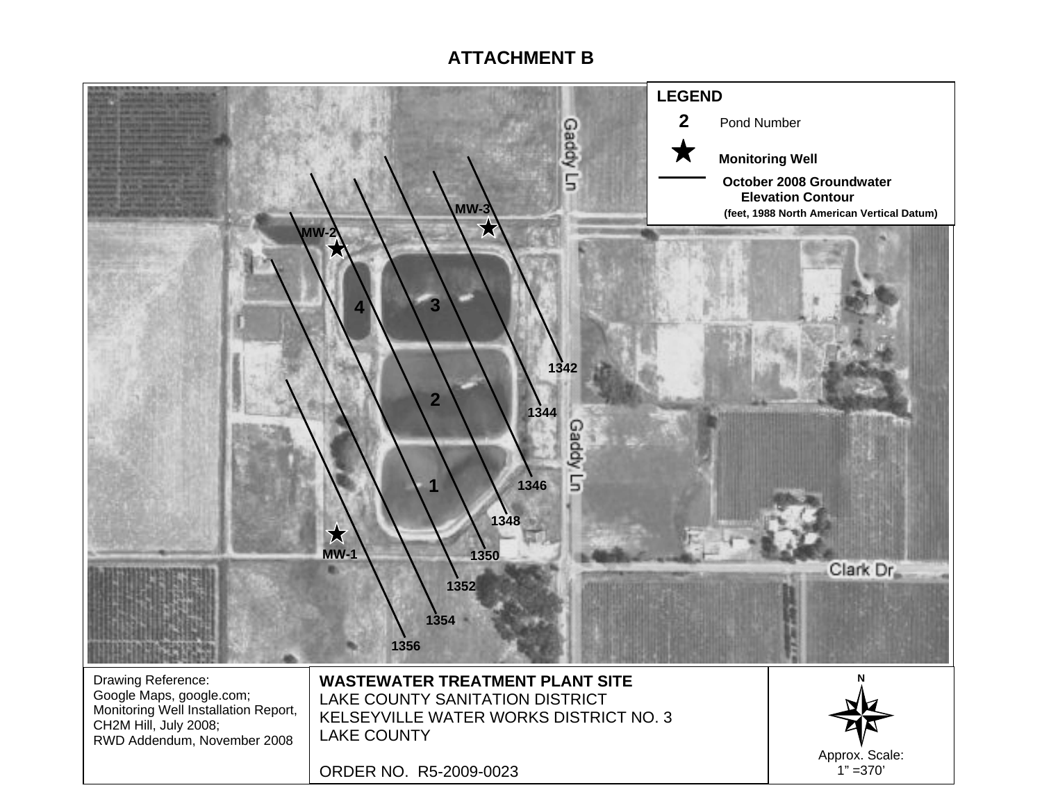# ATTACHMENT B

**LEGEND**

**2** Pond Number

★ **Monitoring Well**

— **October 2008 Groundwater Elevation Contour (feet, 1988 North American Vertical Datum)**

Gaddy Ln

Clark Dr

MW-1, MW-2, MW-3

Ponds: 1, 2, 3, 4

Contours: 1342, 1344, 1346, 1348, 1350, 1352, 1354, 1356

| Drawing Reference: Google Maps, google.com; Monitoring Well Installation Report, CH2M Hill, July 2008; RWD Addendum, November 2008 | **WASTEWATER TREATMENT PLANT SITE**<br>LAKE COUNTY SANITATION DISTRICT<br>KELSEYVILLE WATER WORKS DISTRICT NO. 3<br>LAKE COUNTY<br><br>ORDER NO. R5-2009-0023 | N<br><br>Approx. Scale:<br>1" =370' |
|---|---|---|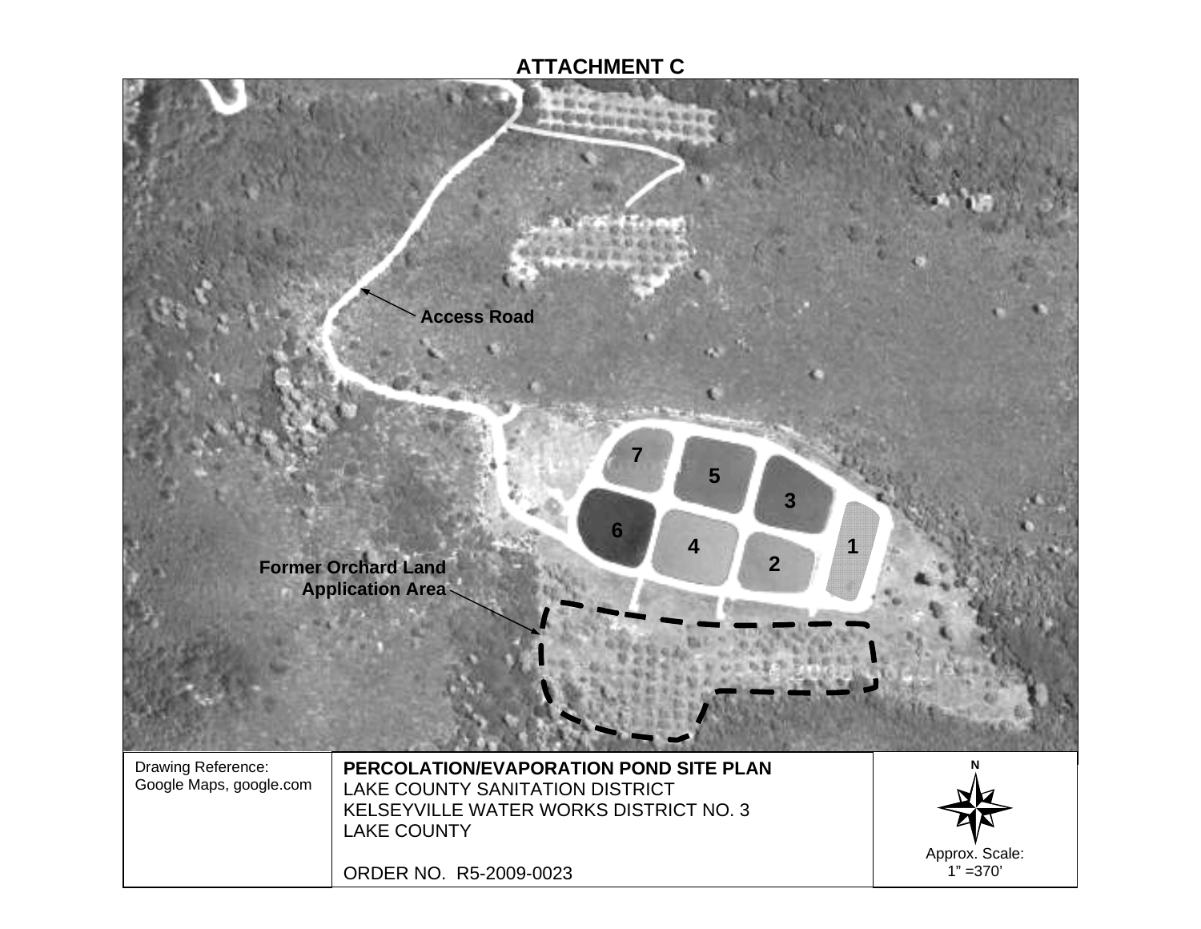# ATTACHMENT C

Access Road

7

5

3

6

4

2

1

Former Orchard Land Application Area

| Drawing Reference: Google Maps, google.com | **PERCOLATION/EVAPORATION POND SITE PLAN** LAKE COUNTY SANITATION DISTRICT KELSEYVILLE WATER WORKS DISTRICT NO. 3 LAKE COUNTY ORDER NO. R5-2009-0023 | N Approx. Scale: 1" =370' |
|---|---|---|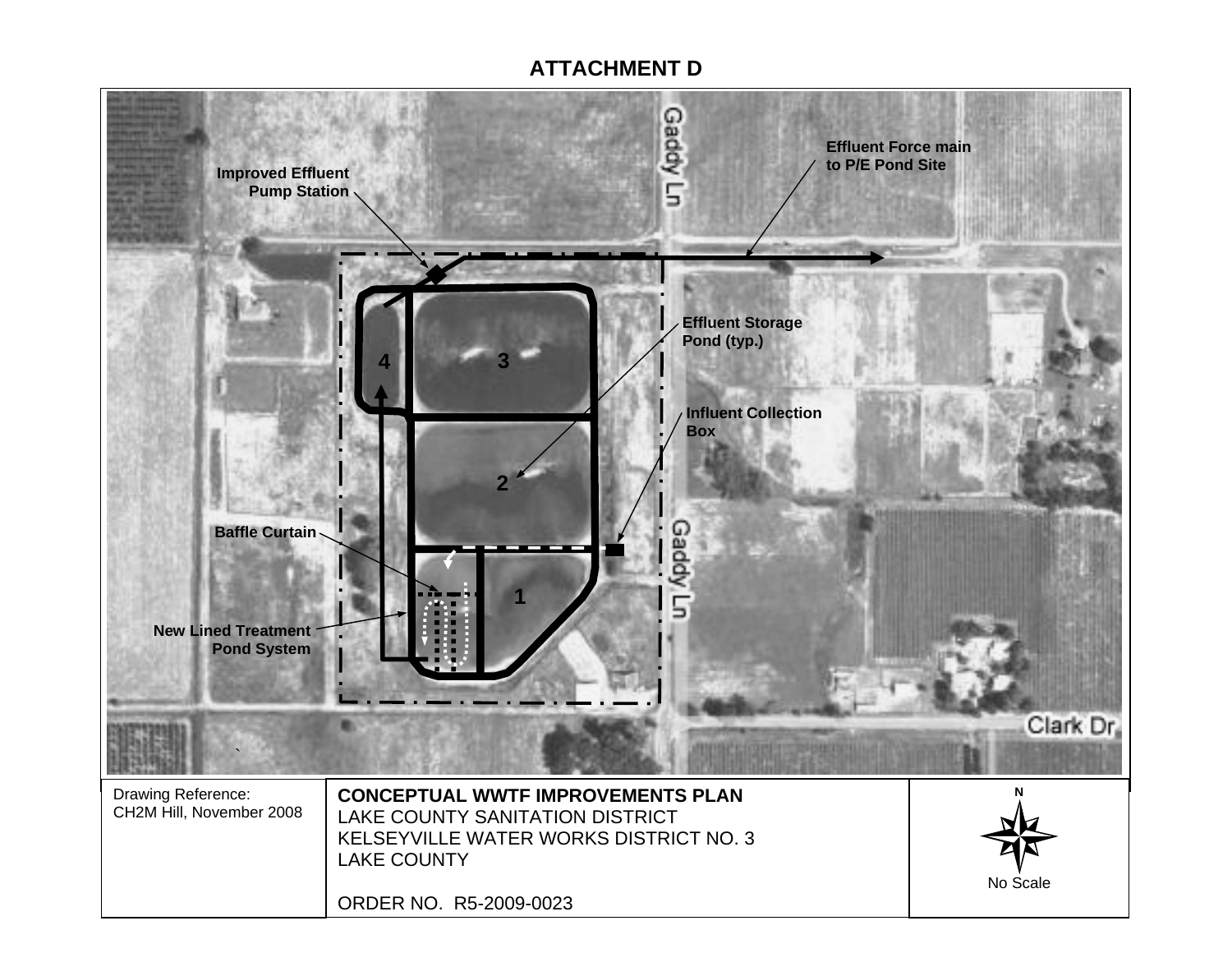# ATTACHMENT D

Improved Effluent Pump Station

Effluent Force main to P/E Pond Site

Gaddy Ln

Effluent Storage Pond (typ.)

Influent Collection Box

Baffle Curtain

New Lined Treatment Pond System

Clark Dr

4

3

2

1

| Drawing Reference: CH2M Hill, November 2008 | **CONCEPTUAL WWTF IMPROVEMENTS PLAN**<br>LAKE COUNTY SANITATION DISTRICT<br>KELSEYVILLE WATER WORKS DISTRICT NO. 3<br>LAKE COUNTY<br><br>ORDER NO. R5-2009-0023 | N<br>No Scale |
|---|---|---|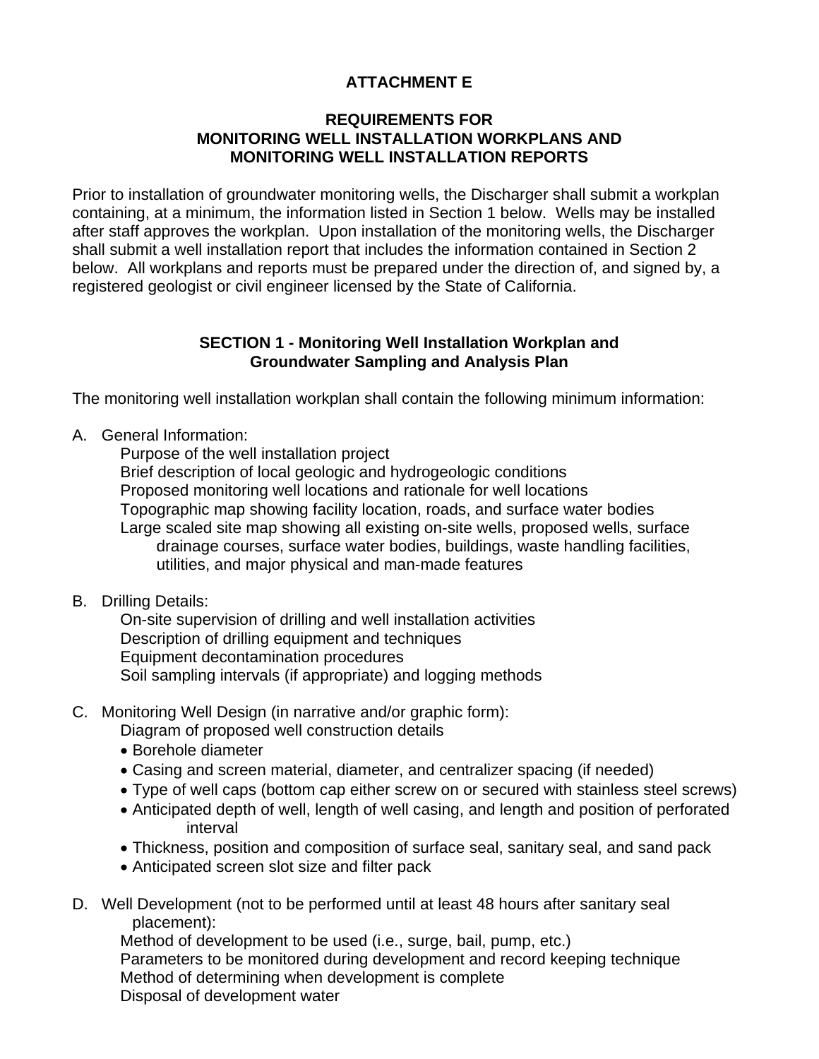# ATTACHMENT E

## REQUIREMENTS FOR MONITORING WELL INSTALLATION WORKPLANS AND MONITORING WELL INSTALLATION REPORTS

Prior to installation of groundwater monitoring wells, the Discharger shall submit a workplan containing, at a minimum, the information listed in Section 1 below. Wells may be installed after staff approves the workplan. Upon installation of the monitoring wells, the Discharger shall submit a well installation report that includes the information contained in Section 2 below. All workplans and reports must be prepared under the direction of, and signed by, a registered geologist or civil engineer licensed by the State of California.

### SECTION 1 - Monitoring Well Installation Workplan and Groundwater Sampling and Analysis Plan

The monitoring well installation workplan shall contain the following minimum information:

A. General Information:
   - Purpose of the well installation project
   - Brief description of local geologic and hydrogeologic conditions
   - Proposed monitoring well locations and rationale for well locations
   - Topographic map showing facility location, roads, and surface water bodies
   - Large scaled site map showing all existing on-site wells, proposed wells, surface drainage courses, surface water bodies, buildings, waste handling facilities, utilities, and major physical and man-made features

B. Drilling Details:
   - On-site supervision of drilling and well installation activities
   - Description of drilling equipment and techniques
   - Equipment decontamination procedures
   - Soil sampling intervals (if appropriate) and logging methods

C. Monitoring Well Design (in narrative and/or graphic form):
   - Diagram of proposed well construction details
     - Borehole diameter
     - Casing and screen material, diameter, and centralizer spacing (if needed)
     - Type of well caps (bottom cap either screw on or secured with stainless steel screws)
     - Anticipated depth of well, length of well casing, and length and position of perforated interval
     - Thickness, position and composition of surface seal, sanitary seal, and sand pack
     - Anticipated screen slot size and filter pack

D. Well Development (not to be performed until at least 48 hours after sanitary seal placement):
   - Method of development to be used (i.e., surge, bail, pump, etc.)
   - Parameters to be monitored during development and record keeping technique
   - Method of determining when development is complete
   - Disposal of development water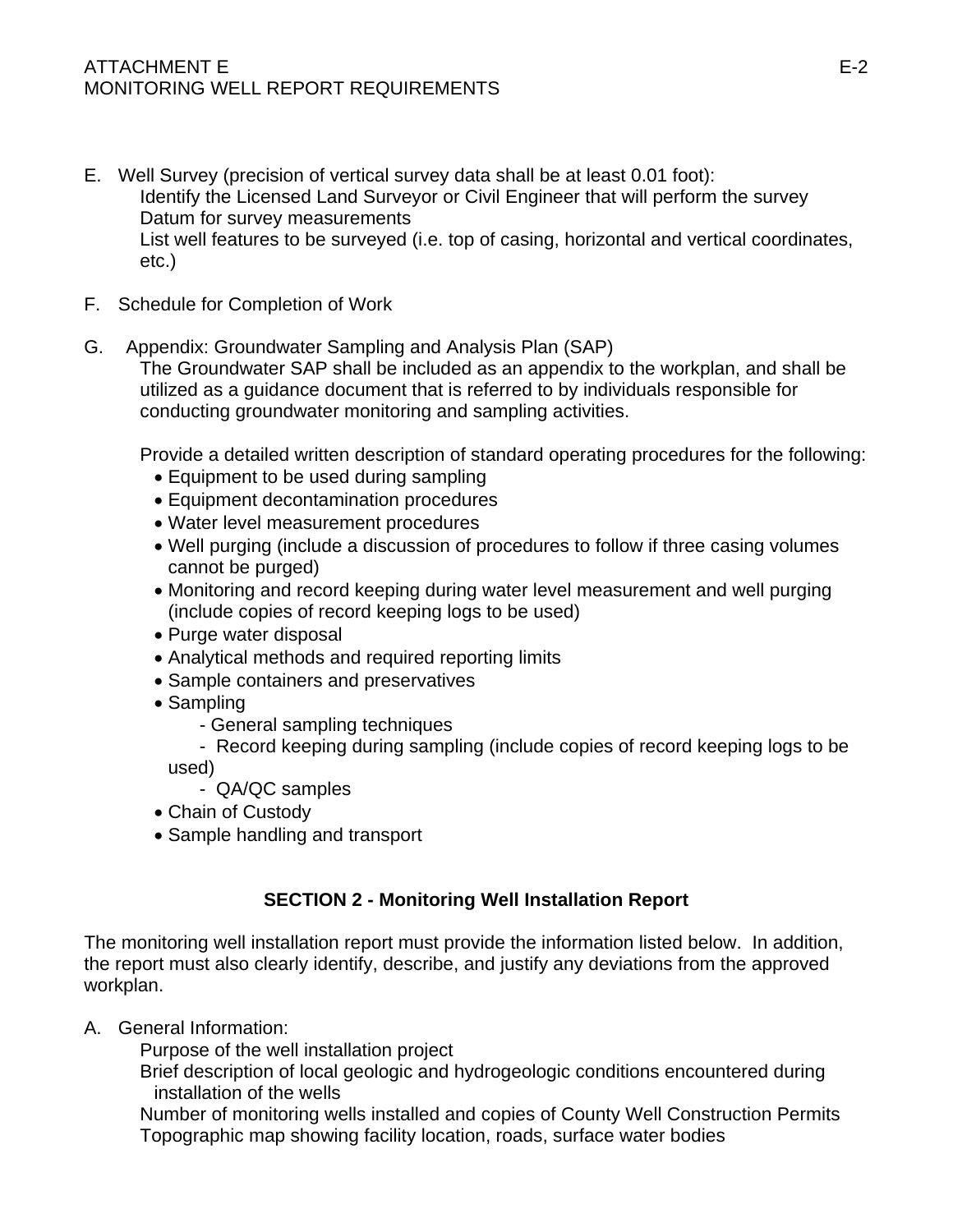E. Well Survey (precision of vertical survey data shall be at least 0.01 foot):
   Identify the Licensed Land Surveyor or Civil Engineer that will perform the survey
   Datum for survey measurements
   List well features to be surveyed (i.e. top of casing, horizontal and vertical coordinates, etc.)

F. Schedule for Completion of Work

G. Appendix: Groundwater Sampling and Analysis Plan (SAP)
   The Groundwater SAP shall be included as an appendix to the workplan, and shall be utilized as a guidance document that is referred to by individuals responsible for conducting groundwater monitoring and sampling activities.

   Provide a detailed written description of standard operating procedures for the following:
   - Equipment to be used during sampling
   - Equipment decontamination procedures
   - Water level measurement procedures
   - Well purging (include a discussion of procedures to follow if three casing volumes cannot be purged)
   - Monitoring and record keeping during water level measurement and well purging (include copies of record keeping logs to be used)
   - Purge water disposal
   - Analytical methods and required reporting limits
   - Sample containers and preservatives
   - Sampling
     - General sampling techniques
     - Record keeping during sampling (include copies of record keeping logs to be used)
     - QA/QC samples
   - Chain of Custody
   - Sample handling and transport

## SECTION 2 - Monitoring Well Installation Report

The monitoring well installation report must provide the information listed below. In addition, the report must also clearly identify, describe, and justify any deviations from the approved workplan.

A. General Information:
   Purpose of the well installation project
   Brief description of local geologic and hydrogeologic conditions encountered during installation of the wells
   Number of monitoring wells installed and copies of County Well Construction Permits
   Topographic map showing facility location, roads, surface water bodies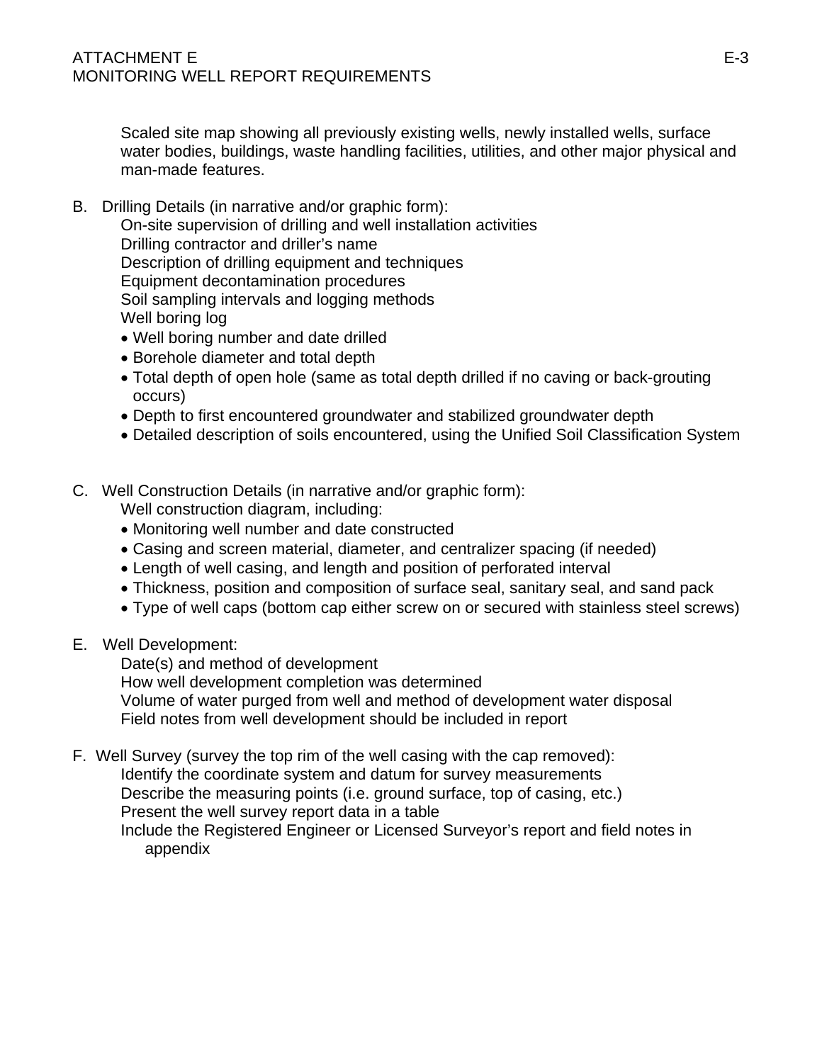Scaled site map showing all previously existing wells, newly installed wells, surface water bodies, buildings, waste handling facilities, utilities, and other major physical and man-made features.

B. Drilling Details (in narrative and/or graphic form):

On-site supervision of drilling and well installation activities
Drilling contractor and driller's name
Description of drilling equipment and techniques
Equipment decontamination procedures
Soil sampling intervals and logging methods
Well boring log

- Well boring number and date drilled
- Borehole diameter and total depth
- Total depth of open hole (same as total depth drilled if no caving or back-grouting occurs)
- Depth to first encountered groundwater and stabilized groundwater depth
- Detailed description of soils encountered, using the Unified Soil Classification System

C. Well Construction Details (in narrative and/or graphic form):

Well construction diagram, including:

- Monitoring well number and date constructed
- Casing and screen material, diameter, and centralizer spacing (if needed)
- Length of well casing, and length and position of perforated interval
- Thickness, position and composition of surface seal, sanitary seal, and sand pack
- Type of well caps (bottom cap either screw on or secured with stainless steel screws)

E. Well Development:

Date(s) and method of development
How well development completion was determined
Volume of water purged from well and method of development water disposal
Field notes from well development should be included in report

F. Well Survey (survey the top rim of the well casing with the cap removed):

Identify the coordinate system and datum for survey measurements
Describe the measuring points (i.e. ground surface, top of casing, etc.)
Present the well survey report data in a table
Include the Registered Engineer or Licensed Surveyor's report and field notes in appendix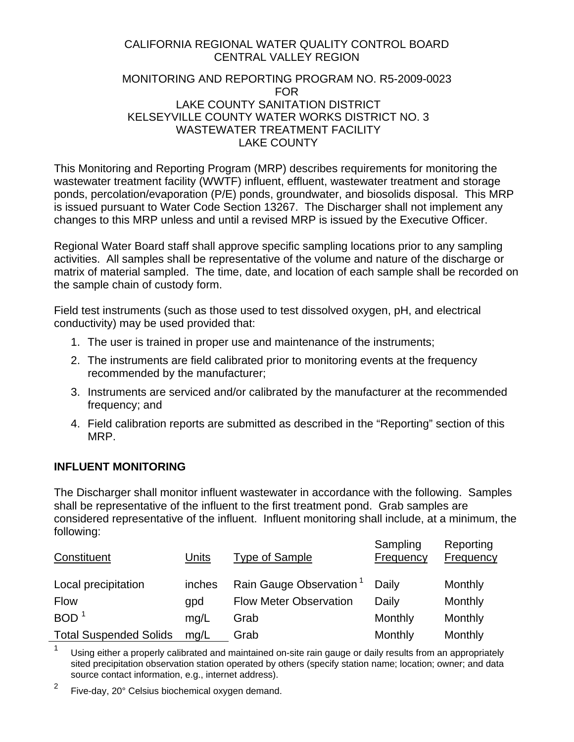CALIFORNIA REGIONAL WATER QUALITY CONTROL BOARD
CENTRAL VALLEY REGION

MONITORING AND REPORTING PROGRAM NO. R5-2009-0023
FOR
LAKE COUNTY SANITATION DISTRICT
KELSEYVILLE COUNTY WATER WORKS DISTRICT NO. 3
WASTEWATER TREATMENT FACILITY
LAKE COUNTY

This Monitoring and Reporting Program (MRP) describes requirements for monitoring the wastewater treatment facility (WWTF) influent, effluent, wastewater treatment and storage ponds, percolation/evaporation (P/E) ponds, groundwater, and biosolids disposal. This MRP is issued pursuant to Water Code Section 13267. The Discharger shall not implement any changes to this MRP unless and until a revised MRP is issued by the Executive Officer.

Regional Water Board staff shall approve specific sampling locations prior to any sampling activities. All samples shall be representative of the volume and nature of the discharge or matrix of material sampled. The time, date, and location of each sample shall be recorded on the sample chain of custody form.

Field test instruments (such as those used to test dissolved oxygen, pH, and electrical conductivity) may be used provided that:

1. The user is trained in proper use and maintenance of the instruments;
2. The instruments are field calibrated prior to monitoring events at the frequency recommended by the manufacturer;
3. Instruments are serviced and/or calibrated by the manufacturer at the recommended frequency; and
4. Field calibration reports are submitted as described in the "Reporting" section of this MRP.

**INFLUENT MONITORING**

The Discharger shall monitor influent wastewater in accordance with the following. Samples shall be representative of the influent to the first treatment pond. Grab samples are considered representative of the influent. Influent monitoring shall include, at a minimum, the following:

| Constituent | Units | Type of Sample | Sampling Frequency | Reporting Frequency |
|---|---|---|---|---|
| Local precipitation | inches | Rain Gauge Observation [1] | Daily | Monthly |
| Flow | gpd | Flow Meter Observation | Daily | Monthly |
| BOD [1] | mg/L | Grab | Monthly | Monthly |
| Total Suspended Solids | mg/L | Grab | Monthly | Monthly |

[1] Using either a properly calibrated and maintained on-site rain gauge or daily results from an appropriately sited precipitation observation station operated by others (specify station name; location; owner; and data source contact information, e.g., internet address).

[2] Five-day, 20° Celsius biochemical oxygen demand.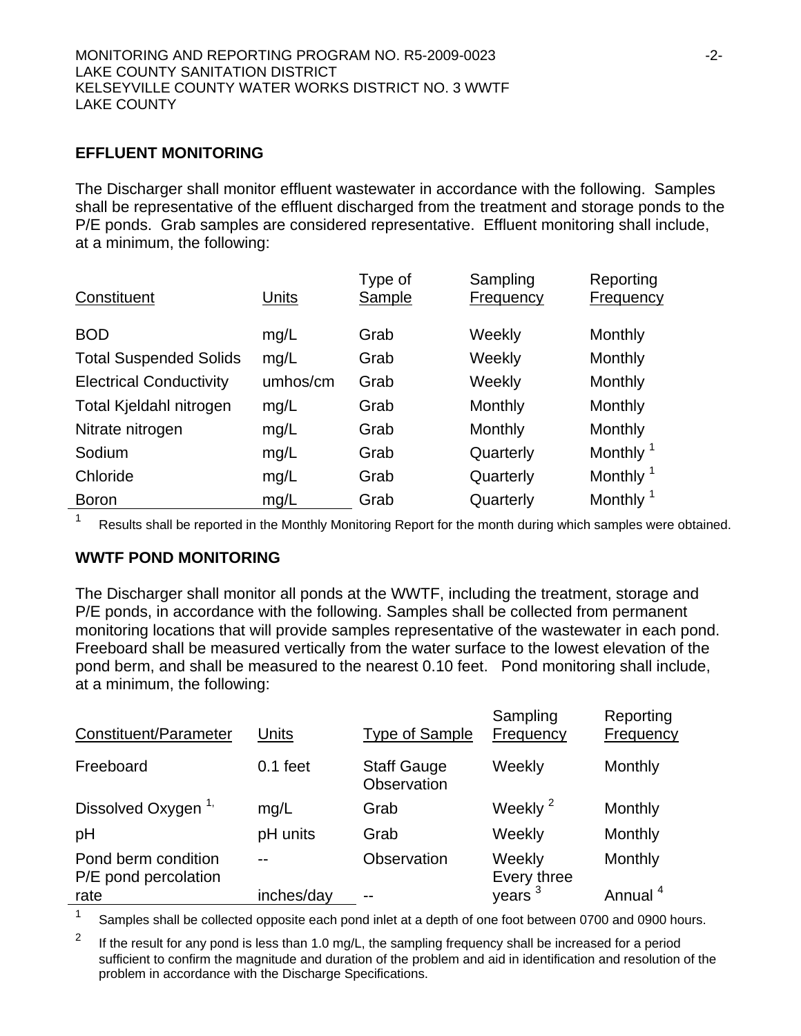## EFFLUENT MONITORING

The Discharger shall monitor effluent wastewater in accordance with the following. Samples shall be representative of the effluent discharged from the treatment and storage ponds to the P/E ponds. Grab samples are considered representative. Effluent monitoring shall include, at a minimum, the following:

| Constituent | Units | Type of Sample | Sampling Frequency | Reporting Frequency |
|---|---|---|---|---|
| BOD | mg/L | Grab | Weekly | Monthly |
| Total Suspended Solids | mg/L | Grab | Weekly | Monthly |
| Electrical Conductivity | umhos/cm | Grab | Weekly | Monthly |
| Total Kjeldahl nitrogen | mg/L | Grab | Monthly | Monthly |
| Nitrate nitrogen | mg/L | Grab | Monthly | Monthly |
| Sodium | mg/L | Grab | Quarterly | Monthly [1] |
| Chloride | mg/L | Grab | Quarterly | Monthly [1] |
| Boron | mg/L | Grab | Quarterly | Monthly [1] |

[1] Results shall be reported in the Monthly Monitoring Report for the month during which samples were obtained.

## WWTF POND MONITORING

The Discharger shall monitor all ponds at the WWTF, including the treatment, storage and P/E ponds, in accordance with the following. Samples shall be collected from permanent monitoring locations that will provide samples representative of the wastewater in each pond. Freeboard shall be measured vertically from the water surface to the lowest elevation of the pond berm, and shall be measured to the nearest 0.10 feet. Pond monitoring shall include, at a minimum, the following:

| Constituent/Parameter | Units | Type of Sample | Sampling Frequency | Reporting Frequency |
|---|---|---|---|---|
| Freeboard | 0.1 feet | Staff Gauge Observation | Weekly | Monthly |
| Dissolved Oxygen [1] | mg/L | Grab | Weekly [2] | Monthly |
| pH | pH units | Grab | Weekly | Monthly |
| Pond berm condition | -- | Observation | Weekly | Monthly |
| P/E pond percolation rate | inches/day | -- | Every three years [3] | Annual [4] |

[1] Samples shall be collected opposite each pond inlet at a depth of one foot between 0700 and 0900 hours.

[2] If the result for any pond is less than 1.0 mg/L, the sampling frequency shall be increased for a period sufficient to confirm the magnitude and duration of the problem and aid in identification and resolution of the problem in accordance with the Discharge Specifications.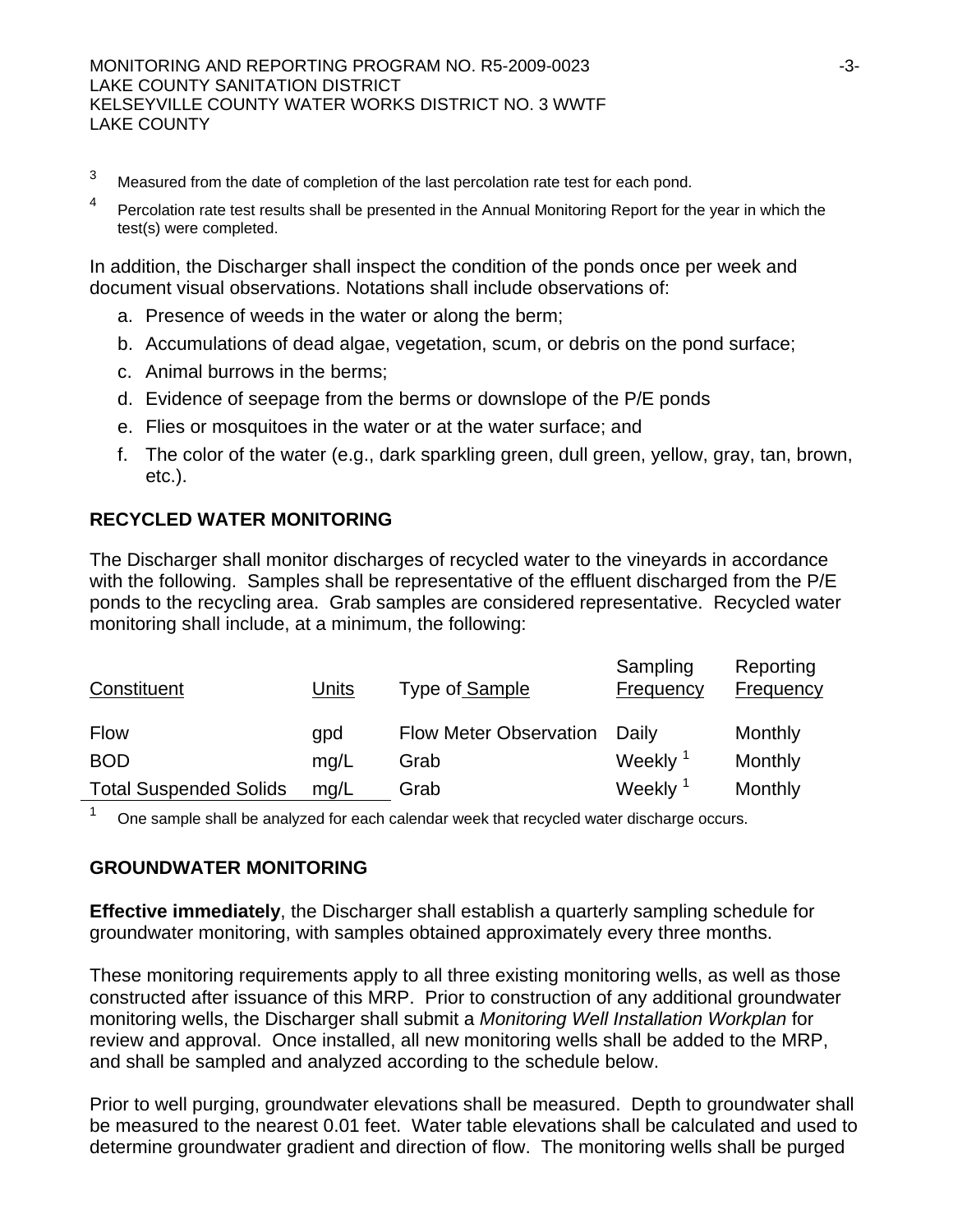[3] Measured from the date of completion of the last percolation rate test for each pond.

[4] Percolation rate test results shall be presented in the Annual Monitoring Report for the year in which the test(s) were completed.

In addition, the Discharger shall inspect the condition of the ponds once per week and document visual observations. Notations shall include observations of:

a. Presence of weeds in the water or along the berm;
b. Accumulations of dead algae, vegetation, scum, or debris on the pond surface;
c. Animal burrows in the berms;
d. Evidence of seepage from the berms or downslope of the P/E ponds
e. Flies or mosquitoes in the water or at the water surface; and
f. The color of the water (e.g., dark sparkling green, dull green, yellow, gray, tan, brown, etc.).

## RECYCLED WATER MONITORING

The Discharger shall monitor discharges of recycled water to the vineyards in accordance with the following. Samples shall be representative of the effluent discharged from the P/E ponds to the recycling area. Grab samples are considered representative. Recycled water monitoring shall include, at a minimum, the following:

| Constituent | Units | Type of Sample | Sampling Frequency | Reporting Frequency |
|---|---|---|---|---|
| Flow | gpd | Flow Meter Observation | Daily | Monthly |
| BOD | mg/L | Grab | Weekly [1] | Monthly |
| Total Suspended Solids | mg/L | Grab | Weekly [1] | Monthly |

[1] One sample shall be analyzed for each calendar week that recycled water discharge occurs.

## GROUNDWATER MONITORING

**Effective immediately**, the Discharger shall establish a quarterly sampling schedule for groundwater monitoring, with samples obtained approximately every three months.

These monitoring requirements apply to all three existing monitoring wells, as well as those constructed after issuance of this MRP. Prior to construction of any additional groundwater monitoring wells, the Discharger shall submit a *Monitoring Well Installation Workplan* for review and approval. Once installed, all new monitoring wells shall be added to the MRP, and shall be sampled and analyzed according to the schedule below.

Prior to well purging, groundwater elevations shall be measured. Depth to groundwater shall be measured to the nearest 0.01 feet. Water table elevations shall be calculated and used to determine groundwater gradient and direction of flow. The monitoring wells shall be purged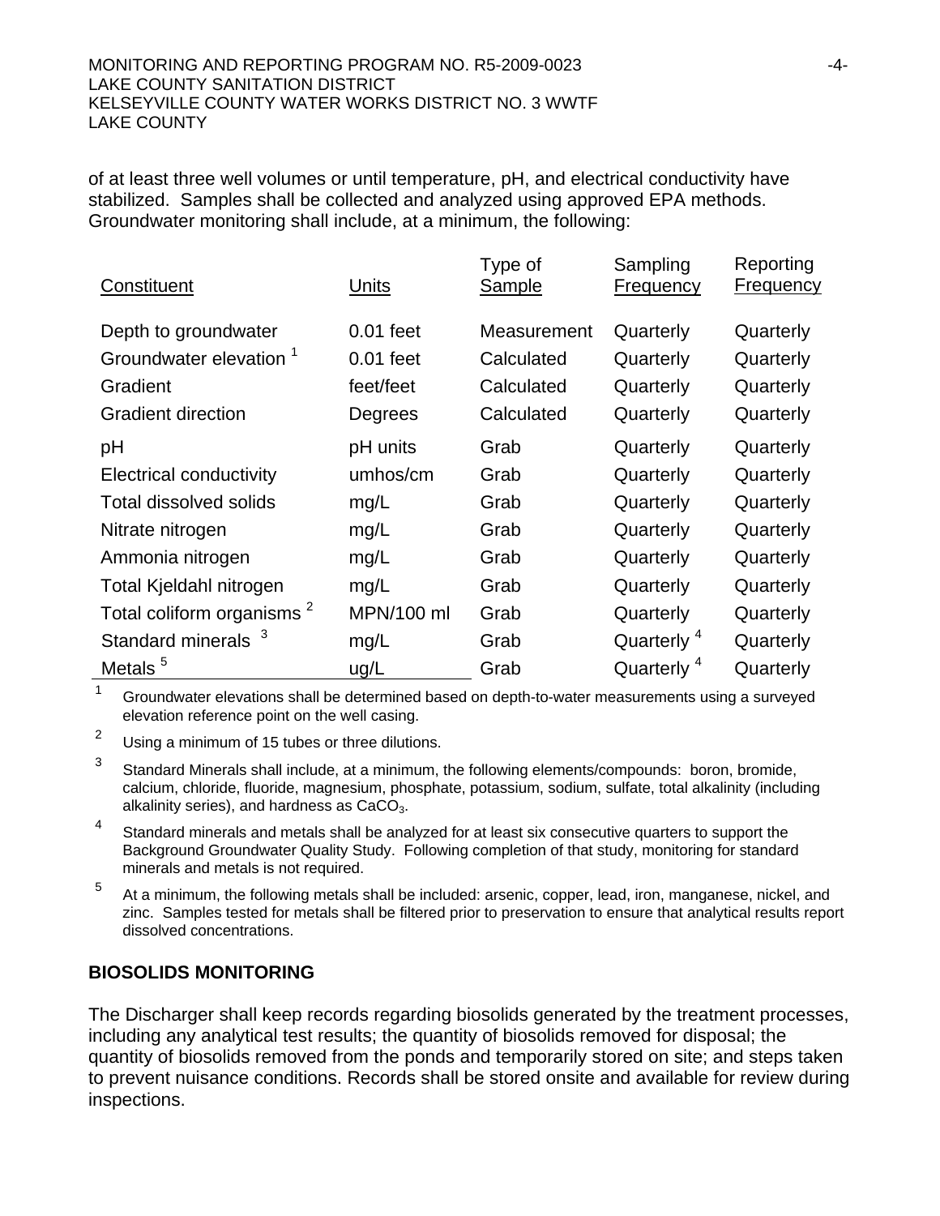of at least three well volumes or until temperature, pH, and electrical conductivity have stabilized. Samples shall be collected and analyzed using approved EPA methods. Groundwater monitoring shall include, at a minimum, the following:

| Constituent | Units | Type of Sample | Sampling Frequency | Reporting Frequency |
|---|---|---|---|---|
| Depth to groundwater | 0.01 feet | Measurement | Quarterly | Quarterly |
| Groundwater elevation [1] | 0.01 feet | Calculated | Quarterly | Quarterly |
| Gradient | feet/feet | Calculated | Quarterly | Quarterly |
| Gradient direction | Degrees | Calculated | Quarterly | Quarterly |
| pH | pH units | Grab | Quarterly | Quarterly |
| Electrical conductivity | umhos/cm | Grab | Quarterly | Quarterly |
| Total dissolved solids | mg/L | Grab | Quarterly | Quarterly |
| Nitrate nitrogen | mg/L | Grab | Quarterly | Quarterly |
| Ammonia nitrogen | mg/L | Grab | Quarterly | Quarterly |
| Total Kjeldahl nitrogen | mg/L | Grab | Quarterly | Quarterly |
| Total coliform organisms [2] | MPN/100 ml | Grab | Quarterly | Quarterly |
| Standard minerals [3] | mg/L | Grab | Quarterly [4] | Quarterly |
| Metals [5] | ug/L | Grab | Quarterly [4] | Quarterly |

[1] Groundwater elevations shall be determined based on depth-to-water measurements using a surveyed elevation reference point on the well casing.

[2] Using a minimum of 15 tubes or three dilutions.

[3] Standard Minerals shall include, at a minimum, the following elements/compounds: boron, bromide, calcium, chloride, fluoride, magnesium, phosphate, potassium, sodium, sulfate, total alkalinity (including alkalinity series), and hardness as $CaCO_3$.

[4] Standard minerals and metals shall be analyzed for at least six consecutive quarters to support the Background Groundwater Quality Study. Following completion of that study, monitoring for standard minerals and metals is not required.

[5] At a minimum, the following metals shall be included: arsenic, copper, lead, iron, manganese, nickel, and zinc. Samples tested for metals shall be filtered prior to preservation to ensure that analytical results report dissolved concentrations.

## BIOSOLIDS MONITORING

The Discharger shall keep records regarding biosolids generated by the treatment processes, including any analytical test results; the quantity of biosolids removed for disposal; the quantity of biosolids removed from the ponds and temporarily stored on site; and steps taken to prevent nuisance conditions. Records shall be stored onsite and available for review during inspections.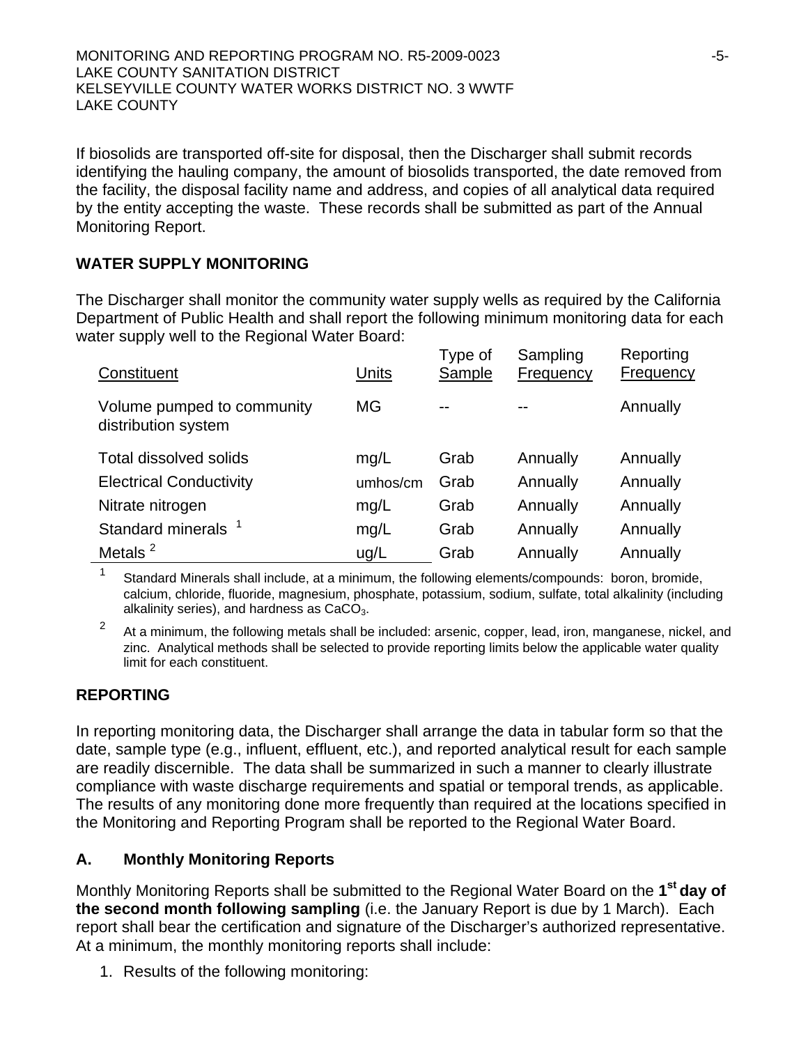If biosolids are transported off-site for disposal, then the Discharger shall submit records identifying the hauling company, the amount of biosolids transported, the date removed from the facility, the disposal facility name and address, and copies of all analytical data required by the entity accepting the waste. These records shall be submitted as part of the Annual Monitoring Report.

## WATER SUPPLY MONITORING

The Discharger shall monitor the community water supply wells as required by the California Department of Public Health and shall report the following minimum monitoring data for each water supply well to the Regional Water Board:

| Constituent | Units | Type of Sample | Sampling Frequency | Reporting Frequency |
|---|---|---|---|---|
| Volume pumped to community distribution system | MG | -- | -- | Annually |
| Total dissolved solids | mg/L | Grab | Annually | Annually |
| Electrical Conductivity | umhos/cm | Grab | Annually | Annually |
| Nitrate nitrogen | mg/L | Grab | Annually | Annually |
| Standard minerals [1] | mg/L | Grab | Annually | Annually |
| Metals [2] | ug/L | Grab | Annually | Annually |

[1] Standard Minerals shall include, at a minimum, the following elements/compounds: boron, bromide, calcium, chloride, fluoride, magnesium, phosphate, potassium, sodium, sulfate, total alkalinity (including alkalinity series), and hardness as $CaCO_3$.

[2] At a minimum, the following metals shall be included: arsenic, copper, lead, iron, manganese, nickel, and zinc. Analytical methods shall be selected to provide reporting limits below the applicable water quality limit for each constituent.

## REPORTING

In reporting monitoring data, the Discharger shall arrange the data in tabular form so that the date, sample type (e.g., influent, effluent, etc.), and reported analytical result for each sample are readily discernible. The data shall be summarized in such a manner to clearly illustrate compliance with waste discharge requirements and spatial or temporal trends, as applicable. The results of any monitoring done more frequently than required at the locations specified in the Monitoring and Reporting Program shall be reported to the Regional Water Board.

### A. Monthly Monitoring Reports

Monthly Monitoring Reports shall be submitted to the Regional Water Board on the **1st day of the second month following sampling** (i.e. the January Report is due by 1 March). Each report shall bear the certification and signature of the Discharger's authorized representative. At a minimum, the monthly monitoring reports shall include:

1. Results of the following monitoring: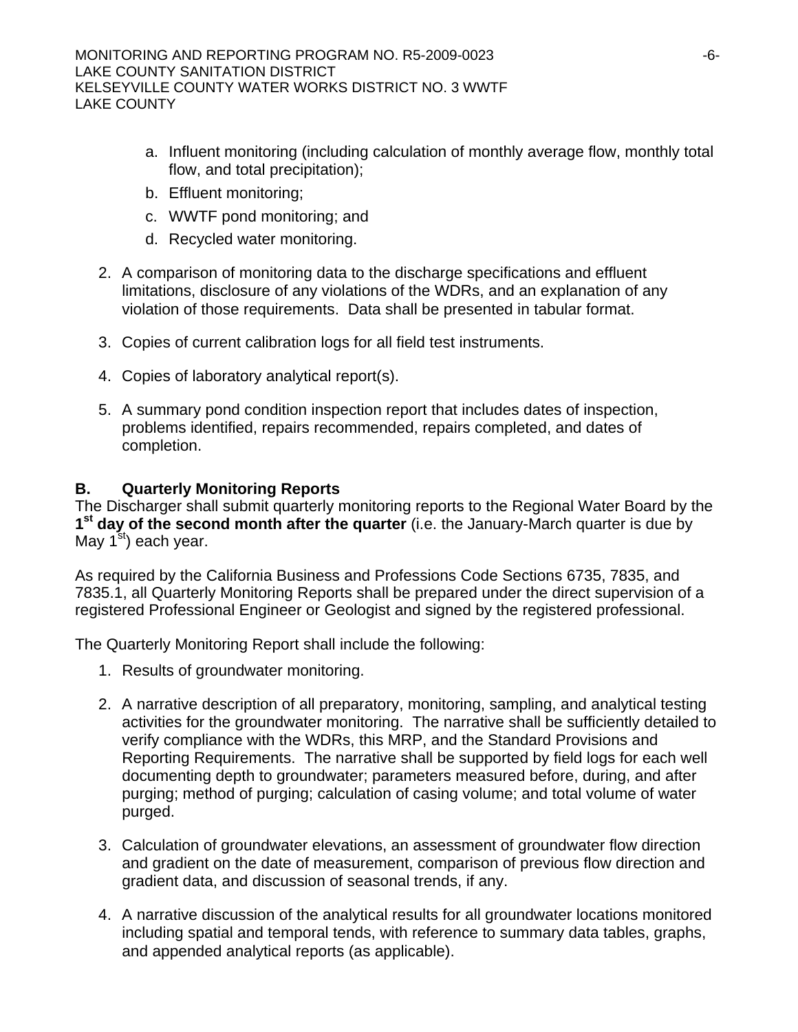a. Influent monitoring (including calculation of monthly average flow, monthly total flow, and total precipitation);
b. Effluent monitoring;
c. WWTF pond monitoring; and
d. Recycled water monitoring.

2. A comparison of monitoring data to the discharge specifications and effluent limitations, disclosure of any violations of the WDRs, and an explanation of any violation of those requirements. Data shall be presented in tabular format.

3. Copies of current calibration logs for all field test instruments.

4. Copies of laboratory analytical report(s).

5. A summary pond condition inspection report that includes dates of inspection, problems identified, repairs recommended, repairs completed, and dates of completion.

## B. Quarterly Monitoring Reports

The Discharger shall submit quarterly monitoring reports to the Regional Water Board by the **1st day of the second month after the quarter** (i.e. the January-March quarter is due by May 1st) each year.

As required by the California Business and Professions Code Sections 6735, 7835, and 7835.1, all Quarterly Monitoring Reports shall be prepared under the direct supervision of a registered Professional Engineer or Geologist and signed by the registered professional.

The Quarterly Monitoring Report shall include the following:

1. Results of groundwater monitoring.

2. A narrative description of all preparatory, monitoring, sampling, and analytical testing activities for the groundwater monitoring. The narrative shall be sufficiently detailed to verify compliance with the WDRs, this MRP, and the Standard Provisions and Reporting Requirements. The narrative shall be supported by field logs for each well documenting depth to groundwater; parameters measured before, during, and after purging; method of purging; calculation of casing volume; and total volume of water purged.

3. Calculation of groundwater elevations, an assessment of groundwater flow direction and gradient on the date of measurement, comparison of previous flow direction and gradient data, and discussion of seasonal trends, if any.

4. A narrative discussion of the analytical results for all groundwater locations monitored including spatial and temporal tends, with reference to summary data tables, graphs, and appended analytical reports (as applicable).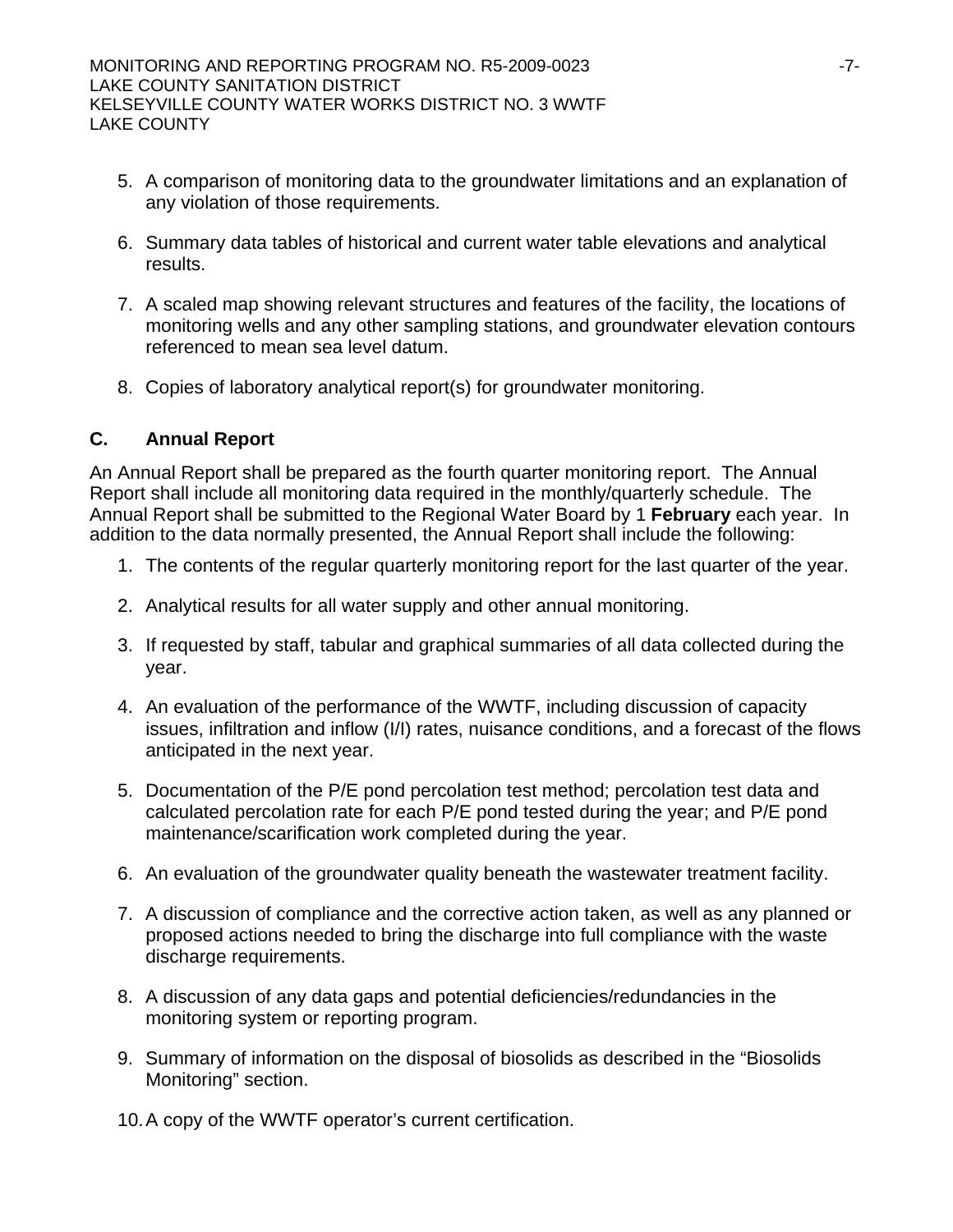5. A comparison of monitoring data to the groundwater limitations and an explanation of any violation of those requirements.

6. Summary data tables of historical and current water table elevations and analytical results.

7. A scaled map showing relevant structures and features of the facility, the locations of monitoring wells and any other sampling stations, and groundwater elevation contours referenced to mean sea level datum.

8. Copies of laboratory analytical report(s) for groundwater monitoring.

## C. Annual Report

An Annual Report shall be prepared as the fourth quarter monitoring report. The Annual Report shall include all monitoring data required in the monthly/quarterly schedule. The Annual Report shall be submitted to the Regional Water Board by 1 **February** each year. In addition to the data normally presented, the Annual Report shall include the following:

1. The contents of the regular quarterly monitoring report for the last quarter of the year.

2. Analytical results for all water supply and other annual monitoring.

3. If requested by staff, tabular and graphical summaries of all data collected during the year.

4. An evaluation of the performance of the WWTF, including discussion of capacity issues, infiltration and inflow (I/I) rates, nuisance conditions, and a forecast of the flows anticipated in the next year.

5. Documentation of the P/E pond percolation test method; percolation test data and calculated percolation rate for each P/E pond tested during the year; and P/E pond maintenance/scarification work completed during the year.

6. An evaluation of the groundwater quality beneath the wastewater treatment facility.

7. A discussion of compliance and the corrective action taken, as well as any planned or proposed actions needed to bring the discharge into full compliance with the waste discharge requirements.

8. A discussion of any data gaps and potential deficiencies/redundancies in the monitoring system or reporting program.

9. Summary of information on the disposal of biosolids as described in the “Biosolids Monitoring” section.

10. A copy of the WWTF operator’s current certification.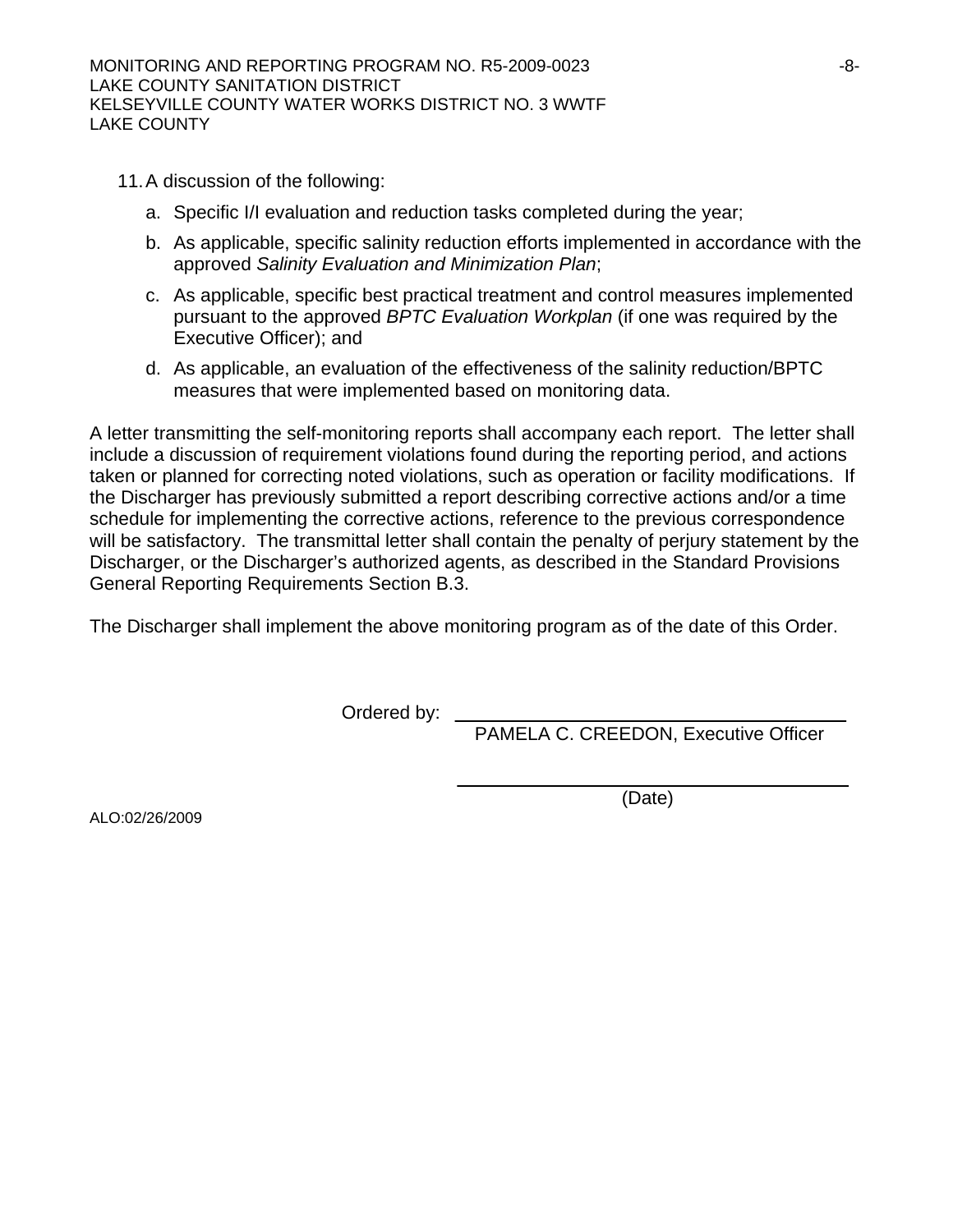11. A discussion of the following:

    a. Specific I/I evaluation and reduction tasks completed during the year;

    b. As applicable, specific salinity reduction efforts implemented in accordance with the approved *Salinity Evaluation and Minimization Plan*;

    c. As applicable, specific best practical treatment and control measures implemented pursuant to the approved *BPTC Evaluation Workplan* (if one was required by the Executive Officer); and

    d. As applicable, an evaluation of the effectiveness of the salinity reduction/BPTC measures that were implemented based on monitoring data.

A letter transmitting the self-monitoring reports shall accompany each report. The letter shall include a discussion of requirement violations found during the reporting period, and actions taken or planned for correcting noted violations, such as operation or facility modifications. If the Discharger has previously submitted a report describing corrective actions and/or a time schedule for implementing the corrective actions, reference to the previous correspondence will be satisfactory. The transmittal letter shall contain the penalty of perjury statement by the Discharger, or the Discharger's authorized agents, as described in the Standard Provisions General Reporting Requirements Section B.3.

The Discharger shall implement the above monitoring program as of the date of this Order.

Ordered by: \_\_\_\_\_\_\_\_\_\_\_\_\_\_\_\_\_\_\_\_\_\_\_\_\_\_\_\_\_\_\_\_\_\_\_\_
PAMELA C. CREEDON, Executive Officer

\_\_\_\_\_\_\_\_\_\_\_\_\_\_\_\_\_\_\_\_\_\_\_\_\_\_\_\_\_\_\_\_\_\_\_\_
(Date)

ALO:02/26/2009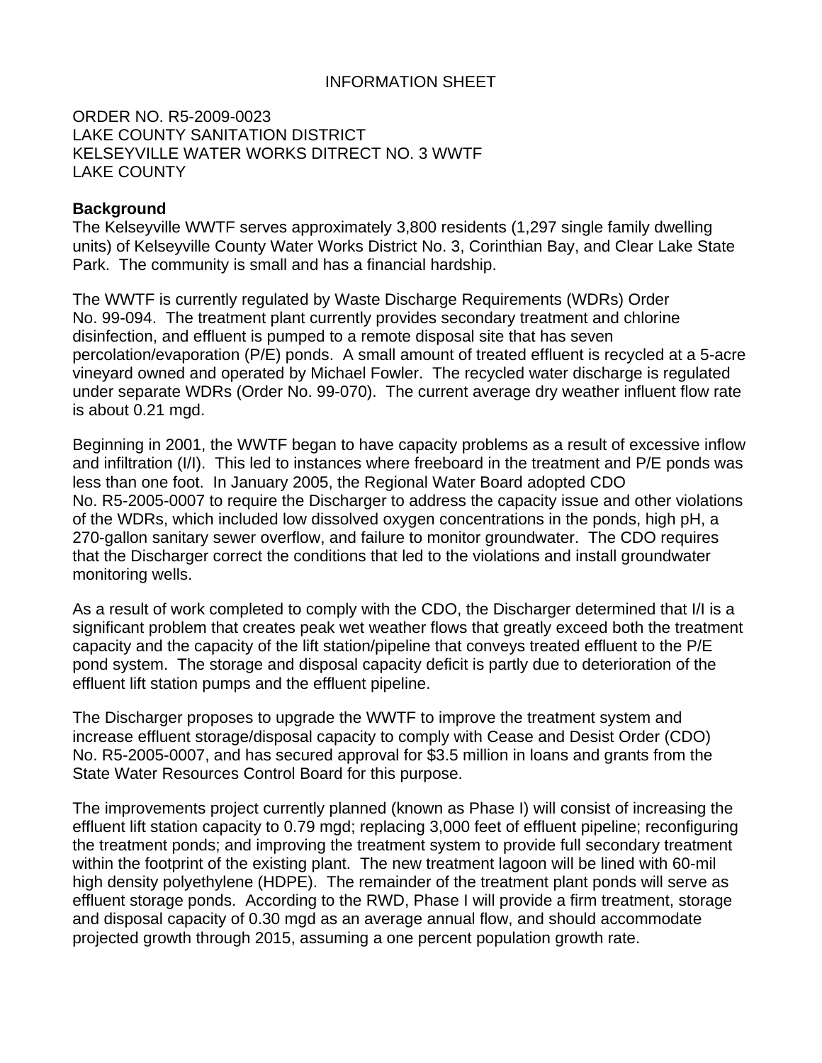INFORMATION SHEET

ORDER NO. R5-2009-0023
LAKE COUNTY SANITATION DISTRICT
KELSEYVILLE WATER WORKS DITRECT NO. 3 WWTF
LAKE COUNTY

**Background**

The Kelseyville WWTF serves approximately 3,800 residents (1,297 single family dwelling units) of Kelseyville County Water Works District No. 3, Corinthian Bay, and Clear Lake State Park. The community is small and has a financial hardship.

The WWTF is currently regulated by Waste Discharge Requirements (WDRs) Order No. 99-094. The treatment plant currently provides secondary treatment and chlorine disinfection, and effluent is pumped to a remote disposal site that has seven percolation/evaporation (P/E) ponds. A small amount of treated effluent is recycled at a 5-acre vineyard owned and operated by Michael Fowler. The recycled water discharge is regulated under separate WDRs (Order No. 99-070). The current average dry weather influent flow rate is about 0.21 mgd.

Beginning in 2001, the WWTF began to have capacity problems as a result of excessive inflow and infiltration (I/I). This led to instances where freeboard in the treatment and P/E ponds was less than one foot. In January 2005, the Regional Water Board adopted CDO No. R5-2005-0007 to require the Discharger to address the capacity issue and other violations of the WDRs, which included low dissolved oxygen concentrations in the ponds, high pH, a 270-gallon sanitary sewer overflow, and failure to monitor groundwater. The CDO requires that the Discharger correct the conditions that led to the violations and install groundwater monitoring wells.

As a result of work completed to comply with the CDO, the Discharger determined that I/I is a significant problem that creates peak wet weather flows that greatly exceed both the treatment capacity and the capacity of the lift station/pipeline that conveys treated effluent to the P/E pond system. The storage and disposal capacity deficit is partly due to deterioration of the effluent lift station pumps and the effluent pipeline.

The Discharger proposes to upgrade the WWTF to improve the treatment system and increase effluent storage/disposal capacity to comply with Cease and Desist Order (CDO) No. R5-2005-0007, and has secured approval for $3.5 million in loans and grants from the State Water Resources Control Board for this purpose.

The improvements project currently planned (known as Phase I) will consist of increasing the effluent lift station capacity to 0.79 mgd; replacing 3,000 feet of effluent pipeline; reconfiguring the treatment ponds; and improving the treatment system to provide full secondary treatment within the footprint of the existing plant. The new treatment lagoon will be lined with 60-mil high density polyethylene (HDPE). The remainder of the treatment plant ponds will serve as effluent storage ponds. According to the RWD, Phase I will provide a firm treatment, storage and disposal capacity of 0.30 mgd as an average annual flow, and should accommodate projected growth through 2015, assuming a one percent population growth rate.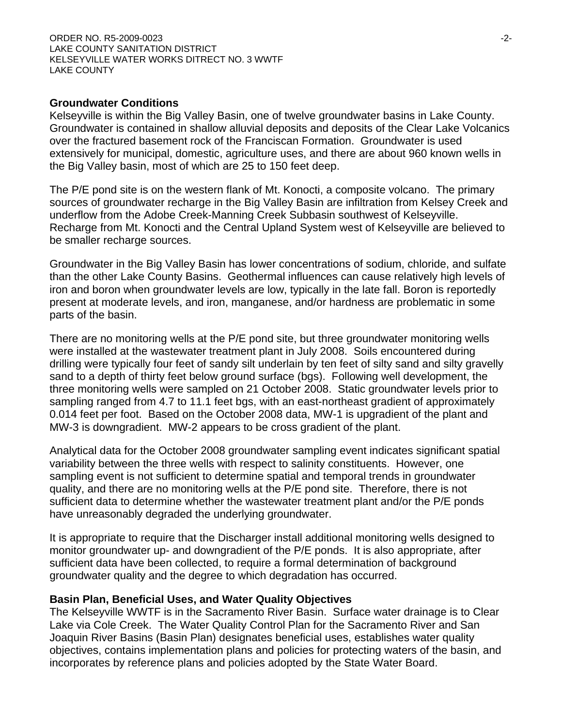**Groundwater Conditions**

Kelseyville is within the Big Valley Basin, one of twelve groundwater basins in Lake County. Groundwater is contained in shallow alluvial deposits and deposits of the Clear Lake Volcanics over the fractured basement rock of the Franciscan Formation. Groundwater is used extensively for municipal, domestic, agriculture uses, and there are about 960 known wells in the Big Valley basin, most of which are 25 to 150 feet deep.

The P/E pond site is on the western flank of Mt. Konocti, a composite volcano. The primary sources of groundwater recharge in the Big Valley Basin are infiltration from Kelsey Creek and underflow from the Adobe Creek-Manning Creek Subbasin southwest of Kelseyville. Recharge from Mt. Konocti and the Central Upland System west of Kelseyville are believed to be smaller recharge sources.

Groundwater in the Big Valley Basin has lower concentrations of sodium, chloride, and sulfate than the other Lake County Basins. Geothermal influences can cause relatively high levels of iron and boron when groundwater levels are low, typically in the late fall. Boron is reportedly present at moderate levels, and iron, manganese, and/or hardness are problematic in some parts of the basin.

There are no monitoring wells at the P/E pond site, but three groundwater monitoring wells were installed at the wastewater treatment plant in July 2008. Soils encountered during drilling were typically four feet of sandy silt underlain by ten feet of silty sand and silty gravelly sand to a depth of thirty feet below ground surface (bgs). Following well development, the three monitoring wells were sampled on 21 October 2008. Static groundwater levels prior to sampling ranged from 4.7 to 11.1 feet bgs, with an east-northeast gradient of approximately 0.014 feet per foot. Based on the October 2008 data, MW-1 is upgradient of the plant and MW-3 is downgradient. MW-2 appears to be cross gradient of the plant.

Analytical data for the October 2008 groundwater sampling event indicates significant spatial variability between the three wells with respect to salinity constituents. However, one sampling event is not sufficient to determine spatial and temporal trends in groundwater quality, and there are no monitoring wells at the P/E pond site. Therefore, there is not sufficient data to determine whether the wastewater treatment plant and/or the P/E ponds have unreasonably degraded the underlying groundwater.

It is appropriate to require that the Discharger install additional monitoring wells designed to monitor groundwater up- and downgradient of the P/E ponds. It is also appropriate, after sufficient data have been collected, to require a formal determination of background groundwater quality and the degree to which degradation has occurred.

**Basin Plan, Beneficial Uses, and Water Quality Objectives**

The Kelseyville WWTF is in the Sacramento River Basin. Surface water drainage is to Clear Lake via Cole Creek. The Water Quality Control Plan for the Sacramento River and San Joaquin River Basins (Basin Plan) designates beneficial uses, establishes water quality objectives, contains implementation plans and policies for protecting waters of the basin, and incorporates by reference plans and policies adopted by the State Water Board.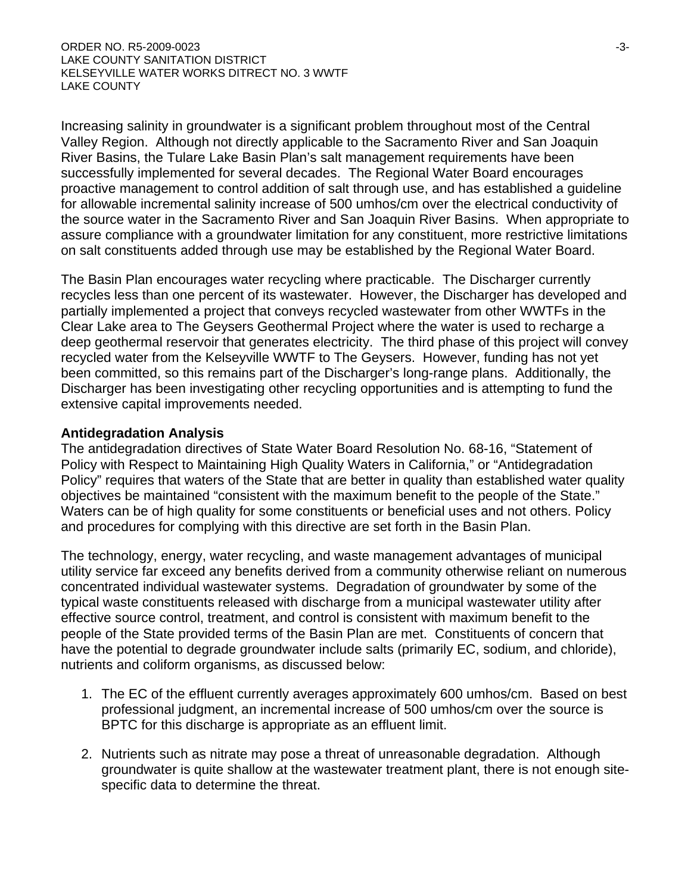Increasing salinity in groundwater is a significant problem throughout most of the Central Valley Region. Although not directly applicable to the Sacramento River and San Joaquin River Basins, the Tulare Lake Basin Plan's salt management requirements have been successfully implemented for several decades. The Regional Water Board encourages proactive management to control addition of salt through use, and has established a guideline for allowable incremental salinity increase of 500 umhos/cm over the electrical conductivity of the source water in the Sacramento River and San Joaquin River Basins. When appropriate to assure compliance with a groundwater limitation for any constituent, more restrictive limitations on salt constituents added through use may be established by the Regional Water Board.

The Basin Plan encourages water recycling where practicable. The Discharger currently recycles less than one percent of its wastewater. However, the Discharger has developed and partially implemented a project that conveys recycled wastewater from other WWTFs in the Clear Lake area to The Geysers Geothermal Project where the water is used to recharge a deep geothermal reservoir that generates electricity. The third phase of this project will convey recycled water from the Kelseyville WWTF to The Geysers. However, funding has not yet been committed, so this remains part of the Discharger's long-range plans. Additionally, the Discharger has been investigating other recycling opportunities and is attempting to fund the extensive capital improvements needed.

**Antidegradation Analysis**

The antidegradation directives of State Water Board Resolution No. 68-16, "Statement of Policy with Respect to Maintaining High Quality Waters in California," or "Antidegradation Policy" requires that waters of the State that are better in quality than established water quality objectives be maintained "consistent with the maximum benefit to the people of the State." Waters can be of high quality for some constituents or beneficial uses and not others. Policy and procedures for complying with this directive are set forth in the Basin Plan.

The technology, energy, water recycling, and waste management advantages of municipal utility service far exceed any benefits derived from a community otherwise reliant on numerous concentrated individual wastewater systems. Degradation of groundwater by some of the typical waste constituents released with discharge from a municipal wastewater utility after effective source control, treatment, and control is consistent with maximum benefit to the people of the State provided terms of the Basin Plan are met. Constituents of concern that have the potential to degrade groundwater include salts (primarily EC, sodium, and chloride), nutrients and coliform organisms, as discussed below:

1. The EC of the effluent currently averages approximately 600 umhos/cm. Based on best professional judgment, an incremental increase of 500 umhos/cm over the source is BPTC for this discharge is appropriate as an effluent limit.

2. Nutrients such as nitrate may pose a threat of unreasonable degradation. Although groundwater is quite shallow at the wastewater treatment plant, there is not enough site-specific data to determine the threat.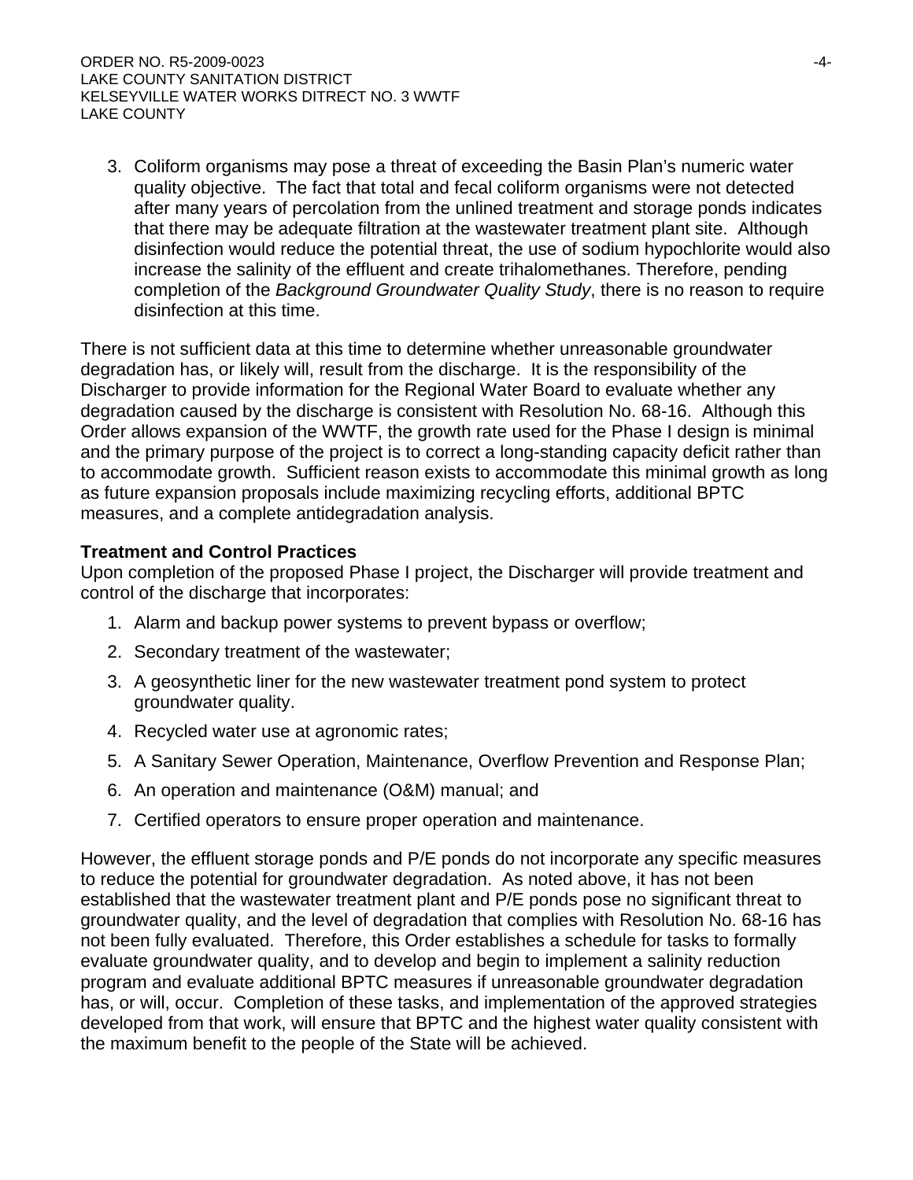3. Coliform organisms may pose a threat of exceeding the Basin Plan's numeric water quality objective. The fact that total and fecal coliform organisms were not detected after many years of percolation from the unlined treatment and storage ponds indicates that there may be adequate filtration at the wastewater treatment plant site. Although disinfection would reduce the potential threat, the use of sodium hypochlorite would also increase the salinity of the effluent and create trihalomethanes. Therefore, pending completion of the *Background Groundwater Quality Study*, there is no reason to require disinfection at this time.

There is not sufficient data at this time to determine whether unreasonable groundwater degradation has, or likely will, result from the discharge. It is the responsibility of the Discharger to provide information for the Regional Water Board to evaluate whether any degradation caused by the discharge is consistent with Resolution No. 68-16. Although this Order allows expansion of the WWTF, the growth rate used for the Phase I design is minimal and the primary purpose of the project is to correct a long-standing capacity deficit rather than to accommodate growth. Sufficient reason exists to accommodate this minimal growth as long as future expansion proposals include maximizing recycling efforts, additional BPTC measures, and a complete antidegradation analysis.

**Treatment and Control Practices**
Upon completion of the proposed Phase I project, the Discharger will provide treatment and control of the discharge that incorporates:

1. Alarm and backup power systems to prevent bypass or overflow;
2. Secondary treatment of the wastewater;
3. A geosynthetic liner for the new wastewater treatment pond system to protect groundwater quality.
4. Recycled water use at agronomic rates;
5. A Sanitary Sewer Operation, Maintenance, Overflow Prevention and Response Plan;
6. An operation and maintenance (O&M) manual; and
7. Certified operators to ensure proper operation and maintenance.

However, the effluent storage ponds and P/E ponds do not incorporate any specific measures to reduce the potential for groundwater degradation. As noted above, it has not been established that the wastewater treatment plant and P/E ponds pose no significant threat to groundwater quality, and the level of degradation that complies with Resolution No. 68-16 has not been fully evaluated. Therefore, this Order establishes a schedule for tasks to formally evaluate groundwater quality, and to develop and begin to implement a salinity reduction program and evaluate additional BPTC measures if unreasonable groundwater degradation has, or will, occur. Completion of these tasks, and implementation of the approved strategies developed from that work, will ensure that BPTC and the highest water quality consistent with the maximum benefit to the people of the State will be achieved.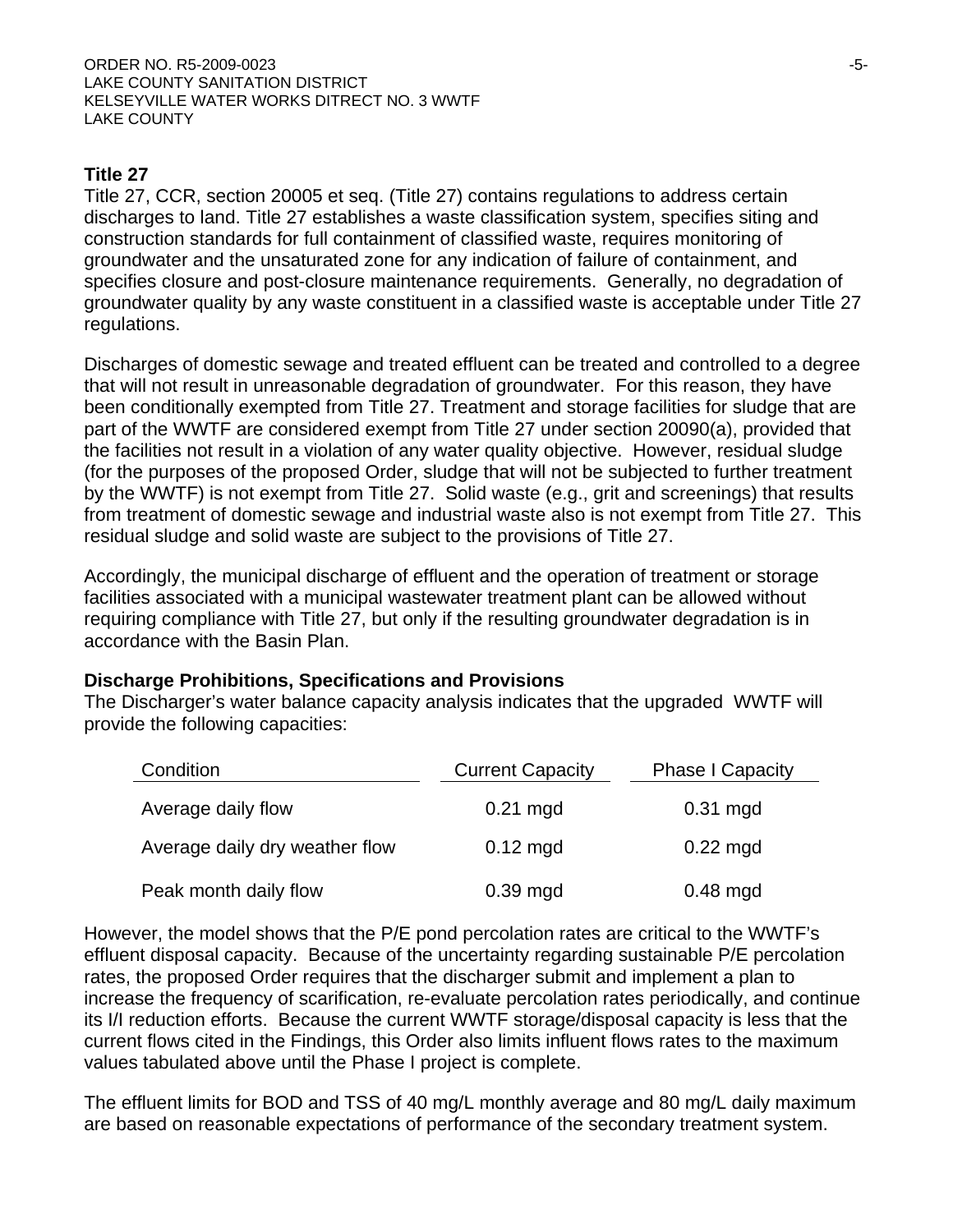**Title 27**

Title 27, CCR, section 20005 et seq. (Title 27) contains regulations to address certain discharges to land. Title 27 establishes a waste classification system, specifies siting and construction standards for full containment of classified waste, requires monitoring of groundwater and the unsaturated zone for any indication of failure of containment, and specifies closure and post-closure maintenance requirements. Generally, no degradation of groundwater quality by any waste constituent in a classified waste is acceptable under Title 27 regulations.

Discharges of domestic sewage and treated effluent can be treated and controlled to a degree that will not result in unreasonable degradation of groundwater. For this reason, they have been conditionally exempted from Title 27. Treatment and storage facilities for sludge that are part of the WWTF are considered exempt from Title 27 under section 20090(a), provided that the facilities not result in a violation of any water quality objective. However, residual sludge (for the purposes of the proposed Order, sludge that will not be subjected to further treatment by the WWTF) is not exempt from Title 27. Solid waste (e.g., grit and screenings) that results from treatment of domestic sewage and industrial waste also is not exempt from Title 27. This residual sludge and solid waste are subject to the provisions of Title 27.

Accordingly, the municipal discharge of effluent and the operation of treatment or storage facilities associated with a municipal wastewater treatment plant can be allowed without requiring compliance with Title 27, but only if the resulting groundwater degradation is in accordance with the Basin Plan.

**Discharge Prohibitions, Specifications and Provisions**

The Discharger's water balance capacity analysis indicates that the upgraded WWTF will provide the following capacities:

| Condition | Current Capacity | Phase I Capacity |
|---|---|---|
| Average daily flow | 0.21 mgd | 0.31 mgd |
| Average daily dry weather flow | 0.12 mgd | 0.22 mgd |
| Peak month daily flow | 0.39 mgd | 0.48 mgd |

However, the model shows that the P/E pond percolation rates are critical to the WWTF's effluent disposal capacity. Because of the uncertainty regarding sustainable P/E percolation rates, the proposed Order requires that the discharger submit and implement a plan to increase the frequency of scarification, re-evaluate percolation rates periodically, and continue its I/I reduction efforts. Because the current WWTF storage/disposal capacity is less that the current flows cited in the Findings, this Order also limits influent flows rates to the maximum values tabulated above until the Phase I project is complete.

The effluent limits for BOD and TSS of 40 mg/L monthly average and 80 mg/L daily maximum are based on reasonable expectations of performance of the secondary treatment system.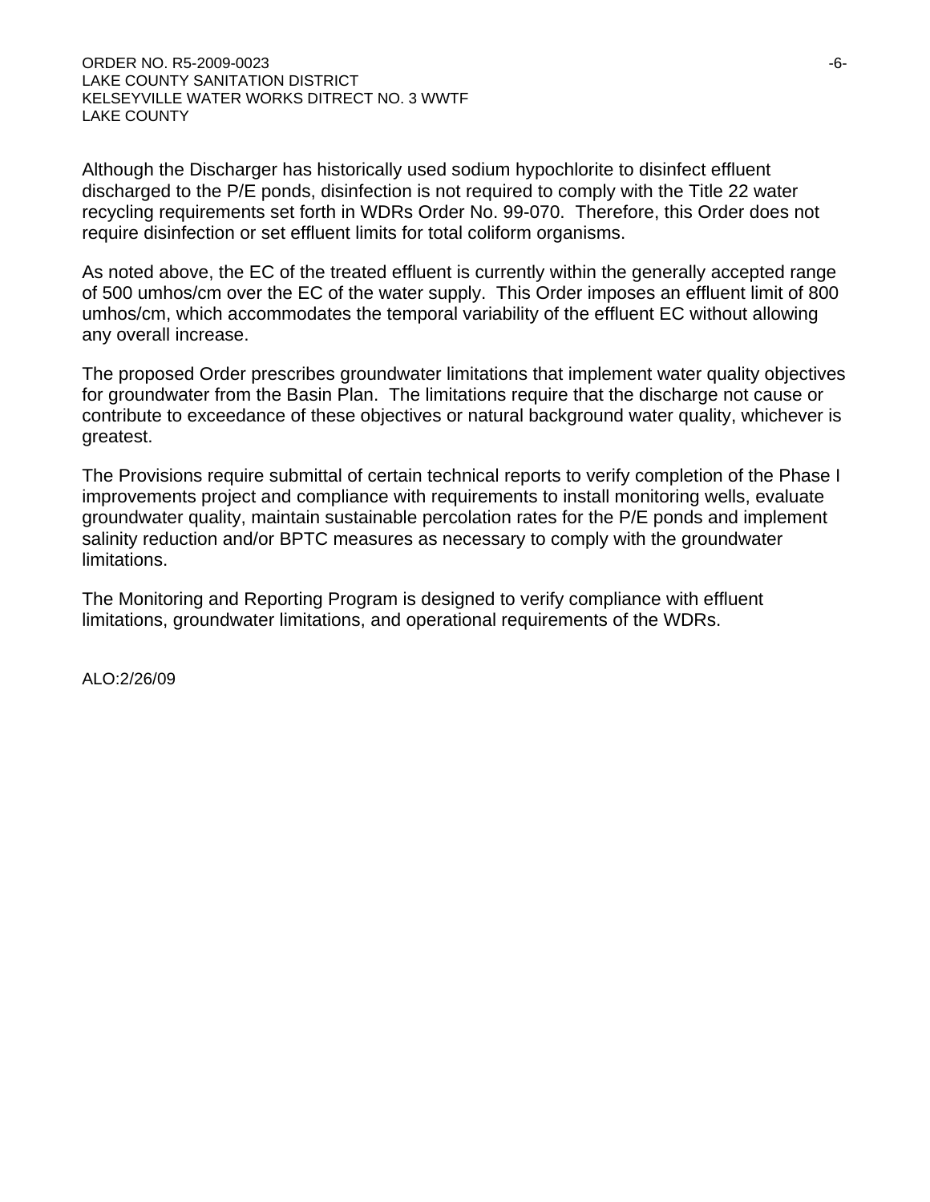Although the Discharger has historically used sodium hypochlorite to disinfect effluent discharged to the P/E ponds, disinfection is not required to comply with the Title 22 water recycling requirements set forth in WDRs Order No. 99-070. Therefore, this Order does not require disinfection or set effluent limits for total coliform organisms.

As noted above, the EC of the treated effluent is currently within the generally accepted range of 500 umhos/cm over the EC of the water supply. This Order imposes an effluent limit of 800 umhos/cm, which accommodates the temporal variability of the effluent EC without allowing any overall increase.

The proposed Order prescribes groundwater limitations that implement water quality objectives for groundwater from the Basin Plan. The limitations require that the discharge not cause or contribute to exceedance of these objectives or natural background water quality, whichever is greatest.

The Provisions require submittal of certain technical reports to verify completion of the Phase I improvements project and compliance with requirements to install monitoring wells, evaluate groundwater quality, maintain sustainable percolation rates for the P/E ponds and implement salinity reduction and/or BPTC measures as necessary to comply with the groundwater limitations.

The Monitoring and Reporting Program is designed to verify compliance with effluent limitations, groundwater limitations, and operational requirements of the WDRs.

ALO:2/26/09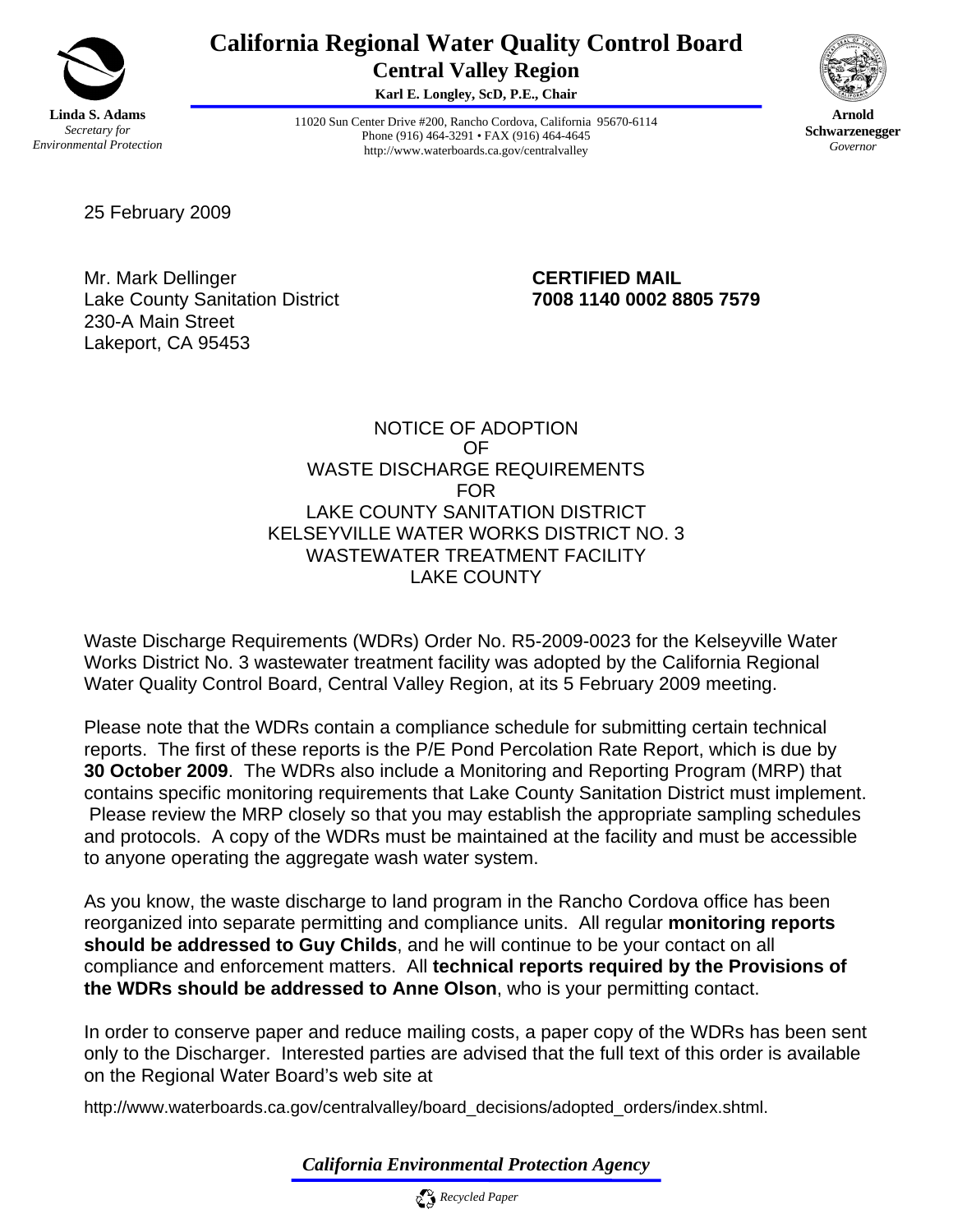# California Regional Water Quality Control Board
## Central Valley Region

**Karl E. Longley, ScD, P.E., Chair**

**Linda S. Adams**
*Secretary for Environmental Protection*

11020 Sun Center Drive #200, Rancho Cordova, California 95670-6114
Phone (916) 464-3291 • FAX (916) 464-4645
http://www.waterboards.ca.gov/centralvalley

**Arnold Schwarzenegger**
*Governor*

25 February 2009

Mr. Mark Dellinger
Lake County Sanitation District
230-A Main Street
Lakeport, CA 95453

**CERTIFIED MAIL**
**7008 1140 0002 8805 7579**

NOTICE OF ADOPTION
OF
WASTE DISCHARGE REQUIREMENTS
FOR
LAKE COUNTY SANITATION DISTRICT
KELSEYVILLE WATER WORKS DISTRICT NO. 3
WASTEWATER TREATMENT FACILITY
LAKE COUNTY

Waste Discharge Requirements (WDRs) Order No. R5-2009-0023 for the Kelseyville Water Works District No. 3 wastewater treatment facility was adopted by the California Regional Water Quality Control Board, Central Valley Region, at its 5 February 2009 meeting.

Please note that the WDRs contain a compliance schedule for submitting certain technical reports. The first of these reports is the P/E Pond Percolation Rate Report, which is due by **30 October 2009**. The WDRs also include a Monitoring and Reporting Program (MRP) that contains specific monitoring requirements that Lake County Sanitation District must implement. Please review the MRP closely so that you may establish the appropriate sampling schedules and protocols. A copy of the WDRs must be maintained at the facility and must be accessible to anyone operating the aggregate wash water system.

As you know, the waste discharge to land program in the Rancho Cordova office has been reorganized into separate permitting and compliance units. All regular **monitoring reports should be addressed to Guy Childs**, and he will continue to be your contact on all compliance and enforcement matters. All **technical reports required by the Provisions of the WDRs should be addressed to Anne Olson**, who is your permitting contact.

In order to conserve paper and reduce mailing costs, a paper copy of the WDRs has been sent only to the Discharger. Interested parties are advised that the full text of this order is available on the Regional Water Board's web site at

http://www.waterboards.ca.gov/centralvalley/board_decisions/adopted_orders/index.shtml.

*California Environmental Protection Agency*

*Recycled Paper*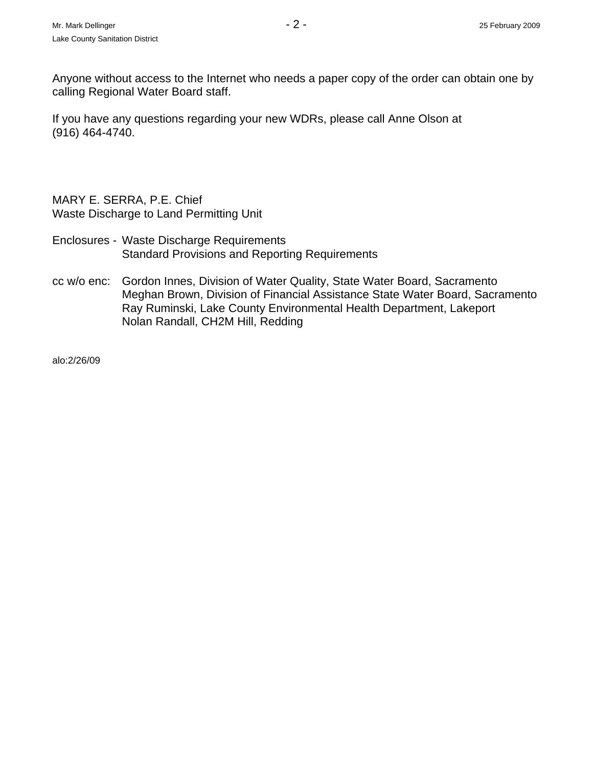Anyone without access to the Internet who needs a paper copy of the order can obtain one by calling Regional Water Board staff.

If you have any questions regarding your new WDRs, please call Anne Olson at (916) 464-4740.

MARY E. SERRA, P.E. Chief
Waste Discharge to Land Permitting Unit

Enclosures - Waste Discharge Requirements
Standard Provisions and Reporting Requirements

cc w/o enc: Gordon Innes, Division of Water Quality, State Water Board, Sacramento
Meghan Brown, Division of Financial Assistance State Water Board, Sacramento
Ray Ruminski, Lake County Environmental Health Department, Lakeport
Nolan Randall, CH2M Hill, Redding

alo:2/26/09